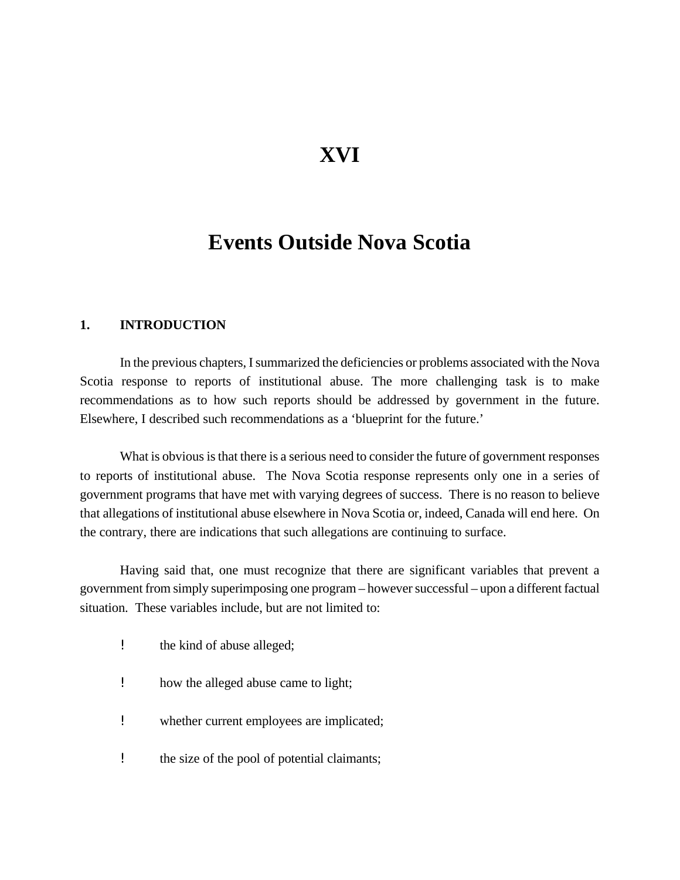# XVI

# Events Outside Nova Scotia

## 1. INTRODUCTION

In the previous chapters, I summarized the deficiencies or problems associated with the Nova Scotia response to reports of institutional abuse. The more challenging task is to make recommendations as to how such reports should be addressed by government in the future. Elsewhere, I described such recommendations as a 'blueprint for the future.'

What is obvious is that there is a serious need to consider the future of government responses to reports of institutional abuse. The Nova Scotia response represents only one in a series of government programs that have met with varying degrees of success. There is no reason to believe that allegations of institutional abuse elsewhere in Nova Scotia or, indeed, Canada will end here. On the contrary, there are indications that such allegations are continuing to surface.

Having said that, one must recognize that there are significant variables that prevent a government from simply superimposing one program – however successful – upon a different factual situation. These variables include, but are not limited to:

- the kind of abuse alleged;
- how the alleged abuse came to light;
- whether current employees are implicated;
- the size of the pool of potential claimants;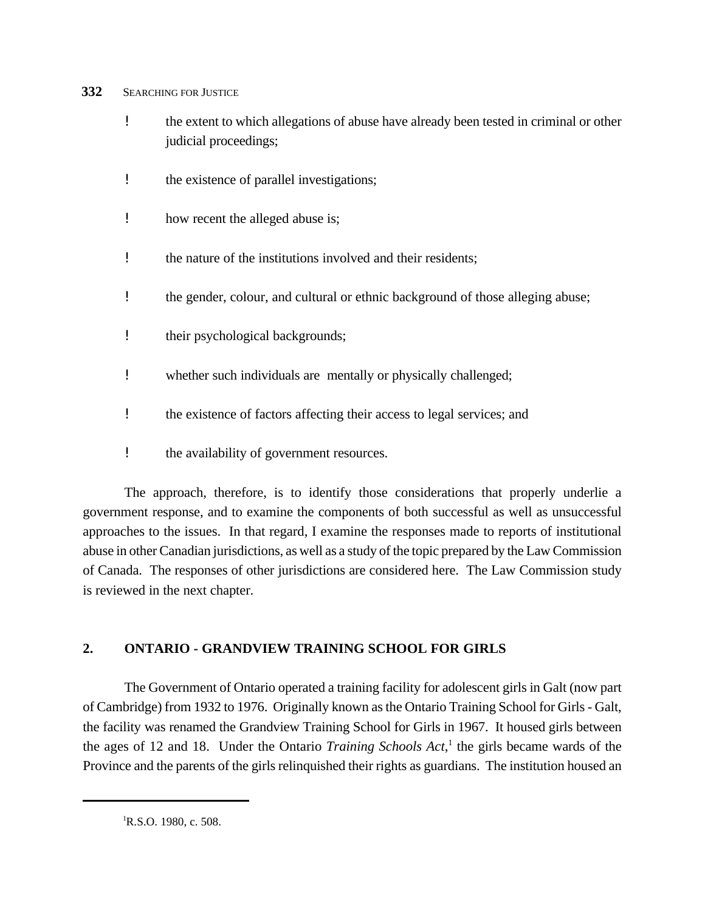- the extent to which allegations of abuse have already been tested in criminal or other judicial proceedings;
- the existence of parallel investigations;
- how recent the alleged abuse is;
- the nature of the institutions involved and their residents;
- the gender, colour, and cultural or ethnic background of those alleging abuse;
- their psychological backgrounds;
- whether such individuals are mentally or physically challenged;
- the existence of factors affecting their access to legal services; and
- the availability of government resources.

The approach, therefore, is to identify those considerations that properly underlie a government response, and to examine the components of both successful as well as unsuccessful approaches to the issues. In that regard, I examine the responses made to reports of institutional abuse in other Canadian jurisdictions, as well as a study of the topic prepared by the Law Commission of Canada. The responses of other jurisdictions are considered here. The Law Commission study is reviewed in the next chapter.

## 2. ONTARIO - GRANDVIEW TRAINING SCHOOL FOR GIRLS

The Government of Ontario operated a training facility for adolescent girls in Galt (now part of Cambridge) from 1932 to 1976. Originally known as the Ontario Training School for Girls - Galt, the facility was renamed the Grandview Training School for Girls in 1967. It housed girls between the ages of 12 and 18. Under the Ontario *Training Schools Act*,[1] the girls became wards of the Province and the parents of the girls relinquished their rights as guardians. The institution housed an

[1] R.S.O. 1980, c. 508.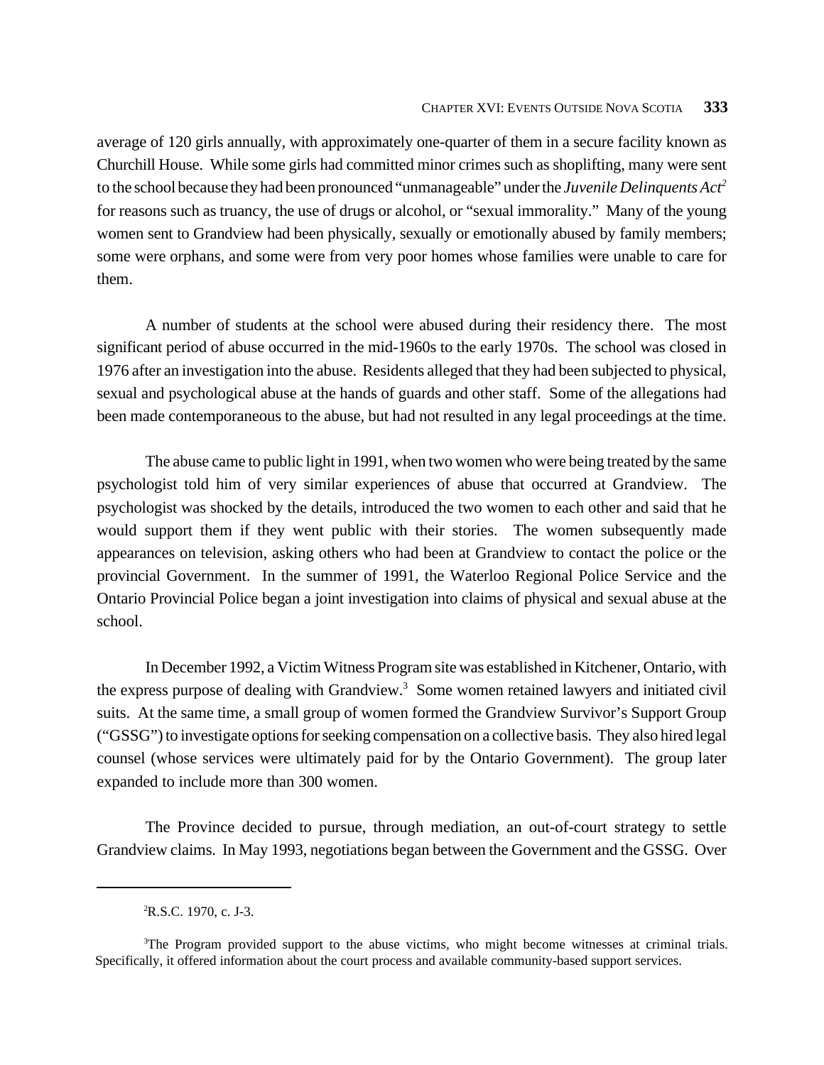average of 120 girls annually, with approximately one-quarter of them in a secure facility known as Churchill House. While some girls had committed minor crimes such as shoplifting, many were sent to the school because they had been pronounced "unmanageable" under the *Juvenile Delinquents Act*[2] for reasons such as truancy, the use of drugs or alcohol, or "sexual immorality." Many of the young women sent to Grandview had been physically, sexually or emotionally abused by family members; some were orphans, and some were from very poor homes whose families were unable to care for them.

A number of students at the school were abused during their residency there. The most significant period of abuse occurred in the mid-1960s to the early 1970s. The school was closed in 1976 after an investigation into the abuse. Residents alleged that they had been subjected to physical, sexual and psychological abuse at the hands of guards and other staff. Some of the allegations had been made contemporaneous to the abuse, but had not resulted in any legal proceedings at the time.

The abuse came to public light in 1991, when two women who were being treated by the same psychologist told him of very similar experiences of abuse that occurred at Grandview. The psychologist was shocked by the details, introduced the two women to each other and said that he would support them if they went public with their stories. The women subsequently made appearances on television, asking others who had been at Grandview to contact the police or the provincial Government. In the summer of 1991, the Waterloo Regional Police Service and the Ontario Provincial Police began a joint investigation into claims of physical and sexual abuse at the school.

In December 1992, a Victim Witness Program site was established in Kitchener, Ontario, with the express purpose of dealing with Grandview.[3] Some women retained lawyers and initiated civil suits. At the same time, a small group of women formed the Grandview Survivor's Support Group ("GSSG") to investigate options for seeking compensation on a collective basis. They also hired legal counsel (whose services were ultimately paid for by the Ontario Government). The group later expanded to include more than 300 women.

The Province decided to pursue, through mediation, an out-of-court strategy to settle Grandview claims. In May 1993, negotiations began between the Government and the GSSG. Over

---

[2] R.S.C. 1970, c. J-3.

[3] The Program provided support to the abuse victims, who might become witnesses at criminal trials. Specifically, it offered information about the court process and available community-based support services.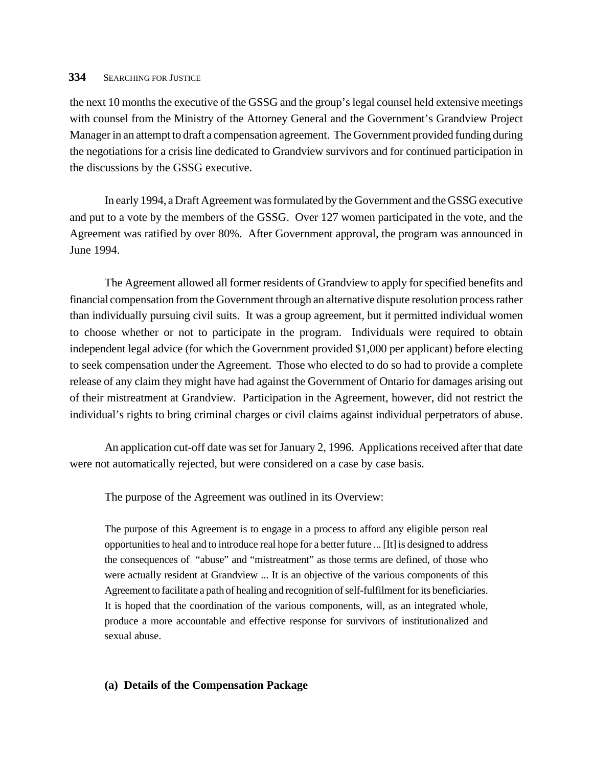the next 10 months the executive of the GSSG and the group's legal counsel held extensive meetings with counsel from the Ministry of the Attorney General and the Government's Grandview Project Manager in an attempt to draft a compensation agreement. The Government provided funding during the negotiations for a crisis line dedicated to Grandview survivors and for continued participation in the discussions by the GSSG executive.

In early 1994, a Draft Agreement was formulated by the Government and the GSSG executive and put to a vote by the members of the GSSG. Over 127 women participated in the vote, and the Agreement was ratified by over 80%. After Government approval, the program was announced in June 1994.

The Agreement allowed all former residents of Grandview to apply for specified benefits and financial compensation from the Government through an alternative dispute resolution process rather than individually pursuing civil suits. It was a group agreement, but it permitted individual women to choose whether or not to participate in the program. Individuals were required to obtain independent legal advice (for which the Government provided $1,000 per applicant) before electing to seek compensation under the Agreement. Those who elected to do so had to provide a complete release of any claim they might have had against the Government of Ontario for damages arising out of their mistreatment at Grandview. Participation in the Agreement, however, did not restrict the individual's rights to bring criminal charges or civil claims against individual perpetrators of abuse.

An application cut-off date was set for January 2, 1996. Applications received after that date were not automatically rejected, but were considered on a case by case basis.

The purpose of the Agreement was outlined in its Overview:

> The purpose of this Agreement is to engage in a process to afford any eligible person real opportunities to heal and to introduce real hope for a better future ... [It] is designed to address the consequences of "abuse" and "mistreatment" as those terms are defined, of those who were actually resident at Grandview ... It is an objective of the various components of this Agreement to facilitate a path of healing and recognition of self-fulfilment for its beneficiaries. It is hoped that the coordination of the various components, will, as an integrated whole, produce a more accountable and effective response for survivors of institutionalized and sexual abuse.

### (a) Details of the Compensation Package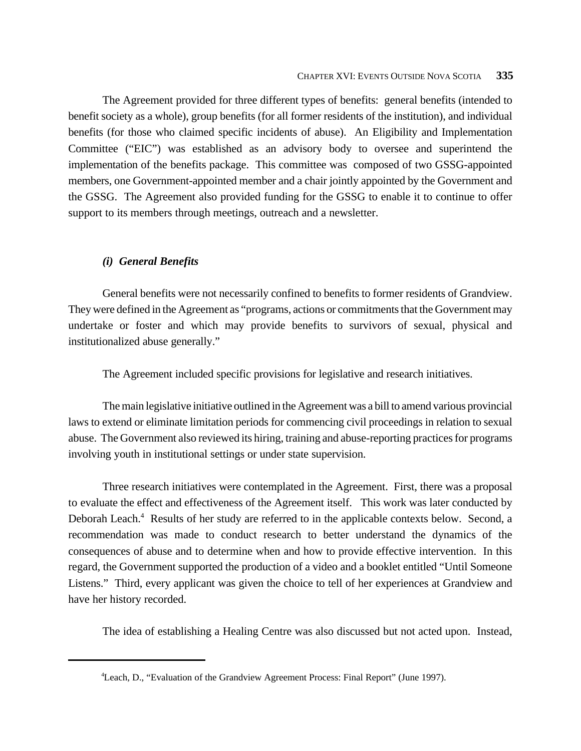The Agreement provided for three different types of benefits: general benefits (intended to benefit society as a whole), group benefits (for all former residents of the institution), and individual benefits (for those who claimed specific incidents of abuse). An Eligibility and Implementation Committee ("EIC") was established as an advisory body to oversee and superintend the implementation of the benefits package. This committee was composed of two GSSG-appointed members, one Government-appointed member and a chair jointly appointed by the Government and the GSSG. The Agreement also provided funding for the GSSG to enable it to continue to offer support to its members through meetings, outreach and a newsletter.

### *(i) General Benefits*

General benefits were not necessarily confined to benefits to former residents of Grandview. They were defined in the Agreement as "programs, actions or commitments that the Government may undertake or foster and which may provide benefits to survivors of sexual, physical and institutionalized abuse generally."

The Agreement included specific provisions for legislative and research initiatives.

The main legislative initiative outlined in the Agreement was a bill to amend various provincial laws to extend or eliminate limitation periods for commencing civil proceedings in relation to sexual abuse. The Government also reviewed its hiring, training and abuse-reporting practices for programs involving youth in institutional settings or under state supervision.

Three research initiatives were contemplated in the Agreement. First, there was a proposal to evaluate the effect and effectiveness of the Agreement itself. This work was later conducted by Deborah Leach.[4] Results of her study are referred to in the applicable contexts below. Second, a recommendation was made to conduct research to better understand the dynamics of the consequences of abuse and to determine when and how to provide effective intervention. In this regard, the Government supported the production of a video and a booklet entitled "Until Someone Listens." Third, every applicant was given the choice to tell of her experiences at Grandview and have her history recorded.

The idea of establishing a Healing Centre was also discussed but not acted upon. Instead,

---

[4] Leach, D., "Evaluation of the Grandview Agreement Process: Final Report" (June 1997).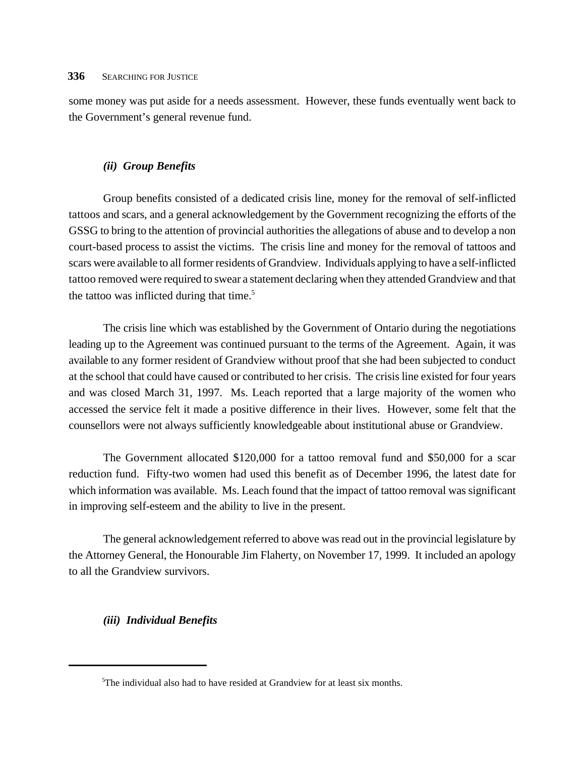some money was put aside for a needs assessment. However, these funds eventually went back to the Government's general revenue fund.

#### *(ii) Group Benefits*

Group benefits consisted of a dedicated crisis line, money for the removal of self-inflicted tattoos and scars, and a general acknowledgement by the Government recognizing the efforts of the GSSG to bring to the attention of provincial authorities the allegations of abuse and to develop a non court-based process to assist the victims. The crisis line and money for the removal of tattoos and scars were available to all former residents of Grandview. Individuals applying to have a self-inflicted tattoo removed were required to swear a statement declaring when they attended Grandview and that the tattoo was inflicted during that time.[5]

The crisis line which was established by the Government of Ontario during the negotiations leading up to the Agreement was continued pursuant to the terms of the Agreement. Again, it was available to any former resident of Grandview without proof that she had been subjected to conduct at the school that could have caused or contributed to her crisis. The crisis line existed for four years and was closed March 31, 1997. Ms. Leach reported that a large majority of the women who accessed the service felt it made a positive difference in their lives. However, some felt that the counsellors were not always sufficiently knowledgeable about institutional abuse or Grandview.

The Government allocated $120,000 for a tattoo removal fund and $50,000 for a scar reduction fund. Fifty-two women had used this benefit as of December 1996, the latest date for which information was available. Ms. Leach found that the impact of tattoo removal was significant in improving self-esteem and the ability to live in the present.

The general acknowledgement referred to above was read out in the provincial legislature by the Attorney General, the Honourable Jim Flaherty, on November 17, 1999. It included an apology to all the Grandview survivors.

#### *(iii) Individual Benefits*

---

[5]The individual also had to have resided at Grandview for at least six months.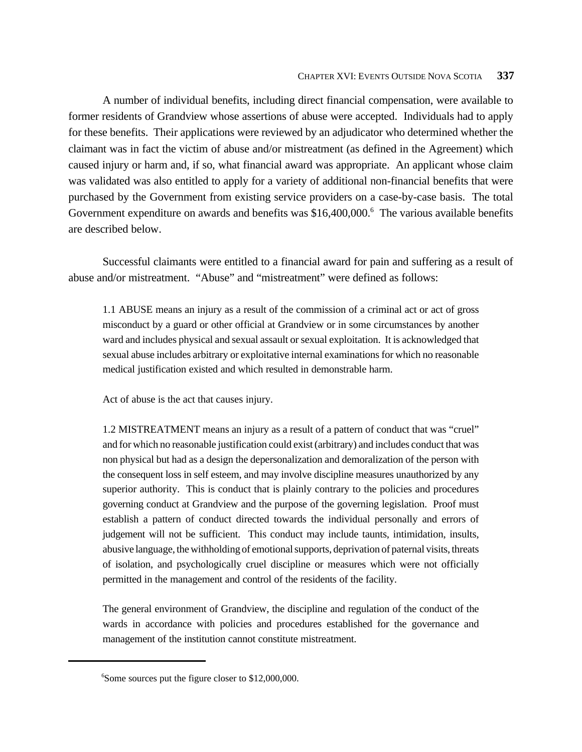A number of individual benefits, including direct financial compensation, were available to former residents of Grandview whose assertions of abuse were accepted. Individuals had to apply for these benefits. Their applications were reviewed by an adjudicator who determined whether the claimant was in fact the victim of abuse and/or mistreatment (as defined in the Agreement) which caused injury or harm and, if so, what financial award was appropriate. An applicant whose claim was validated was also entitled to apply for a variety of additional non-financial benefits that were purchased by the Government from existing service providers on a case-by-case basis. The total Government expenditure on awards and benefits was $16,400,000.[6] The various available benefits are described below.

Successful claimants were entitled to a financial award for pain and suffering as a result of abuse and/or mistreatment. "Abuse" and "mistreatment" were defined as follows:

> 1.1 ABUSE means an injury as a result of the commission of a criminal act or act of gross misconduct by a guard or other official at Grandview or in some circumstances by another ward and includes physical and sexual assault or sexual exploitation. It is acknowledged that sexual abuse includes arbitrary or exploitative internal examinations for which no reasonable medical justification existed and which resulted in demonstrable harm.
>
> Act of abuse is the act that causes injury.
>
> 1.2 MISTREATMENT means an injury as a result of a pattern of conduct that was "cruel" and for which no reasonable justification could exist (arbitrary) and includes conduct that was non physical but had as a design the depersonalization and demoralization of the person with the consequent loss in self esteem, and may involve discipline measures unauthorized by any superior authority. This is conduct that is plainly contrary to the policies and procedures governing conduct at Grandview and the purpose of the governing legislation. Proof must establish a pattern of conduct directed towards the individual personally and errors of judgement will not be sufficient. This conduct may include taunts, intimidation, insults, abusive language, the withholding of emotional supports, deprivation of paternal visits, threats of isolation, and psychologically cruel discipline or measures which were not officially permitted in the management and control of the residents of the facility.
>
> The general environment of Grandview, the discipline and regulation of the conduct of the wards in accordance with policies and procedures established for the governance and management of the institution cannot constitute mistreatment.

---

[6] Some sources put the figure closer to $12,000,000.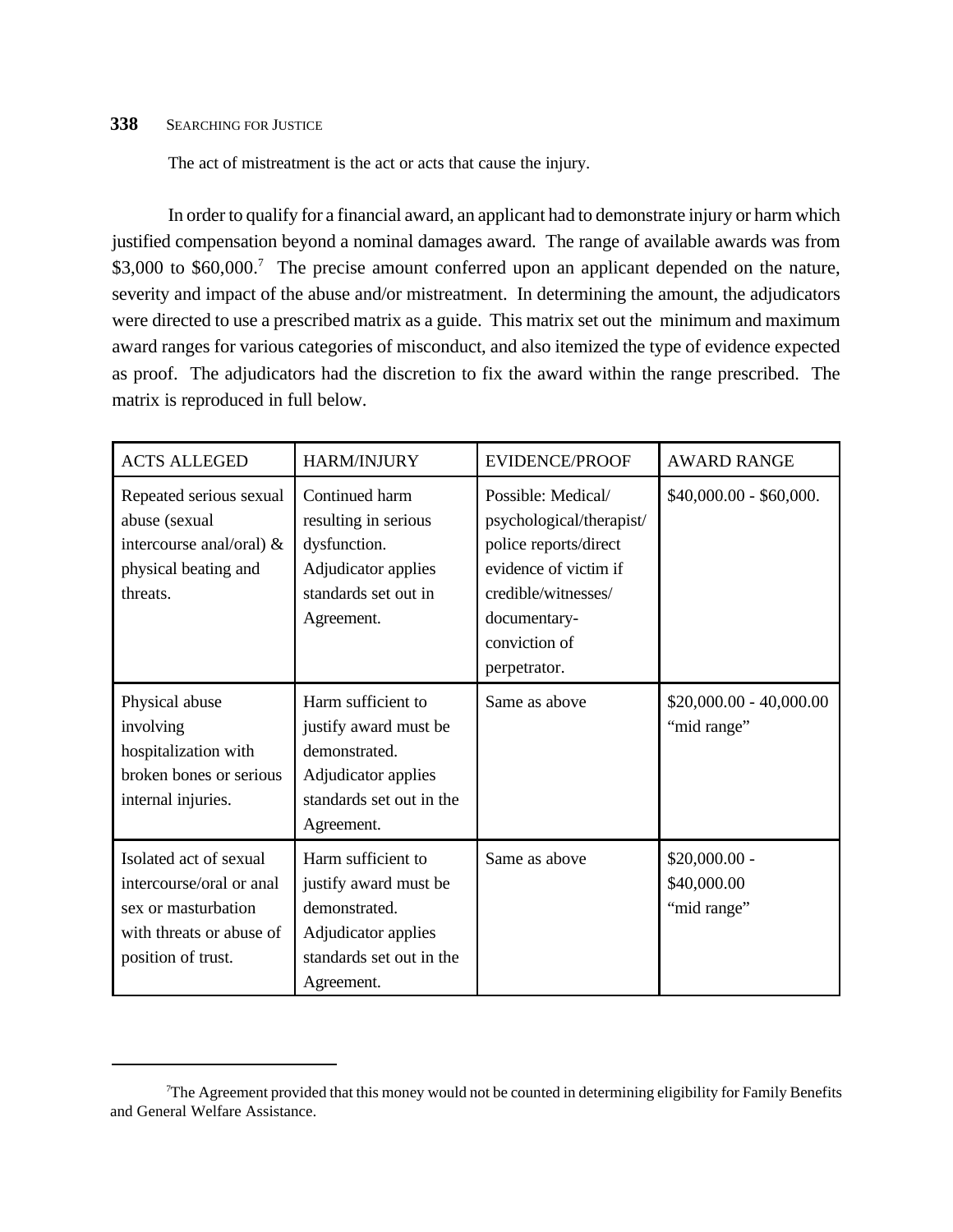The act of mistreatment is the act or acts that cause the injury.

In order to qualify for a financial award, an applicant had to demonstrate injury or harm which justified compensation beyond a nominal damages award. The range of available awards was from $3,000 to $60,000.[7] The precise amount conferred upon an applicant depended on the nature, severity and impact of the abuse and/or mistreatment. In determining the amount, the adjudicators were directed to use a prescribed matrix as a guide. This matrix set out the minimum and maximum award ranges for various categories of misconduct, and also itemized the type of evidence expected as proof. The adjudicators had the discretion to fix the award within the range prescribed. The matrix is reproduced in full below.

| ACTS ALLEGED | HARM/INJURY | EVIDENCE/PROOF | AWARD RANGE |
|---|---|---|---|
| Repeated serious sexual abuse (sexual intercourse anal/oral) & physical beating and threats. | Continued harm resulting in serious dysfunction. Adjudicator applies standards set out in Agreement. | Possible: Medical/ psychological/therapist/ police reports/direct evidence of victim if credible/witnesses/ documentary- conviction of perpetrator. | $40,000.00 - $60,000. |
| Physical abuse involving hospitalization with broken bones or serious internal injuries. | Harm sufficient to justify award must be demonstrated. Adjudicator applies standards set out in the Agreement. | Same as above | $20,000.00 - 40,000.00 "mid range" |
| Isolated act of sexual intercourse/oral or anal sex or masturbation with threats or abuse of position of trust. | Harm sufficient to justify award must be demonstrated. Adjudicator applies standards set out in the Agreement. | Same as above | $20,000.00 - $40,000.00 "mid range" |

[7] The Agreement provided that this money would not be counted in determining eligibility for Family Benefits and General Welfare Assistance.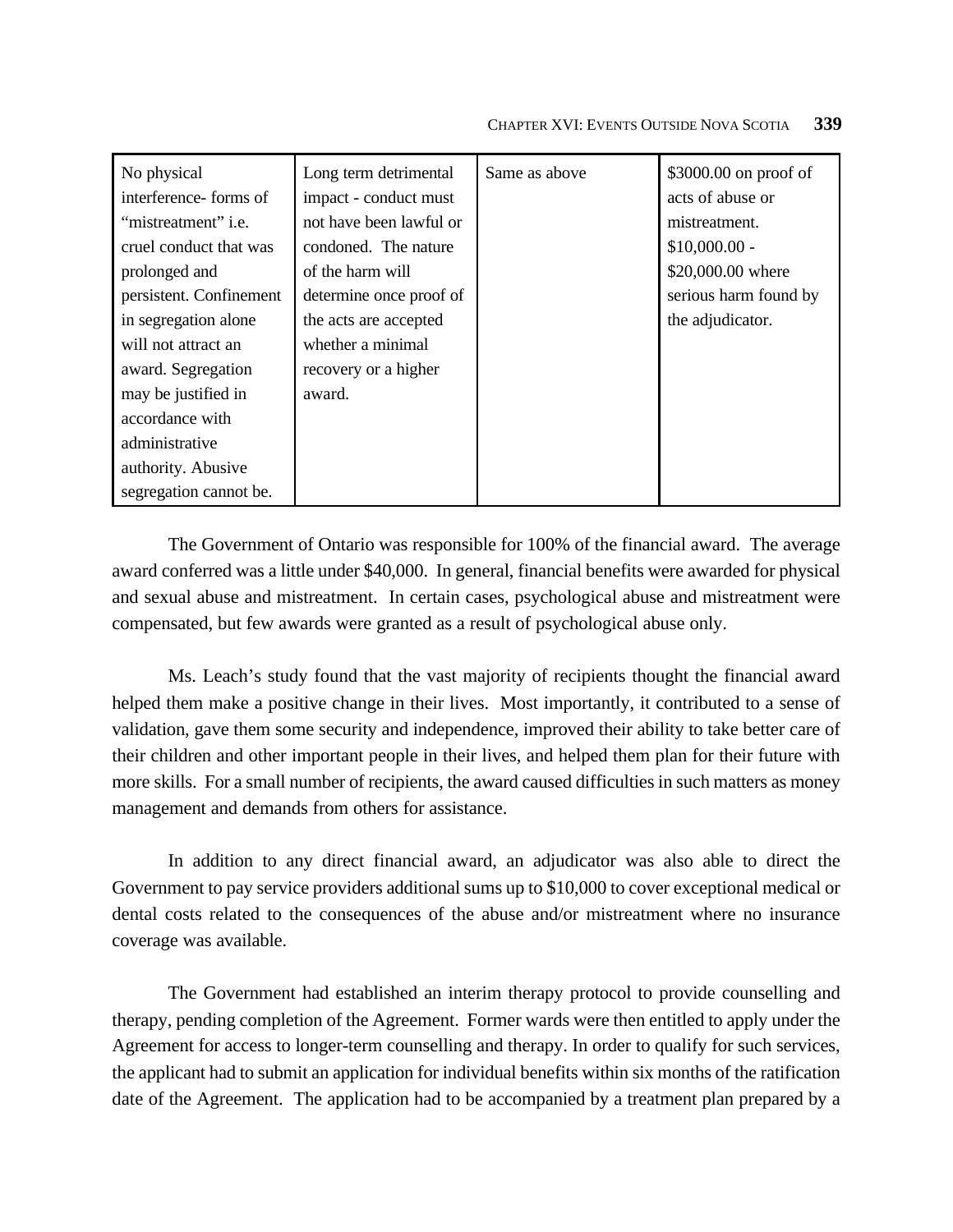| | | | |
|---|---|---|---|
| No physical interference- forms of "mistreatment" i.e. cruel conduct that was prolonged and persistent. Confinement in segregation alone will not attract an award. Segregation may be justified in accordance with administrative authority. Abusive segregation cannot be. | Long term detrimental impact - conduct must not have been lawful or condoned. The nature of the harm will determine once proof of the acts are accepted whether a minimal recovery or a higher award. | Same as above | \$3000.00 on proof of acts of abuse or mistreatment. \$10,000.00 - \$20,000.00 where serious harm found by the adjudicator. |

The Government of Ontario was responsible for 100% of the financial award. The average award conferred was a little under \$40,000. In general, financial benefits were awarded for physical and sexual abuse and mistreatment. In certain cases, psychological abuse and mistreatment were compensated, but few awards were granted as a result of psychological abuse only.

Ms. Leach's study found that the vast majority of recipients thought the financial award helped them make a positive change in their lives. Most importantly, it contributed to a sense of validation, gave them some security and independence, improved their ability to take better care of their children and other important people in their lives, and helped them plan for their future with more skills. For a small number of recipients, the award caused difficulties in such matters as money management and demands from others for assistance.

In addition to any direct financial award, an adjudicator was also able to direct the Government to pay service providers additional sums up to \$10,000 to cover exceptional medical or dental costs related to the consequences of the abuse and/or mistreatment where no insurance coverage was available.

The Government had established an interim therapy protocol to provide counselling and therapy, pending completion of the Agreement. Former wards were then entitled to apply under the Agreement for access to longer-term counselling and therapy. In order to qualify for such services, the applicant had to submit an application for individual benefits within six months of the ratification date of the Agreement. The application had to be accompanied by a treatment plan prepared by a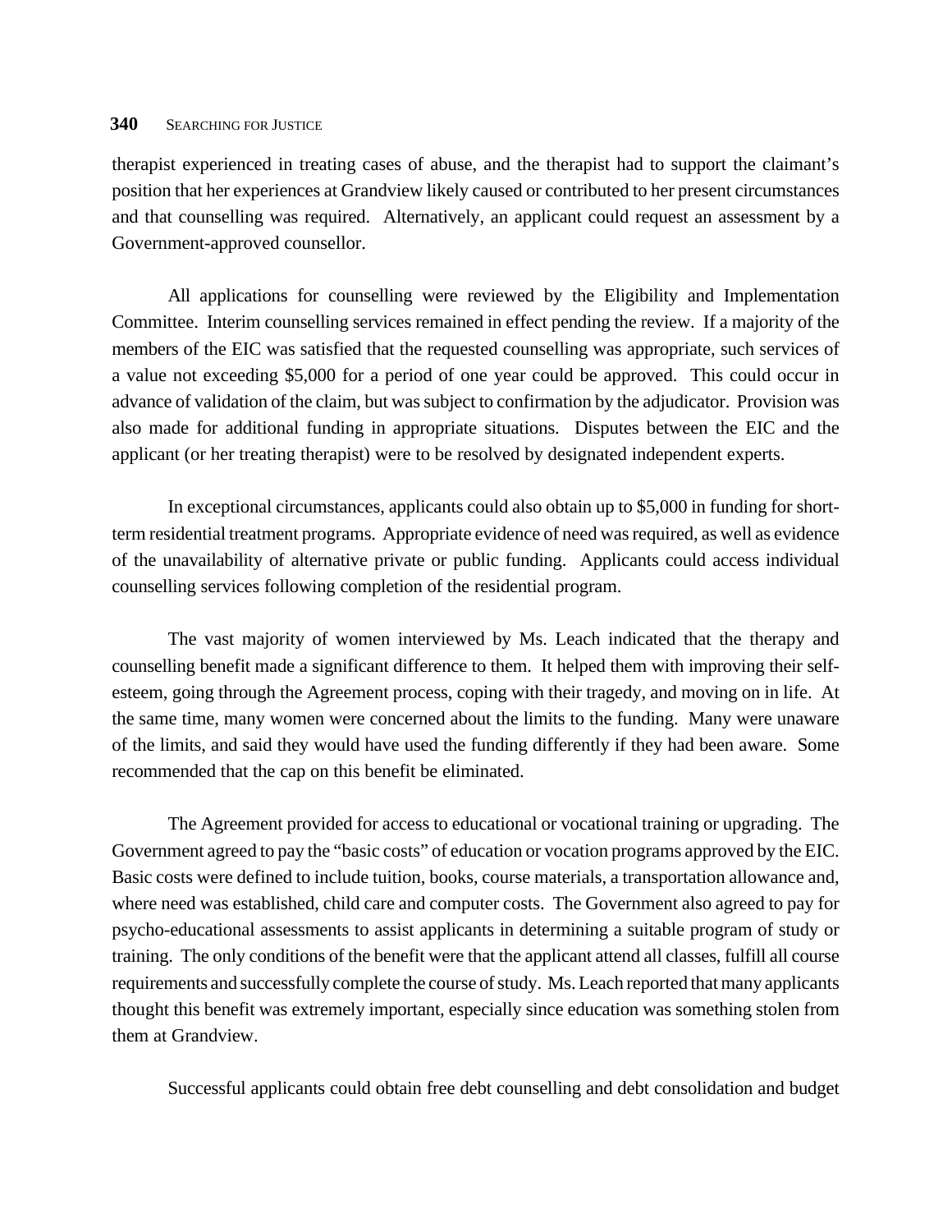therapist experienced in treating cases of abuse, and the therapist had to support the claimant's position that her experiences at Grandview likely caused or contributed to her present circumstances and that counselling was required. Alternatively, an applicant could request an assessment by a Government-approved counsellor.

All applications for counselling were reviewed by the Eligibility and Implementation Committee. Interim counselling services remained in effect pending the review. If a majority of the members of the EIC was satisfied that the requested counselling was appropriate, such services of a value not exceeding $5,000 for a period of one year could be approved. This could occur in advance of validation of the claim, but was subject to confirmation by the adjudicator. Provision was also made for additional funding in appropriate situations. Disputes between the EIC and the applicant (or her treating therapist) were to be resolved by designated independent experts.

In exceptional circumstances, applicants could also obtain up to $5,000 in funding for short-term residential treatment programs. Appropriate evidence of need was required, as well as evidence of the unavailability of alternative private or public funding. Applicants could access individual counselling services following completion of the residential program.

The vast majority of women interviewed by Ms. Leach indicated that the therapy and counselling benefit made a significant difference to them. It helped them with improving their self-esteem, going through the Agreement process, coping with their tragedy, and moving on in life. At the same time, many women were concerned about the limits to the funding. Many were unaware of the limits, and said they would have used the funding differently if they had been aware. Some recommended that the cap on this benefit be eliminated.

The Agreement provided for access to educational or vocational training or upgrading. The Government agreed to pay the "basic costs" of education or vocation programs approved by the EIC. Basic costs were defined to include tuition, books, course materials, a transportation allowance and, where need was established, child care and computer costs. The Government also agreed to pay for psycho-educational assessments to assist applicants in determining a suitable program of study or training. The only conditions of the benefit were that the applicant attend all classes, fulfill all course requirements and successfully complete the course of study. Ms. Leach reported that many applicants thought this benefit was extremely important, especially since education was something stolen from them at Grandview.

Successful applicants could obtain free debt counselling and debt consolidation and budget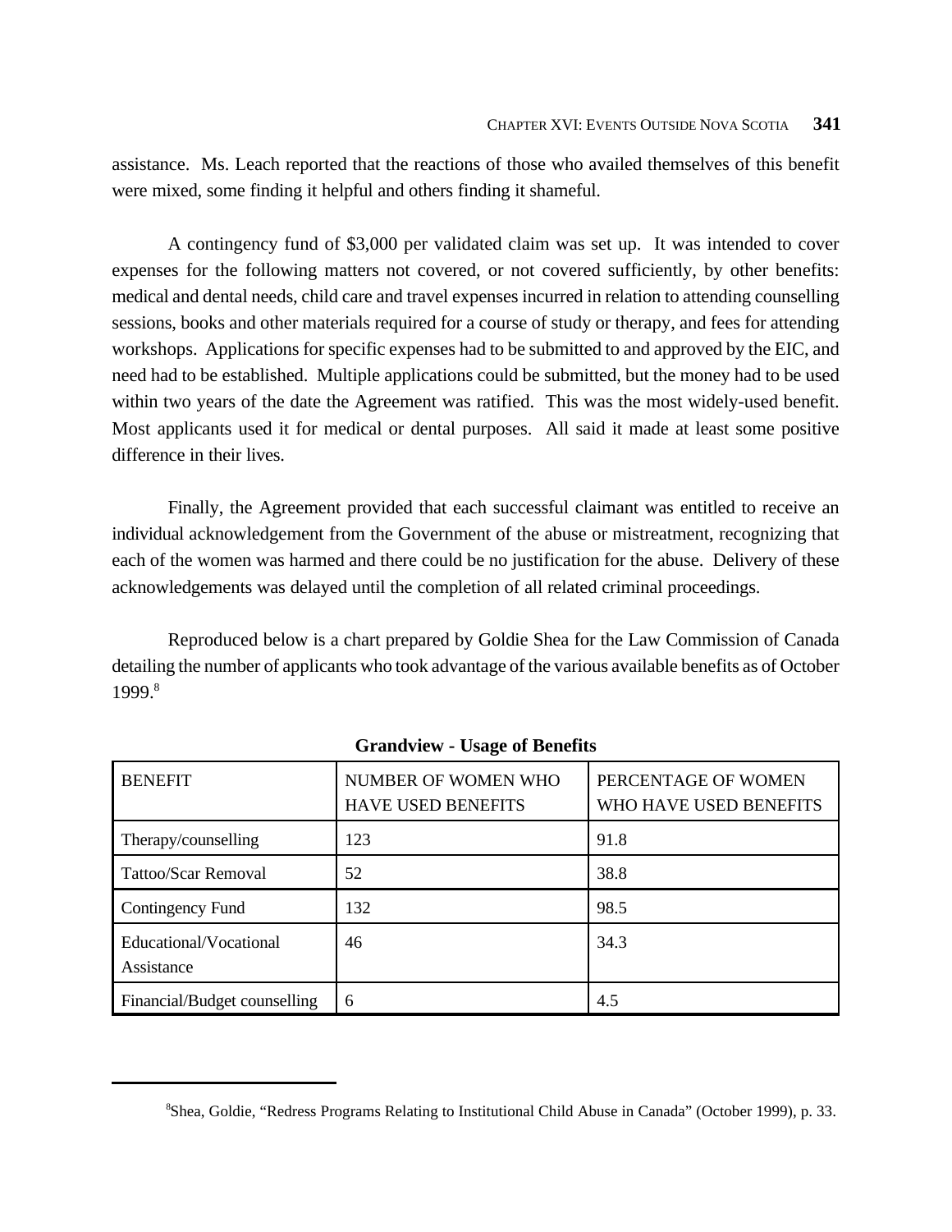assistance. Ms. Leach reported that the reactions of those who availed themselves of this benefit were mixed, some finding it helpful and others finding it shameful.

A contingency fund of $3,000 per validated claim was set up. It was intended to cover expenses for the following matters not covered, or not covered sufficiently, by other benefits: medical and dental needs, child care and travel expenses incurred in relation to attending counselling sessions, books and other materials required for a course of study or therapy, and fees for attending workshops. Applications for specific expenses had to be submitted to and approved by the EIC, and need had to be established. Multiple applications could be submitted, but the money had to be used within two years of the date the Agreement was ratified. This was the most widely-used benefit. Most applicants used it for medical or dental purposes. All said it made at least some positive difference in their lives.

Finally, the Agreement provided that each successful claimant was entitled to receive an individual acknowledgement from the Government of the abuse or mistreatment, recognizing that each of the women was harmed and there could be no justification for the abuse. Delivery of these acknowledgements was delayed until the completion of all related criminal proceedings.

Reproduced below is a chart prepared by Goldie Shea for the Law Commission of Canada detailing the number of applicants who took advantage of the various available benefits as of October 1999.[8]

**Grandview - Usage of Benefits**

| BENEFIT | NUMBER OF WOMEN WHO HAVE USED BENEFITS | PERCENTAGE OF WOMEN WHO HAVE USED BENEFITS |
|---|---|---|
| Therapy/counselling | 123 | 91.8 |
| Tattoo/Scar Removal | 52 | 38.8 |
| Contingency Fund | 132 | 98.5 |
| Educational/Vocational Assistance | 46 | 34.3 |
| Financial/Budget counselling | 6 | 4.5 |

[8] Shea, Goldie, "Redress Programs Relating to Institutional Child Abuse in Canada" (October 1999), p. 33.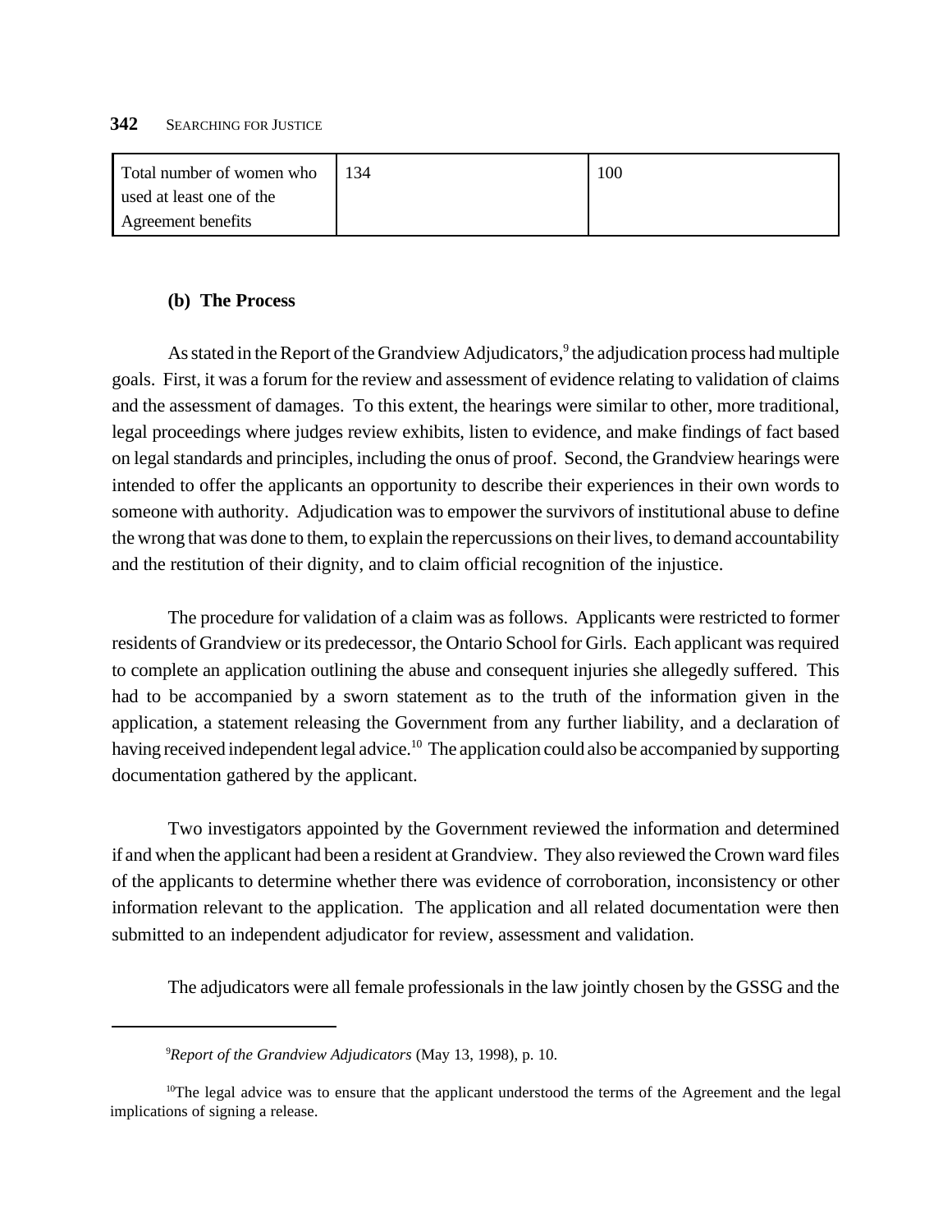| Total number of women who used at least one of the Agreement benefits | 134 | 100 |
| --- | --- | --- |

### (b) The Process

As stated in the Report of the Grandview Adjudicators,[9] the adjudication process had multiple goals. First, it was a forum for the review and assessment of evidence relating to validation of claims and the assessment of damages. To this extent, the hearings were similar to other, more traditional, legal proceedings where judges review exhibits, listen to evidence, and make findings of fact based on legal standards and principles, including the onus of proof. Second, the Grandview hearings were intended to offer the applicants an opportunity to describe their experiences in their own words to someone with authority. Adjudication was to empower the survivors of institutional abuse to define the wrong that was done to them, to explain the repercussions on their lives, to demand accountability and the restitution of their dignity, and to claim official recognition of the injustice.

The procedure for validation of a claim was as follows. Applicants were restricted to former residents of Grandview or its predecessor, the Ontario School for Girls. Each applicant was required to complete an application outlining the abuse and consequent injuries she allegedly suffered. This had to be accompanied by a sworn statement as to the truth of the information given in the application, a statement releasing the Government from any further liability, and a declaration of having received independent legal advice.[10] The application could also be accompanied by supporting documentation gathered by the applicant.

Two investigators appointed by the Government reviewed the information and determined if and when the applicant had been a resident at Grandview. They also reviewed the Crown ward files of the applicants to determine whether there was evidence of corroboration, inconsistency or other information relevant to the application. The application and all related documentation were then submitted to an independent adjudicator for review, assessment and validation.

The adjudicators were all female professionals in the law jointly chosen by the GSSG and the

---

[9] *Report of the Grandview Adjudicators* (May 13, 1998), p. 10.

[10] The legal advice was to ensure that the applicant understood the terms of the Agreement and the legal implications of signing a release.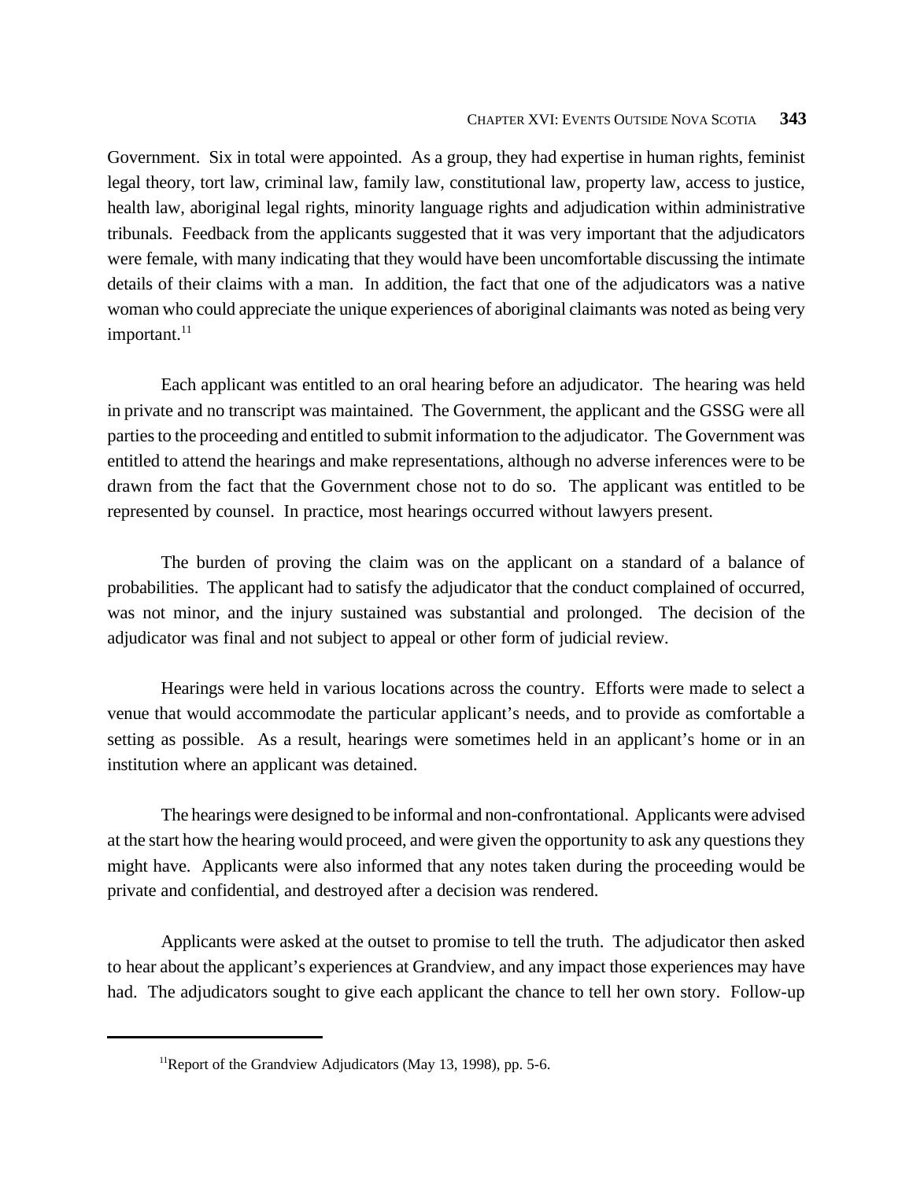Government. Six in total were appointed. As a group, they had expertise in human rights, feminist legal theory, tort law, criminal law, family law, constitutional law, property law, access to justice, health law, aboriginal legal rights, minority language rights and adjudication within administrative tribunals. Feedback from the applicants suggested that it was very important that the adjudicators were female, with many indicating that they would have been uncomfortable discussing the intimate details of their claims with a man. In addition, the fact that one of the adjudicators was a native woman who could appreciate the unique experiences of aboriginal claimants was noted as being very important.[11]

Each applicant was entitled to an oral hearing before an adjudicator. The hearing was held in private and no transcript was maintained. The Government, the applicant and the GSSG were all parties to the proceeding and entitled to submit information to the adjudicator. The Government was entitled to attend the hearings and make representations, although no adverse inferences were to be drawn from the fact that the Government chose not to do so. The applicant was entitled to be represented by counsel. In practice, most hearings occurred without lawyers present.

The burden of proving the claim was on the applicant on a standard of a balance of probabilities. The applicant had to satisfy the adjudicator that the conduct complained of occurred, was not minor, and the injury sustained was substantial and prolonged. The decision of the adjudicator was final and not subject to appeal or other form of judicial review.

Hearings were held in various locations across the country. Efforts were made to select a venue that would accommodate the particular applicant's needs, and to provide as comfortable a setting as possible. As a result, hearings were sometimes held in an applicant's home or in an institution where an applicant was detained.

The hearings were designed to be informal and non-confrontational. Applicants were advised at the start how the hearing would proceed, and were given the opportunity to ask any questions they might have. Applicants were also informed that any notes taken during the proceeding would be private and confidential, and destroyed after a decision was rendered.

Applicants were asked at the outset to promise to tell the truth. The adjudicator then asked to hear about the applicant's experiences at Grandview, and any impact those experiences may have had. The adjudicators sought to give each applicant the chance to tell her own story. Follow-up

[11] Report of the Grandview Adjudicators (May 13, 1998), pp. 5-6.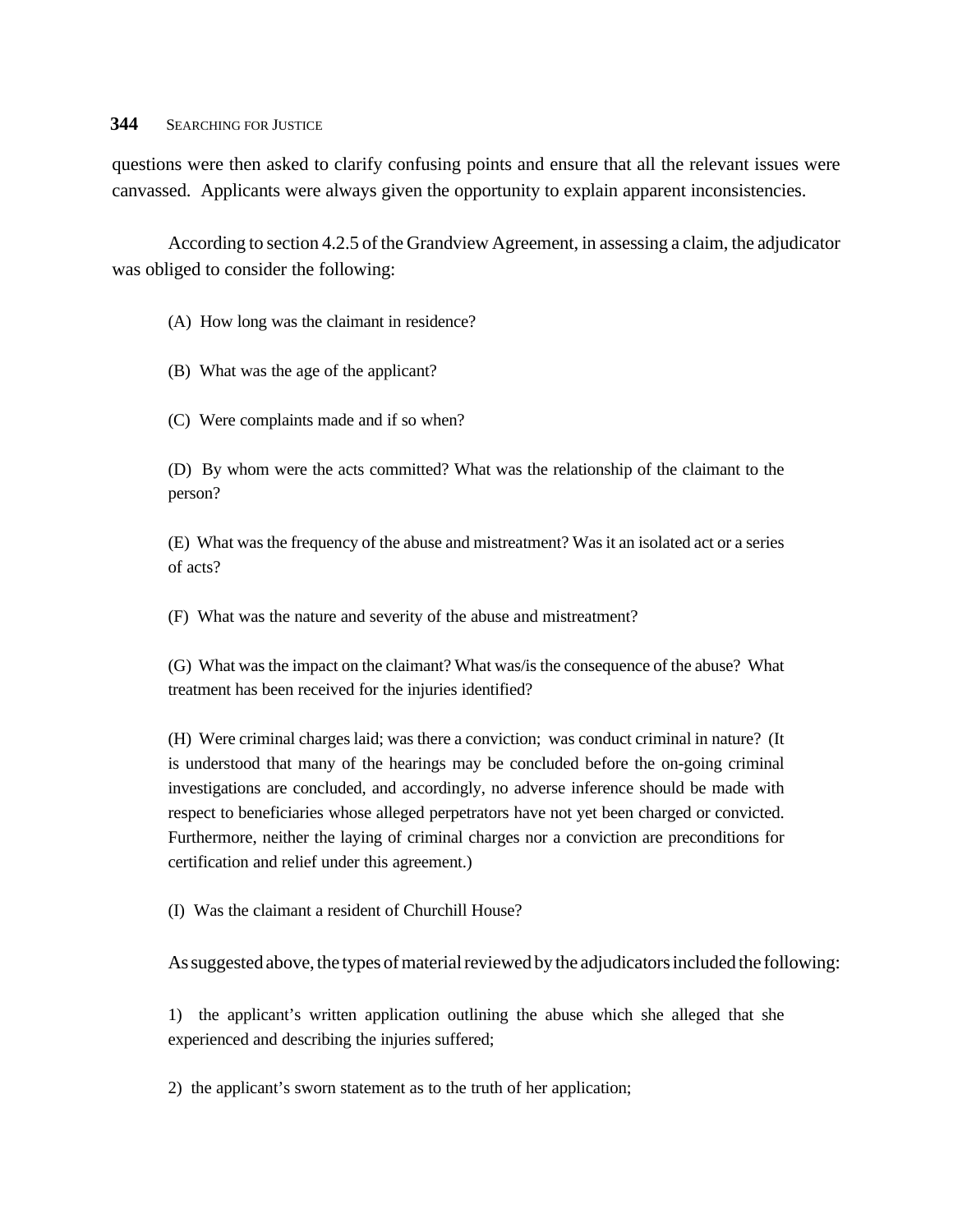questions were then asked to clarify confusing points and ensure that all the relevant issues were canvassed. Applicants were always given the opportunity to explain apparent inconsistencies.

According to section 4.2.5 of the Grandview Agreement, in assessing a claim, the adjudicator was obliged to consider the following:

> (A) How long was the claimant in residence?
>
> (B) What was the age of the applicant?
>
> (C) Were complaints made and if so when?
>
> (D) By whom were the acts committed? What was the relationship of the claimant to the person?
>
> (E) What was the frequency of the abuse and mistreatment? Was it an isolated act or a series of acts?
>
> (F) What was the nature and severity of the abuse and mistreatment?
>
> (G) What was the impact on the claimant? What was/is the consequence of the abuse? What treatment has been received for the injuries identified?
>
> (H) Were criminal charges laid; was there a conviction; was conduct criminal in nature? (It is understood that many of the hearings may be concluded before the on-going criminal investigations are concluded, and accordingly, no adverse inference should be made with respect to beneficiaries whose alleged perpetrators have not yet been charged or convicted. Furthermore, neither the laying of criminal charges nor a conviction are preconditions for certification and relief under this agreement.)
>
> (I) Was the claimant a resident of Churchill House?

As suggested above, the types of material reviewed by the adjudicators included the following:

> 1) the applicant's written application outlining the abuse which she alleged that she experienced and describing the injuries suffered;
>
> 2) the applicant's sworn statement as to the truth of her application;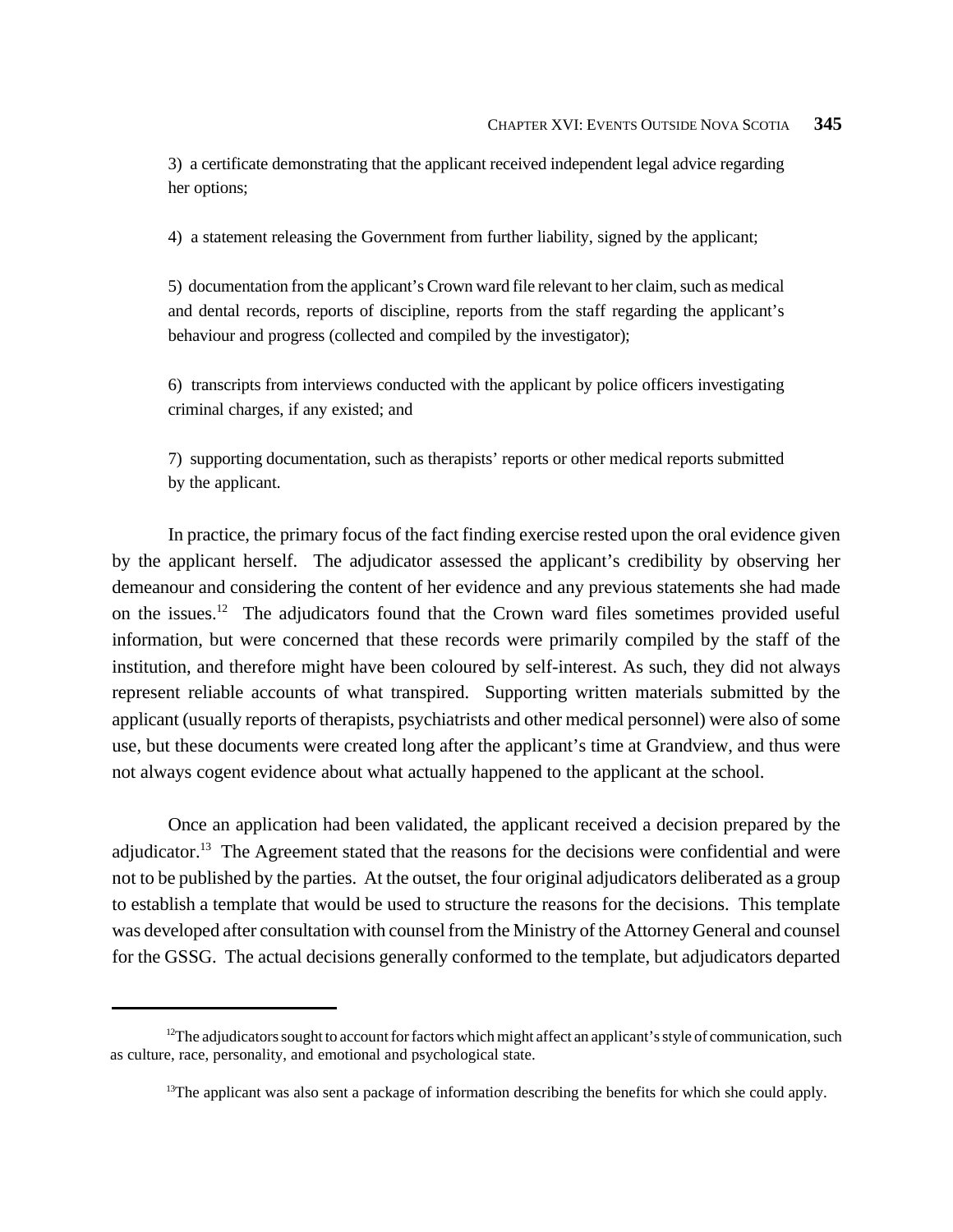3) a certificate demonstrating that the applicant received independent legal advice regarding her options;

4) a statement releasing the Government from further liability, signed by the applicant;

5) documentation from the applicant's Crown ward file relevant to her claim, such as medical and dental records, reports of discipline, reports from the staff regarding the applicant's behaviour and progress (collected and compiled by the investigator);

6) transcripts from interviews conducted with the applicant by police officers investigating criminal charges, if any existed; and

7) supporting documentation, such as therapists' reports or other medical reports submitted by the applicant.

In practice, the primary focus of the fact finding exercise rested upon the oral evidence given by the applicant herself. The adjudicator assessed the applicant's credibility by observing her demeanour and considering the content of her evidence and any previous statements she had made on the issues.[12] The adjudicators found that the Crown ward files sometimes provided useful information, but were concerned that these records were primarily compiled by the staff of the institution, and therefore might have been coloured by self-interest. As such, they did not always represent reliable accounts of what transpired. Supporting written materials submitted by the applicant (usually reports of therapists, psychiatrists and other medical personnel) were also of some use, but these documents were created long after the applicant's time at Grandview, and thus were not always cogent evidence about what actually happened to the applicant at the school.

Once an application had been validated, the applicant received a decision prepared by the adjudicator.[13] The Agreement stated that the reasons for the decisions were confidential and were not to be published by the parties. At the outset, the four original adjudicators deliberated as a group to establish a template that would be used to structure the reasons for the decisions. This template was developed after consultation with counsel from the Ministry of the Attorney General and counsel for the GSSG. The actual decisions generally conformed to the template, but adjudicators departed

---

[12] The adjudicators sought to account for factors which might affect an applicant's style of communication, such as culture, race, personality, and emotional and psychological state.

[13] The applicant was also sent a package of information describing the benefits for which she could apply.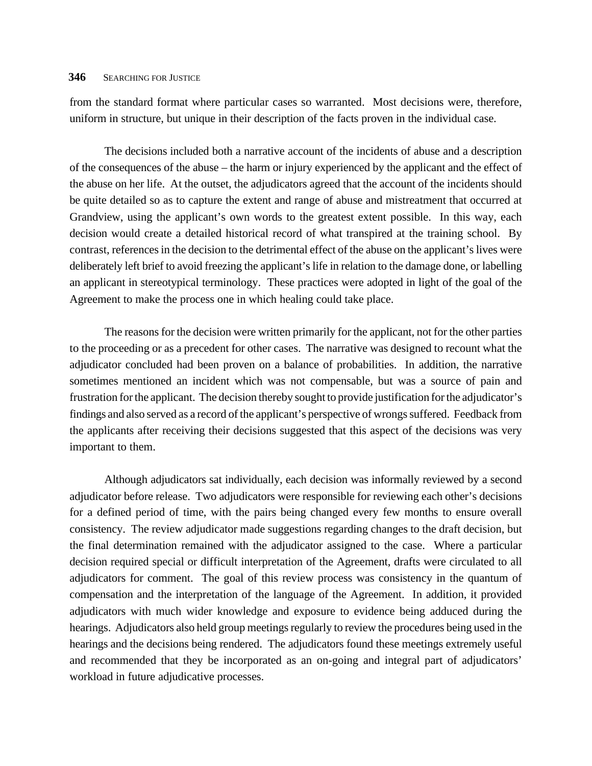from the standard format where particular cases so warranted. Most decisions were, therefore, uniform in structure, but unique in their description of the facts proven in the individual case.

The decisions included both a narrative account of the incidents of abuse and a description of the consequences of the abuse – the harm or injury experienced by the applicant and the effect of the abuse on her life. At the outset, the adjudicators agreed that the account of the incidents should be quite detailed so as to capture the extent and range of abuse and mistreatment that occurred at Grandview, using the applicant's own words to the greatest extent possible. In this way, each decision would create a detailed historical record of what transpired at the training school. By contrast, references in the decision to the detrimental effect of the abuse on the applicant's lives were deliberately left brief to avoid freezing the applicant's life in relation to the damage done, or labelling an applicant in stereotypical terminology. These practices were adopted in light of the goal of the Agreement to make the process one in which healing could take place.

The reasons for the decision were written primarily for the applicant, not for the other parties to the proceeding or as a precedent for other cases. The narrative was designed to recount what the adjudicator concluded had been proven on a balance of probabilities. In addition, the narrative sometimes mentioned an incident which was not compensable, but was a source of pain and frustration for the applicant. The decision thereby sought to provide justification for the adjudicator's findings and also served as a record of the applicant's perspective of wrongs suffered. Feedback from the applicants after receiving their decisions suggested that this aspect of the decisions was very important to them.

Although adjudicators sat individually, each decision was informally reviewed by a second adjudicator before release. Two adjudicators were responsible for reviewing each other's decisions for a defined period of time, with the pairs being changed every few months to ensure overall consistency. The review adjudicator made suggestions regarding changes to the draft decision, but the final determination remained with the adjudicator assigned to the case. Where a particular decision required special or difficult interpretation of the Agreement, drafts were circulated to all adjudicators for comment. The goal of this review process was consistency in the quantum of compensation and the interpretation of the language of the Agreement. In addition, it provided adjudicators with much wider knowledge and exposure to evidence being adduced during the hearings. Adjudicators also held group meetings regularly to review the procedures being used in the hearings and the decisions being rendered. The adjudicators found these meetings extremely useful and recommended that they be incorporated as an on-going and integral part of adjudicators' workload in future adjudicative processes.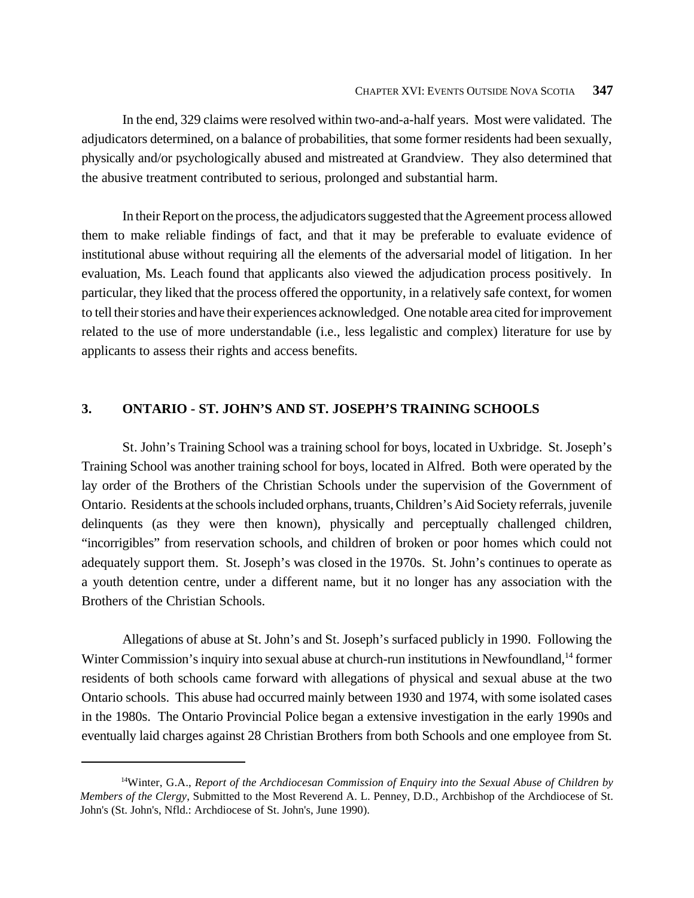In the end, 329 claims were resolved within two-and-a-half years. Most were validated. The adjudicators determined, on a balance of probabilities, that some former residents had been sexually, physically and/or psychologically abused and mistreated at Grandview. They also determined that the abusive treatment contributed to serious, prolonged and substantial harm.

In their Report on the process, the adjudicators suggested that the Agreement process allowed them to make reliable findings of fact, and that it may be preferable to evaluate evidence of institutional abuse without requiring all the elements of the adversarial model of litigation. In her evaluation, Ms. Leach found that applicants also viewed the adjudication process positively. In particular, they liked that the process offered the opportunity, in a relatively safe context, for women to tell their stories and have their experiences acknowledged. One notable area cited for improvement related to the use of more understandable (i.e., less legalistic and complex) literature for use by applicants to assess their rights and access benefits.

## 3. ONTARIO - ST. JOHN'S AND ST. JOSEPH'S TRAINING SCHOOLS

St. John's Training School was a training school for boys, located in Uxbridge. St. Joseph's Training School was another training school for boys, located in Alfred. Both were operated by the lay order of the Brothers of the Christian Schools under the supervision of the Government of Ontario. Residents at the schools included orphans, truants, Children's Aid Society referrals, juvenile delinquents (as they were then known), physically and perceptually challenged children, "incorrigibles" from reservation schools, and children of broken or poor homes which could not adequately support them. St. Joseph's was closed in the 1970s. St. John's continues to operate as a youth detention centre, under a different name, but it no longer has any association with the Brothers of the Christian Schools.

Allegations of abuse at St. John's and St. Joseph's surfaced publicly in 1990. Following the Winter Commission's inquiry into sexual abuse at church-run institutions in Newfoundland,[14] former residents of both schools came forward with allegations of physical and sexual abuse at the two Ontario schools. This abuse had occurred mainly between 1930 and 1974, with some isolated cases in the 1980s. The Ontario Provincial Police began a extensive investigation in the early 1990s and eventually laid charges against 28 Christian Brothers from both Schools and one employee from St.

---

[14] Winter, G.A., *Report of the Archdiocesan Commission of Enquiry into the Sexual Abuse of Children by Members of the Clergy*, Submitted to the Most Reverend A. L. Penney, D.D., Archbishop of the Archdiocese of St. John's (St. John's, Nfld.: Archdiocese of St. John's, June 1990).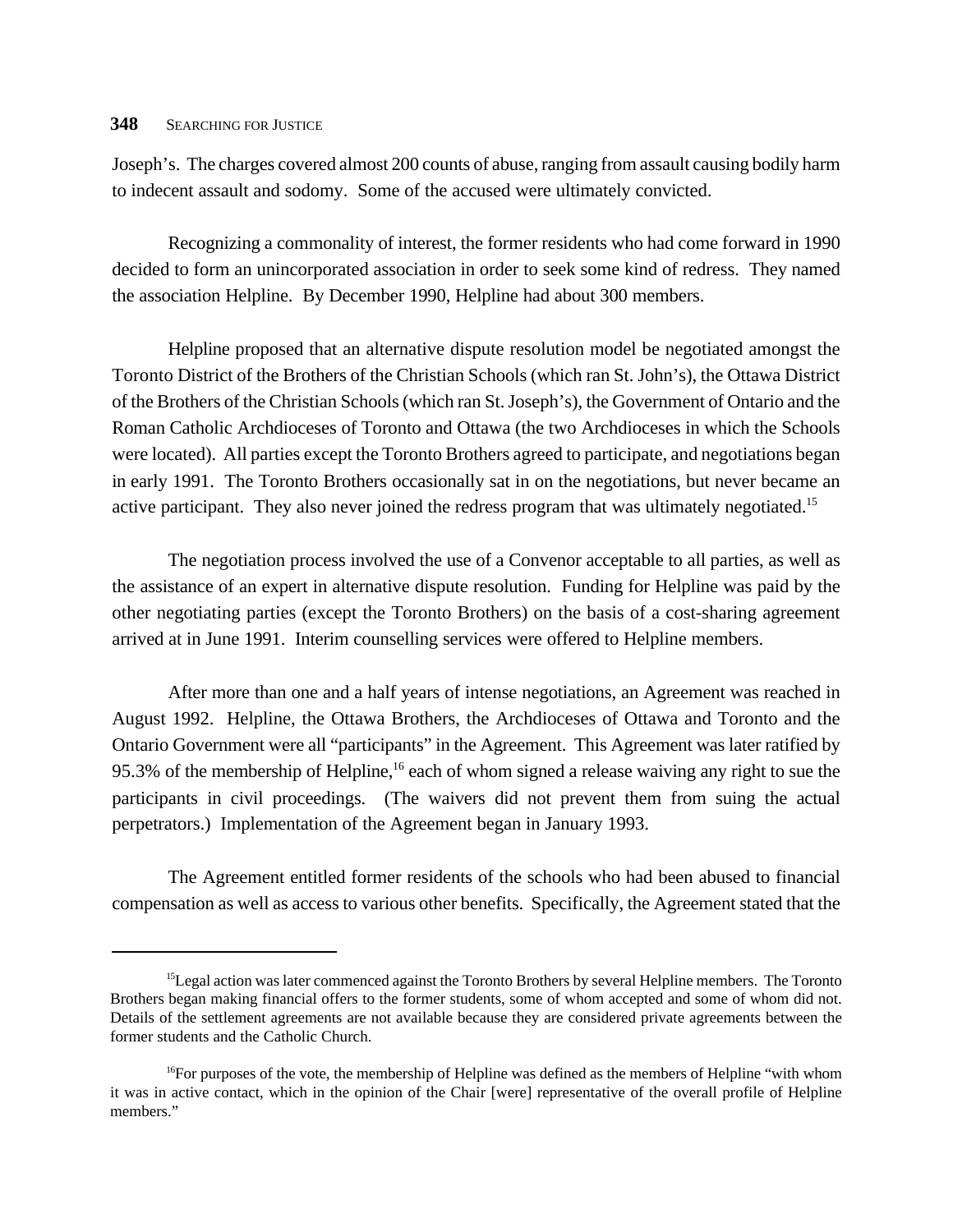Joseph's. The charges covered almost 200 counts of abuse, ranging from assault causing bodily harm to indecent assault and sodomy. Some of the accused were ultimately convicted.

Recognizing a commonality of interest, the former residents who had come forward in 1990 decided to form an unincorporated association in order to seek some kind of redress. They named the association Helpline. By December 1990, Helpline had about 300 members.

Helpline proposed that an alternative dispute resolution model be negotiated amongst the Toronto District of the Brothers of the Christian Schools (which ran St. John's), the Ottawa District of the Brothers of the Christian Schools (which ran St. Joseph's), the Government of Ontario and the Roman Catholic Archdioceses of Toronto and Ottawa (the two Archdioceses in which the Schools were located). All parties except the Toronto Brothers agreed to participate, and negotiations began in early 1991. The Toronto Brothers occasionally sat in on the negotiations, but never became an active participant. They also never joined the redress program that was ultimately negotiated.[15]

The negotiation process involved the use of a Convenor acceptable to all parties, as well as the assistance of an expert in alternative dispute resolution. Funding for Helpline was paid by the other negotiating parties (except the Toronto Brothers) on the basis of a cost-sharing agreement arrived at in June 1991. Interim counselling services were offered to Helpline members.

After more than one and a half years of intense negotiations, an Agreement was reached in August 1992. Helpline, the Ottawa Brothers, the Archdioceses of Ottawa and Toronto and the Ontario Government were all "participants" in the Agreement. This Agreement was later ratified by 95.3% of the membership of Helpline,[16] each of whom signed a release waiving any right to sue the participants in civil proceedings. (The waivers did not prevent them from suing the actual perpetrators.) Implementation of the Agreement began in January 1993.

The Agreement entitled former residents of the schools who had been abused to financial compensation as well as access to various other benefits. Specifically, the Agreement stated that the

---

[15] Legal action was later commenced against the Toronto Brothers by several Helpline members. The Toronto Brothers began making financial offers to the former students, some of whom accepted and some of whom did not. Details of the settlement agreements are not available because they are considered private agreements between the former students and the Catholic Church.

[16] For purposes of the vote, the membership of Helpline was defined as the members of Helpline "with whom it was in active contact, which in the opinion of the Chair [were] representative of the overall profile of Helpline members."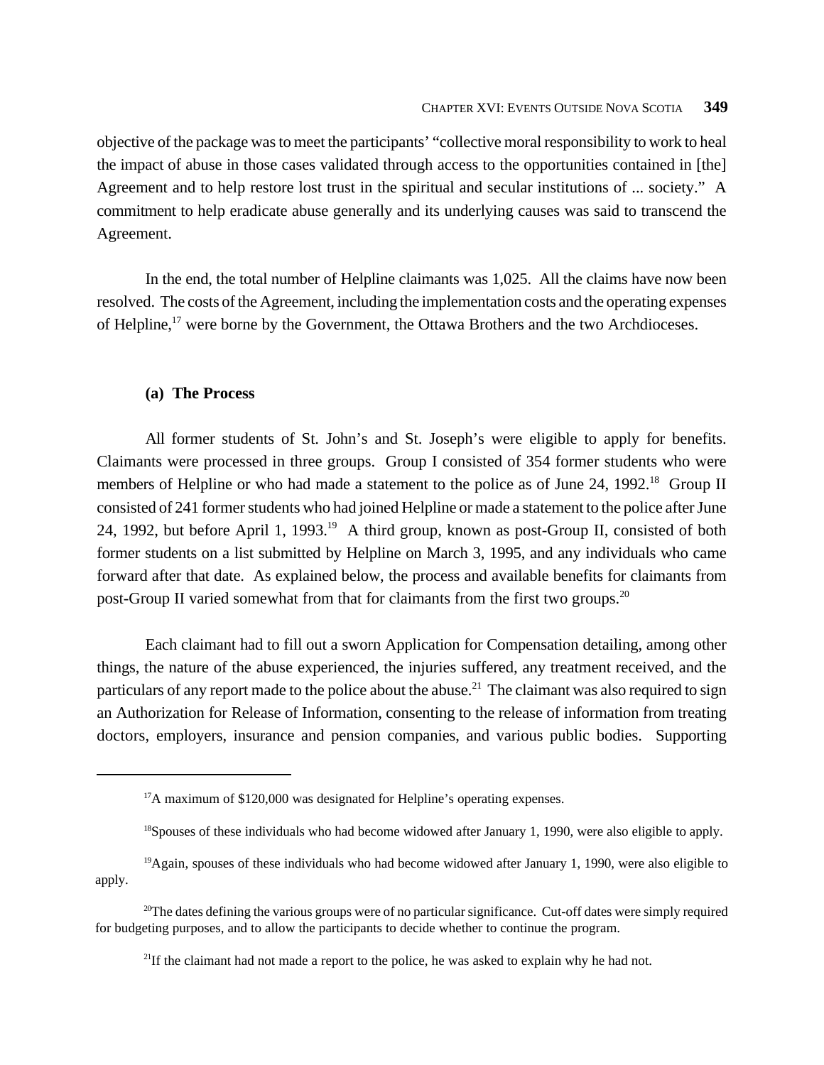objective of the package was to meet the participants' "collective moral responsibility to work to heal the impact of abuse in those cases validated through access to the opportunities contained in [the] Agreement and to help restore lost trust in the spiritual and secular institutions of ... society." A commitment to help eradicate abuse generally and its underlying causes was said to transcend the Agreement.

In the end, the total number of Helpline claimants was 1,025. All the claims have now been resolved. The costs of the Agreement, including the implementation costs and the operating expenses of Helpline,[17] were borne by the Government, the Ottawa Brothers and the two Archdioceses.

#### (a) The Process

All former students of St. John's and St. Joseph's were eligible to apply for benefits. Claimants were processed in three groups. Group I consisted of 354 former students who were members of Helpline or who had made a statement to the police as of June 24, 1992.[18] Group II consisted of 241 former students who had joined Helpline or made a statement to the police after June 24, 1992, but before April 1, 1993.[19] A third group, known as post-Group II, consisted of both former students on a list submitted by Helpline on March 3, 1995, and any individuals who came forward after that date. As explained below, the process and available benefits for claimants from post-Group II varied somewhat from that for claimants from the first two groups.[20]

Each claimant had to fill out a sworn Application for Compensation detailing, among other things, the nature of the abuse experienced, the injuries suffered, any treatment received, and the particulars of any report made to the police about the abuse.[21] The claimant was also required to sign an Authorization for Release of Information, consenting to the release of information from treating doctors, employers, insurance and pension companies, and various public bodies. Supporting

---

[17] A maximum of $120,000 was designated for Helpline's operating expenses.

[18] Spouses of these individuals who had become widowed after January 1, 1990, were also eligible to apply.

[19] Again, spouses of these individuals who had become widowed after January 1, 1990, were also eligible to apply.

[20] The dates defining the various groups were of no particular significance. Cut-off dates were simply required for budgeting purposes, and to allow the participants to decide whether to continue the program.

[21] If the claimant had not made a report to the police, he was asked to explain why he had not.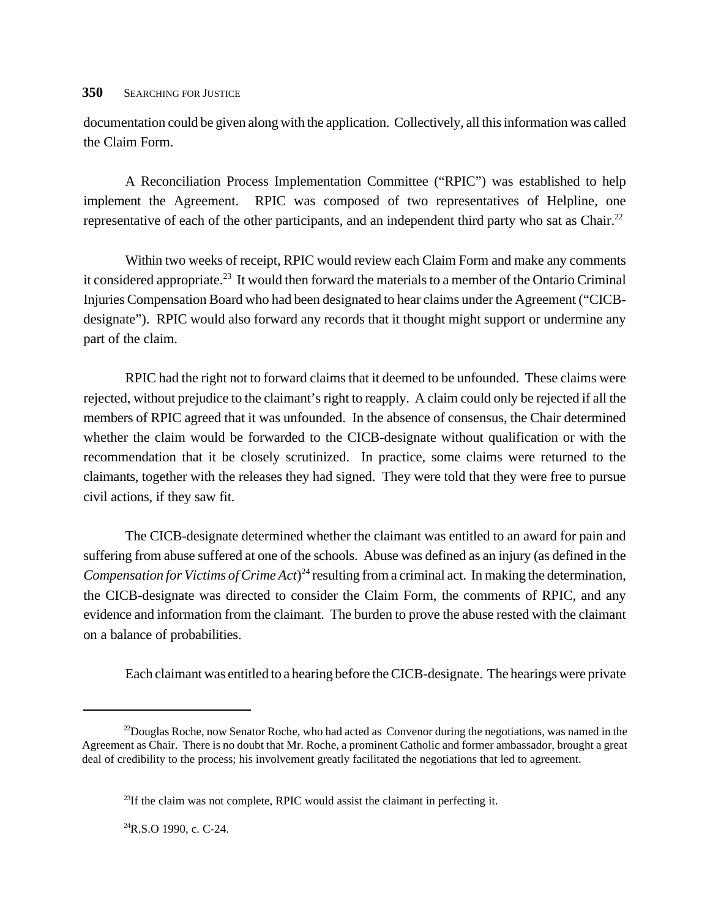documentation could be given along with the application. Collectively, all this information was called the Claim Form.

A Reconciliation Process Implementation Committee ("RPIC") was established to help implement the Agreement. RPIC was composed of two representatives of Helpline, one representative of each of the other participants, and an independent third party who sat as Chair.[22]

Within two weeks of receipt, RPIC would review each Claim Form and make any comments it considered appropriate.[23] It would then forward the materials to a member of the Ontario Criminal Injuries Compensation Board who had been designated to hear claims under the Agreement ("CICB-designate"). RPIC would also forward any records that it thought might support or undermine any part of the claim.

RPIC had the right not to forward claims that it deemed to be unfounded. These claims were rejected, without prejudice to the claimant's right to reapply. A claim could only be rejected if all the members of RPIC agreed that it was unfounded. In the absence of consensus, the Chair determined whether the claim would be forwarded to the CICB-designate without qualification or with the recommendation that it be closely scrutinized. In practice, some claims were returned to the claimants, together with the releases they had signed. They were told that they were free to pursue civil actions, if they saw fit.

The CICB-designate determined whether the claimant was entitled to an award for pain and suffering from abuse suffered at one of the schools. Abuse was defined as an injury (as defined in the *Compensation for Victims of Crime Act*)[24] resulting from a criminal act. In making the determination, the CICB-designate was directed to consider the Claim Form, the comments of RPIC, and any evidence and information from the claimant. The burden to prove the abuse rested with the claimant on a balance of probabilities.

Each claimant was entitled to a hearing before the CICB-designate. The hearings were private

---

[22]Douglas Roche, now Senator Roche, who had acted as Convenor during the negotiations, was named in the Agreement as Chair. There is no doubt that Mr. Roche, a prominent Catholic and former ambassador, brought a great deal of credibility to the process; his involvement greatly facilitated the negotiations that led to agreement.

[23]If the claim was not complete, RPIC would assist the claimant in perfecting it.

[24]R.S.O 1990, c. C-24.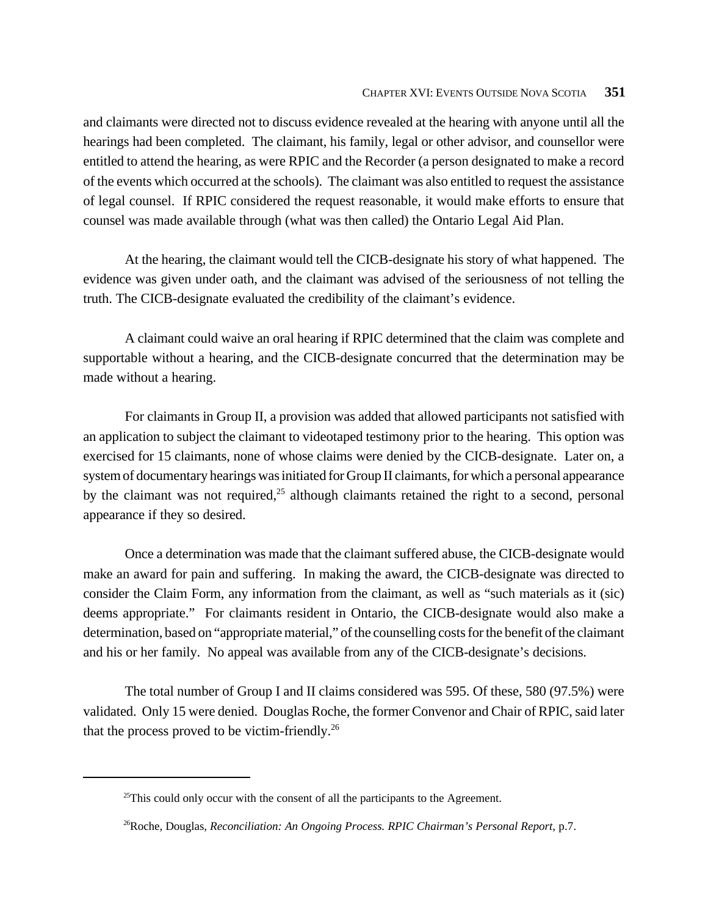and claimants were directed not to discuss evidence revealed at the hearing with anyone until all the hearings had been completed. The claimant, his family, legal or other advisor, and counsellor were entitled to attend the hearing, as were RPIC and the Recorder (a person designated to make a record of the events which occurred at the schools). The claimant was also entitled to request the assistance of legal counsel. If RPIC considered the request reasonable, it would make efforts to ensure that counsel was made available through (what was then called) the Ontario Legal Aid Plan.

At the hearing, the claimant would tell the CICB-designate his story of what happened. The evidence was given under oath, and the claimant was advised of the seriousness of not telling the truth. The CICB-designate evaluated the credibility of the claimant's evidence.

A claimant could waive an oral hearing if RPIC determined that the claim was complete and supportable without a hearing, and the CICB-designate concurred that the determination may be made without a hearing.

For claimants in Group II, a provision was added that allowed participants not satisfied with an application to subject the claimant to videotaped testimony prior to the hearing. This option was exercised for 15 claimants, none of whose claims were denied by the CICB-designate. Later on, a system of documentary hearings was initiated for Group II claimants, for which a personal appearance by the claimant was not required,[25] although claimants retained the right to a second, personal appearance if they so desired.

Once a determination was made that the claimant suffered abuse, the CICB-designate would make an award for pain and suffering. In making the award, the CICB-designate was directed to consider the Claim Form, any information from the claimant, as well as "such materials as it (sic) deems appropriate." For claimants resident in Ontario, the CICB-designate would also make a determination, based on "appropriate material," of the counselling costs for the benefit of the claimant and his or her family. No appeal was available from any of the CICB-designate's decisions.

The total number of Group I and II claims considered was 595. Of these, 580 (97.5%) were validated. Only 15 were denied. Douglas Roche, the former Convenor and Chair of RPIC, said later that the process proved to be victim-friendly.[26]

---

[25] This could only occur with the consent of all the participants to the Agreement.

[26] Roche, Douglas, *Reconciliation: An Ongoing Process. RPIC Chairman's Personal Report*, p.7.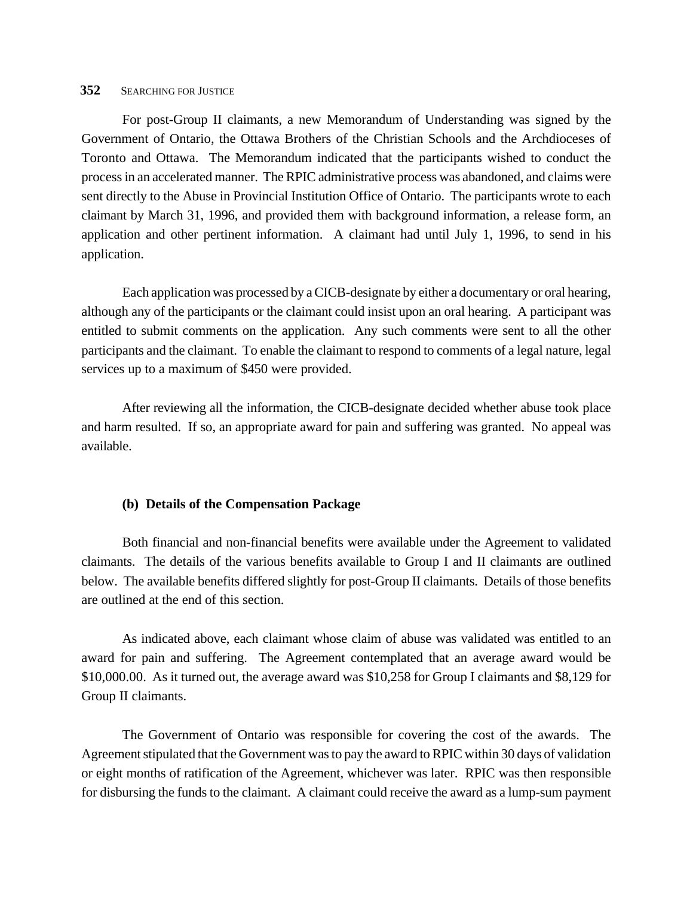For post-Group II claimants, a new Memorandum of Understanding was signed by the Government of Ontario, the Ottawa Brothers of the Christian Schools and the Archdioceses of Toronto and Ottawa. The Memorandum indicated that the participants wished to conduct the process in an accelerated manner. The RPIC administrative process was abandoned, and claims were sent directly to the Abuse in Provincial Institution Office of Ontario. The participants wrote to each claimant by March 31, 1996, and provided them with background information, a release form, an application and other pertinent information. A claimant had until July 1, 1996, to send in his application.

Each application was processed by a CICB-designate by either a documentary or oral hearing, although any of the participants or the claimant could insist upon an oral hearing. A participant was entitled to submit comments on the application. Any such comments were sent to all the other participants and the claimant. To enable the claimant to respond to comments of a legal nature, legal services up to a maximum of $450 were provided.

After reviewing all the information, the CICB-designate decided whether abuse took place and harm resulted. If so, an appropriate award for pain and suffering was granted. No appeal was available.

### (b) Details of the Compensation Package

Both financial and non-financial benefits were available under the Agreement to validated claimants. The details of the various benefits available to Group I and II claimants are outlined below. The available benefits differed slightly for post-Group II claimants. Details of those benefits are outlined at the end of this section.

As indicated above, each claimant whose claim of abuse was validated was entitled to an award for pain and suffering. The Agreement contemplated that an average award would be $10,000.00. As it turned out, the average award was $10,258 for Group I claimants and $8,129 for Group II claimants.

The Government of Ontario was responsible for covering the cost of the awards. The Agreement stipulated that the Government was to pay the award to RPIC within 30 days of validation or eight months of ratification of the Agreement, whichever was later. RPIC was then responsible for disbursing the funds to the claimant. A claimant could receive the award as a lump-sum payment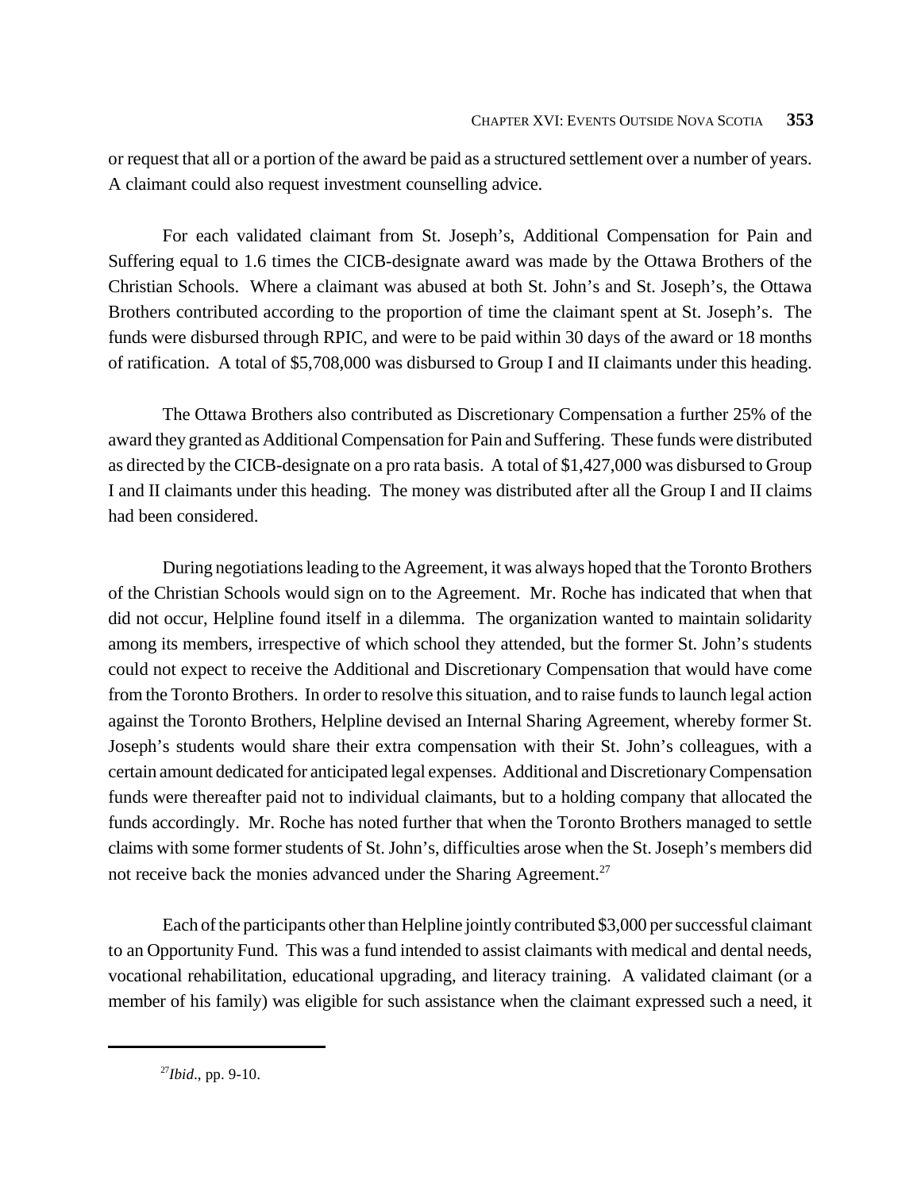or request that all or a portion of the award be paid as a structured settlement over a number of years. A claimant could also request investment counselling advice.

For each validated claimant from St. Joseph's, Additional Compensation for Pain and Suffering equal to 1.6 times the CICB-designate award was made by the Ottawa Brothers of the Christian Schools. Where a claimant was abused at both St. John's and St. Joseph's, the Ottawa Brothers contributed according to the proportion of time the claimant spent at St. Joseph's. The funds were disbursed through RPIC, and were to be paid within 30 days of the award or 18 months of ratification. A total of $5,708,000 was disbursed to Group I and II claimants under this heading.

The Ottawa Brothers also contributed as Discretionary Compensation a further 25% of the award they granted as Additional Compensation for Pain and Suffering. These funds were distributed as directed by the CICB-designate on a pro rata basis. A total of $1,427,000 was disbursed to Group I and II claimants under this heading. The money was distributed after all the Group I and II claims had been considered.

During negotiations leading to the Agreement, it was always hoped that the Toronto Brothers of the Christian Schools would sign on to the Agreement. Mr. Roche has indicated that when that did not occur, Helpline found itself in a dilemma. The organization wanted to maintain solidarity among its members, irrespective of which school they attended, but the former St. John's students could not expect to receive the Additional and Discretionary Compensation that would have come from the Toronto Brothers. In order to resolve this situation, and to raise funds to launch legal action against the Toronto Brothers, Helpline devised an Internal Sharing Agreement, whereby former St. Joseph's students would share their extra compensation with their St. John's colleagues, with a certain amount dedicated for anticipated legal expenses. Additional and Discretionary Compensation funds were thereafter paid not to individual claimants, but to a holding company that allocated the funds accordingly. Mr. Roche has noted further that when the Toronto Brothers managed to settle claims with some former students of St. John's, difficulties arose when the St. Joseph's members did not receive back the monies advanced under the Sharing Agreement.[27]

Each of the participants other than Helpline jointly contributed $3,000 per successful claimant to an Opportunity Fund. This was a fund intended to assist claimants with medical and dental needs, vocational rehabilitation, educational upgrading, and literacy training. A validated claimant (or a member of his family) was eligible for such assistance when the claimant expressed such a need, it

---

[27] *Ibid*., pp. 9-10.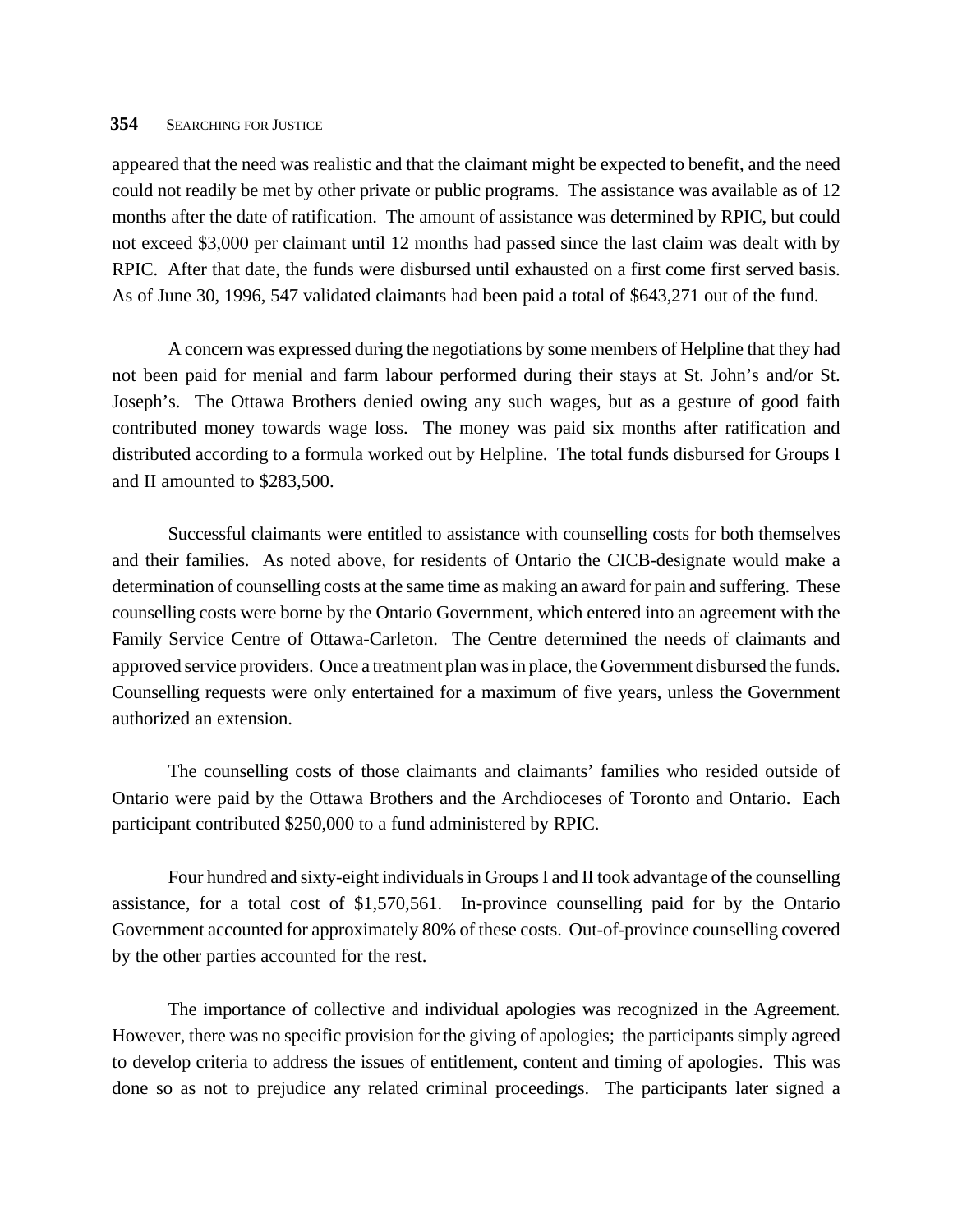appeared that the need was realistic and that the claimant might be expected to benefit, and the need could not readily be met by other private or public programs. The assistance was available as of 12 months after the date of ratification. The amount of assistance was determined by RPIC, but could not exceed $3,000 per claimant until 12 months had passed since the last claim was dealt with by RPIC. After that date, the funds were disbursed until exhausted on a first come first served basis. As of June 30, 1996, 547 validated claimants had been paid a total of $643,271 out of the fund.

A concern was expressed during the negotiations by some members of Helpline that they had not been paid for menial and farm labour performed during their stays at St. John's and/or St. Joseph's. The Ottawa Brothers denied owing any such wages, but as a gesture of good faith contributed money towards wage loss. The money was paid six months after ratification and distributed according to a formula worked out by Helpline. The total funds disbursed for Groups I and II amounted to $283,500.

Successful claimants were entitled to assistance with counselling costs for both themselves and their families. As noted above, for residents of Ontario the CICB-designate would make a determination of counselling costs at the same time as making an award for pain and suffering. These counselling costs were borne by the Ontario Government, which entered into an agreement with the Family Service Centre of Ottawa-Carleton. The Centre determined the needs of claimants and approved service providers. Once a treatment plan was in place, the Government disbursed the funds. Counselling requests were only entertained for a maximum of five years, unless the Government authorized an extension.

The counselling costs of those claimants and claimants' families who resided outside of Ontario were paid by the Ottawa Brothers and the Archdioceses of Toronto and Ontario. Each participant contributed $250,000 to a fund administered by RPIC.

Four hundred and sixty-eight individuals in Groups I and II took advantage of the counselling assistance, for a total cost of $1,570,561. In-province counselling paid for by the Ontario Government accounted for approximately 80% of these costs. Out-of-province counselling covered by the other parties accounted for the rest.

The importance of collective and individual apologies was recognized in the Agreement. However, there was no specific provision for the giving of apologies; the participants simply agreed to develop criteria to address the issues of entitlement, content and timing of apologies. This was done so as not to prejudice any related criminal proceedings. The participants later signed a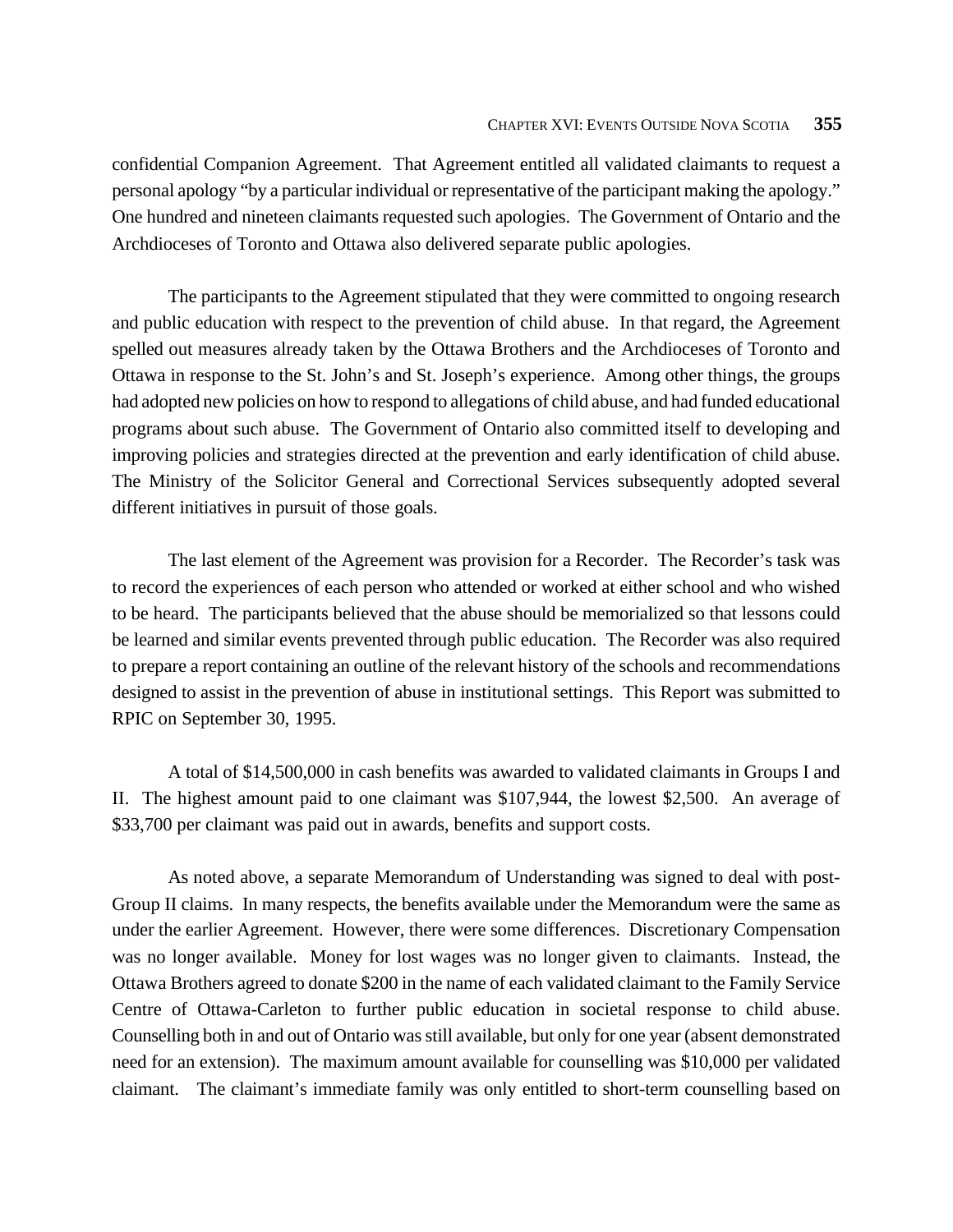confidential Companion Agreement. That Agreement entitled all validated claimants to request a personal apology "by a particular individual or representative of the participant making the apology." One hundred and nineteen claimants requested such apologies. The Government of Ontario and the Archdioceses of Toronto and Ottawa also delivered separate public apologies.

The participants to the Agreement stipulated that they were committed to ongoing research and public education with respect to the prevention of child abuse. In that regard, the Agreement spelled out measures already taken by the Ottawa Brothers and the Archdioceses of Toronto and Ottawa in response to the St. John's and St. Joseph's experience. Among other things, the groups had adopted new policies on how to respond to allegations of child abuse, and had funded educational programs about such abuse. The Government of Ontario also committed itself to developing and improving policies and strategies directed at the prevention and early identification of child abuse. The Ministry of the Solicitor General and Correctional Services subsequently adopted several different initiatives in pursuit of those goals.

The last element of the Agreement was provision for a Recorder. The Recorder's task was to record the experiences of each person who attended or worked at either school and who wished to be heard. The participants believed that the abuse should be memorialized so that lessons could be learned and similar events prevented through public education. The Recorder was also required to prepare a report containing an outline of the relevant history of the schools and recommendations designed to assist in the prevention of abuse in institutional settings. This Report was submitted to RPIC on September 30, 1995.

A total of $14,500,000 in cash benefits was awarded to validated claimants in Groups I and II. The highest amount paid to one claimant was $107,944, the lowest $2,500. An average of $33,700 per claimant was paid out in awards, benefits and support costs.

As noted above, a separate Memorandum of Understanding was signed to deal with post-Group II claims. In many respects, the benefits available under the Memorandum were the same as under the earlier Agreement. However, there were some differences. Discretionary Compensation was no longer available. Money for lost wages was no longer given to claimants. Instead, the Ottawa Brothers agreed to donate $200 in the name of each validated claimant to the Family Service Centre of Ottawa-Carleton to further public education in societal response to child abuse. Counselling both in and out of Ontario was still available, but only for one year (absent demonstrated need for an extension). The maximum amount available for counselling was $10,000 per validated claimant. The claimant's immediate family was only entitled to short-term counselling based on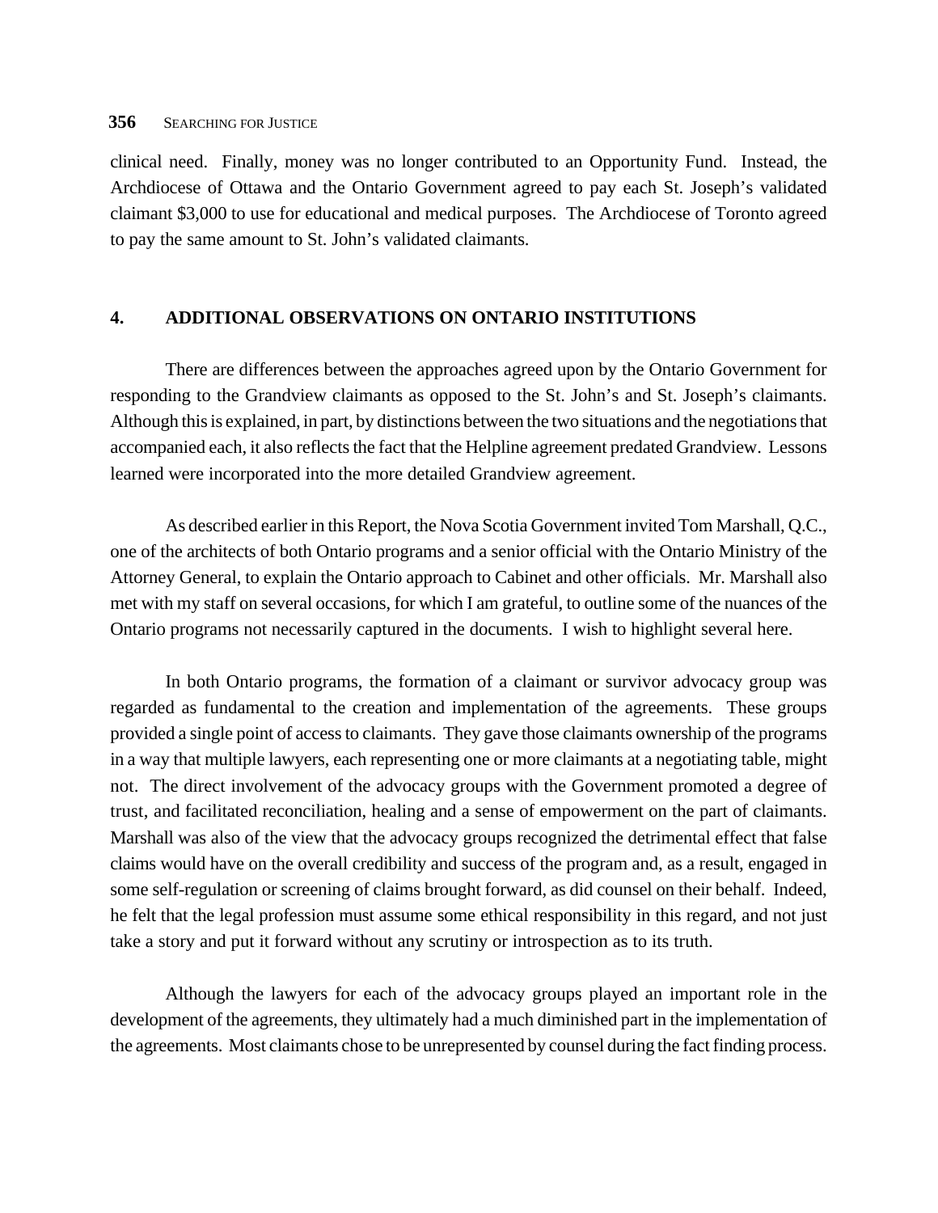clinical need. Finally, money was no longer contributed to an Opportunity Fund. Instead, the Archdiocese of Ottawa and the Ontario Government agreed to pay each St. Joseph's validated claimant $3,000 to use for educational and medical purposes. The Archdiocese of Toronto agreed to pay the same amount to St. John's validated claimants.

## 4. ADDITIONAL OBSERVATIONS ON ONTARIO INSTITUTIONS

There are differences between the approaches agreed upon by the Ontario Government for responding to the Grandview claimants as opposed to the St. John's and St. Joseph's claimants. Although this is explained, in part, by distinctions between the two situations and the negotiations that accompanied each, it also reflects the fact that the Helpline agreement predated Grandview. Lessons learned were incorporated into the more detailed Grandview agreement.

As described earlier in this Report, the Nova Scotia Government invited Tom Marshall, Q.C., one of the architects of both Ontario programs and a senior official with the Ontario Ministry of the Attorney General, to explain the Ontario approach to Cabinet and other officials. Mr. Marshall also met with my staff on several occasions, for which I am grateful, to outline some of the nuances of the Ontario programs not necessarily captured in the documents. I wish to highlight several here.

In both Ontario programs, the formation of a claimant or survivor advocacy group was regarded as fundamental to the creation and implementation of the agreements. These groups provided a single point of access to claimants. They gave those claimants ownership of the programs in a way that multiple lawyers, each representing one or more claimants at a negotiating table, might not. The direct involvement of the advocacy groups with the Government promoted a degree of trust, and facilitated reconciliation, healing and a sense of empowerment on the part of claimants. Marshall was also of the view that the advocacy groups recognized the detrimental effect that false claims would have on the overall credibility and success of the program and, as a result, engaged in some self-regulation or screening of claims brought forward, as did counsel on their behalf. Indeed, he felt that the legal profession must assume some ethical responsibility in this regard, and not just take a story and put it forward without any scrutiny or introspection as to its truth.

Although the lawyers for each of the advocacy groups played an important role in the development of the agreements, they ultimately had a much diminished part in the implementation of the agreements. Most claimants chose to be unrepresented by counsel during the fact finding process.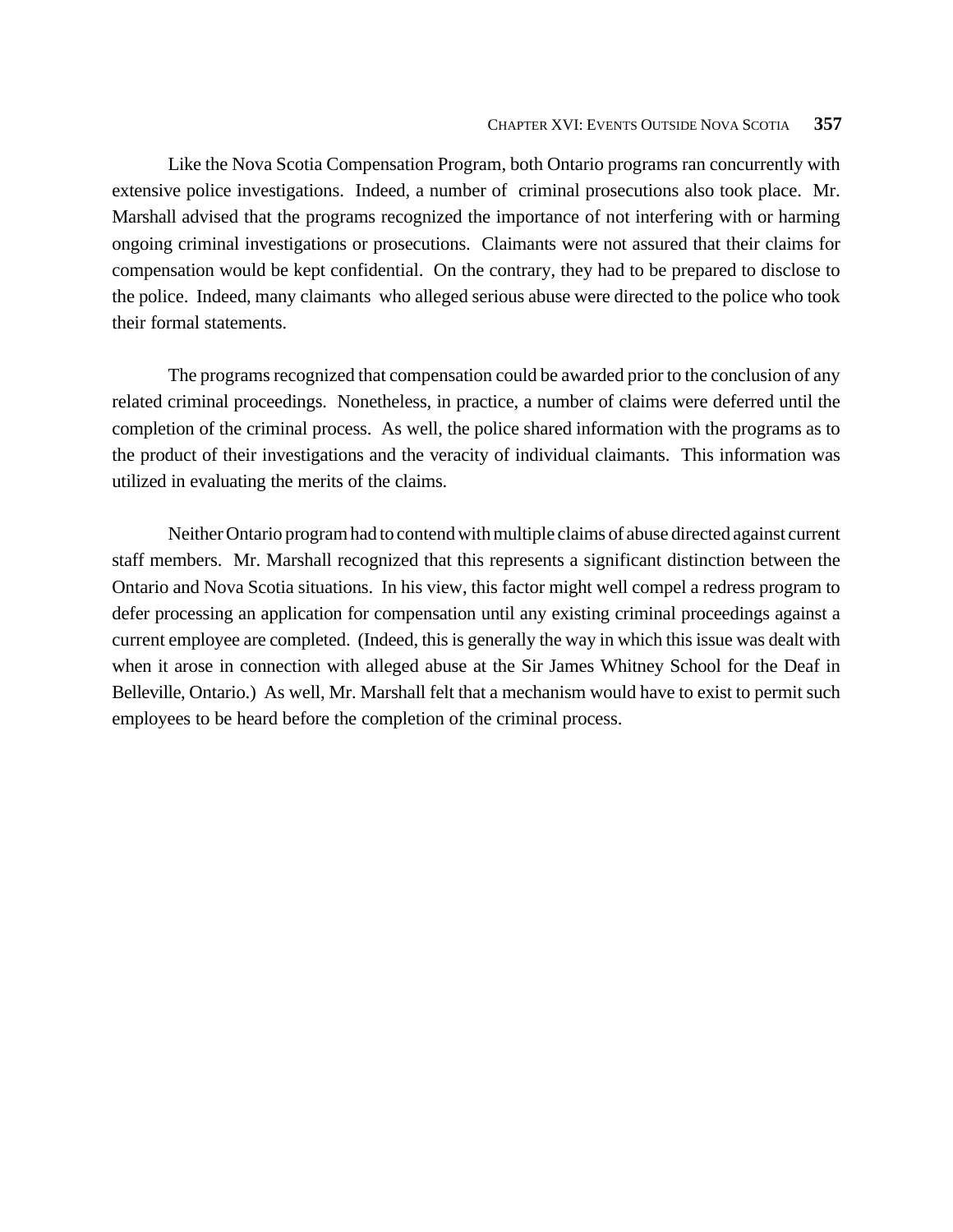Like the Nova Scotia Compensation Program, both Ontario programs ran concurrently with extensive police investigations. Indeed, a number of criminal prosecutions also took place. Mr. Marshall advised that the programs recognized the importance of not interfering with or harming ongoing criminal investigations or prosecutions. Claimants were not assured that their claims for compensation would be kept confidential. On the contrary, they had to be prepared to disclose to the police. Indeed, many claimants who alleged serious abuse were directed to the police who took their formal statements.

The programs recognized that compensation could be awarded prior to the conclusion of any related criminal proceedings. Nonetheless, in practice, a number of claims were deferred until the completion of the criminal process. As well, the police shared information with the programs as to the product of their investigations and the veracity of individual claimants. This information was utilized in evaluating the merits of the claims.

Neither Ontario program had to contend with multiple claims of abuse directed against current staff members. Mr. Marshall recognized that this represents a significant distinction between the Ontario and Nova Scotia situations. In his view, this factor might well compel a redress program to defer processing an application for compensation until any existing criminal proceedings against a current employee are completed. (Indeed, this is generally the way in which this issue was dealt with when it arose in connection with alleged abuse at the Sir James Whitney School for the Deaf in Belleville, Ontario.) As well, Mr. Marshall felt that a mechanism would have to exist to permit such employees to be heard before the completion of the criminal process.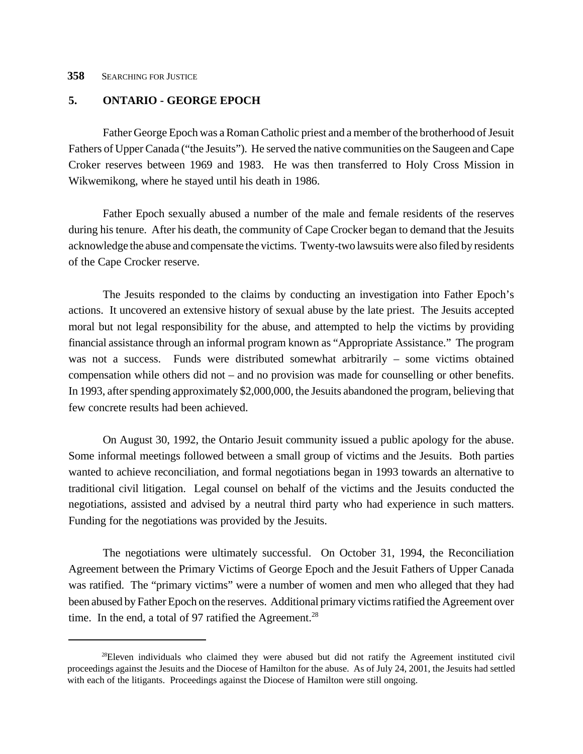## 5. ONTARIO - GEORGE EPOCH

Father George Epoch was a Roman Catholic priest and a member of the brotherhood of Jesuit Fathers of Upper Canada ("the Jesuits"). He served the native communities on the Saugeen and Cape Croker reserves between 1969 and 1983. He was then transferred to Holy Cross Mission in Wikwemikong, where he stayed until his death in 1986.

Father Epoch sexually abused a number of the male and female residents of the reserves during his tenure. After his death, the community of Cape Crocker began to demand that the Jesuits acknowledge the abuse and compensate the victims. Twenty-two lawsuits were also filed by residents of the Cape Crocker reserve.

The Jesuits responded to the claims by conducting an investigation into Father Epoch's actions. It uncovered an extensive history of sexual abuse by the late priest. The Jesuits accepted moral but not legal responsibility for the abuse, and attempted to help the victims by providing financial assistance through an informal program known as "Appropriate Assistance." The program was not a success. Funds were distributed somewhat arbitrarily – some victims obtained compensation while others did not – and no provision was made for counselling or other benefits. In 1993, after spending approximately $2,000,000, the Jesuits abandoned the program, believing that few concrete results had been achieved.

On August 30, 1992, the Ontario Jesuit community issued a public apology for the abuse. Some informal meetings followed between a small group of victims and the Jesuits. Both parties wanted to achieve reconciliation, and formal negotiations began in 1993 towards an alternative to traditional civil litigation. Legal counsel on behalf of the victims and the Jesuits conducted the negotiations, assisted and advised by a neutral third party who had experience in such matters. Funding for the negotiations was provided by the Jesuits.

The negotiations were ultimately successful. On October 31, 1994, the Reconciliation Agreement between the Primary Victims of George Epoch and the Jesuit Fathers of Upper Canada was ratified. The "primary victims" were a number of women and men who alleged that they had been abused by Father Epoch on the reserves. Additional primary victims ratified the Agreement over time. In the end, a total of 97 ratified the Agreement.[28]

---

[28] Eleven individuals who claimed they were abused but did not ratify the Agreement instituted civil proceedings against the Jesuits and the Diocese of Hamilton for the abuse. As of July 24, 2001, the Jesuits had settled with each of the litigants. Proceedings against the Diocese of Hamilton were still ongoing.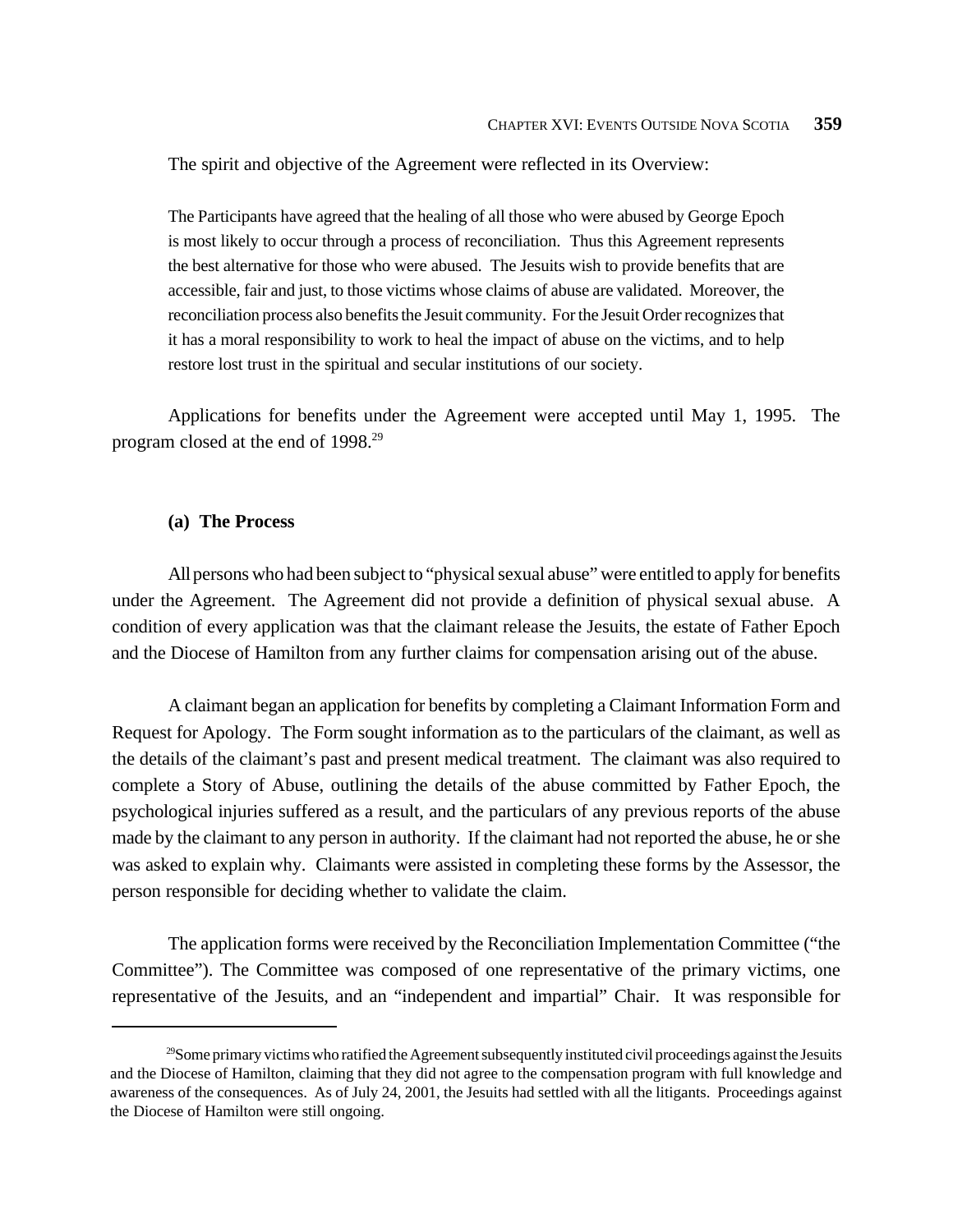The spirit and objective of the Agreement were reflected in its Overview:

> The Participants have agreed that the healing of all those who were abused by George Epoch is most likely to occur through a process of reconciliation. Thus this Agreement represents the best alternative for those who were abused. The Jesuits wish to provide benefits that are accessible, fair and just, to those victims whose claims of abuse are validated. Moreover, the reconciliation process also benefits the Jesuit community. For the Jesuit Order recognizes that it has a moral responsibility to work to heal the impact of abuse on the victims, and to help restore lost trust in the spiritual and secular institutions of our society.

Applications for benefits under the Agreement were accepted until May 1, 1995. The program closed at the end of 1998.[29]

#### (a) The Process

All persons who had been subject to "physical sexual abuse" were entitled to apply for benefits under the Agreement. The Agreement did not provide a definition of physical sexual abuse. A condition of every application was that the claimant release the Jesuits, the estate of Father Epoch and the Diocese of Hamilton from any further claims for compensation arising out of the abuse.

A claimant began an application for benefits by completing a Claimant Information Form and Request for Apology. The Form sought information as to the particulars of the claimant, as well as the details of the claimant's past and present medical treatment. The claimant was also required to complete a Story of Abuse, outlining the details of the abuse committed by Father Epoch, the psychological injuries suffered as a result, and the particulars of any previous reports of the abuse made by the claimant to any person in authority. If the claimant had not reported the abuse, he or she was asked to explain why. Claimants were assisted in completing these forms by the Assessor, the person responsible for deciding whether to validate the claim.

The application forms were received by the Reconciliation Implementation Committee ("the Committee"). The Committee was composed of one representative of the primary victims, one representative of the Jesuits, and an "independent and impartial" Chair. It was responsible for

---

[29] Some primary victims who ratified the Agreement subsequently instituted civil proceedings against the Jesuits and the Diocese of Hamilton, claiming that they did not agree to the compensation program with full knowledge and awareness of the consequences. As of July 24, 2001, the Jesuits had settled with all the litigants. Proceedings against the Diocese of Hamilton were still ongoing.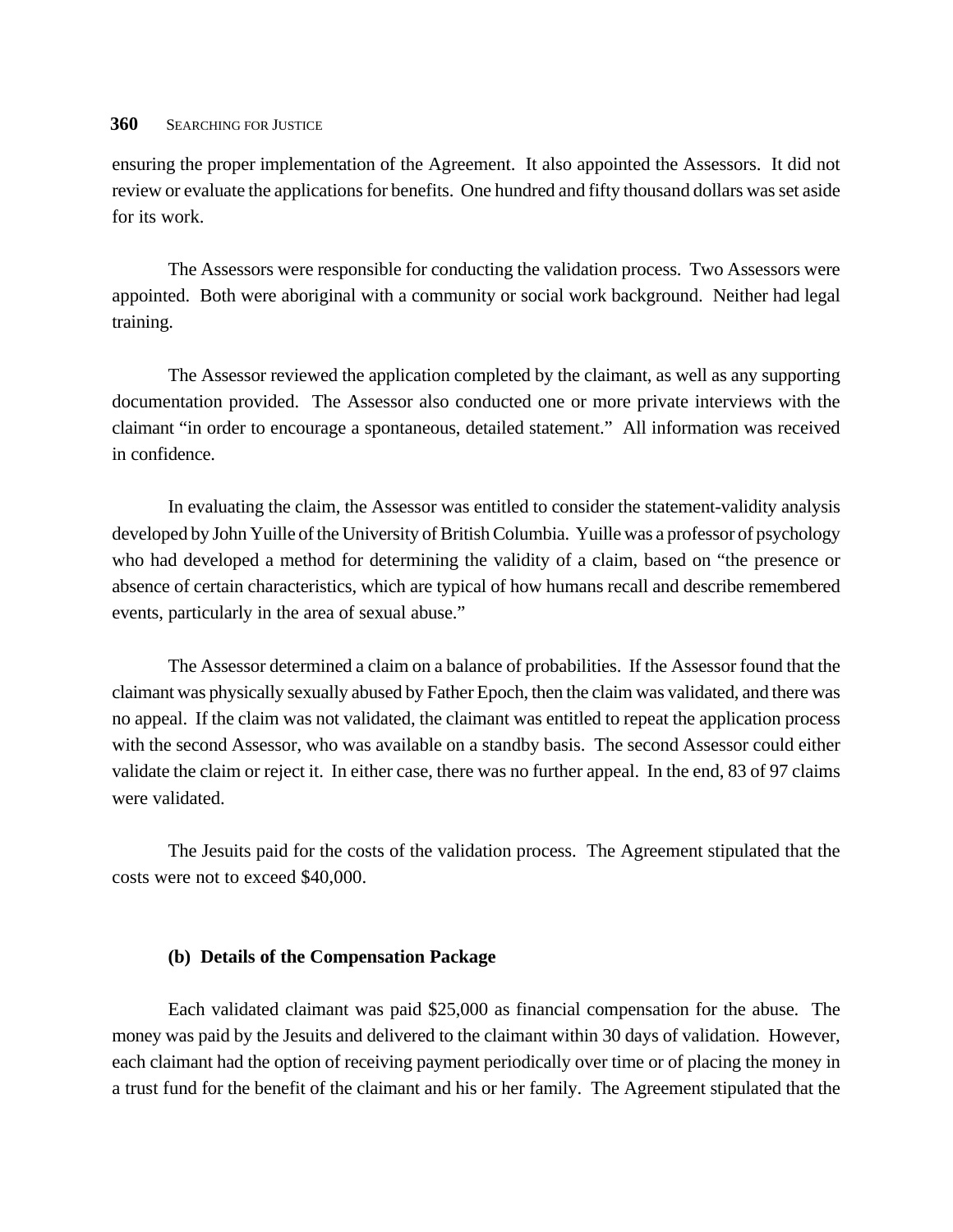ensuring the proper implementation of the Agreement. It also appointed the Assessors. It did not review or evaluate the applications for benefits. One hundred and fifty thousand dollars was set aside for its work.

The Assessors were responsible for conducting the validation process. Two Assessors were appointed. Both were aboriginal with a community or social work background. Neither had legal training.

The Assessor reviewed the application completed by the claimant, as well as any supporting documentation provided. The Assessor also conducted one or more private interviews with the claimant "in order to encourage a spontaneous, detailed statement." All information was received in confidence.

In evaluating the claim, the Assessor was entitled to consider the statement-validity analysis developed by John Yuille of the University of British Columbia. Yuille was a professor of psychology who had developed a method for determining the validity of a claim, based on "the presence or absence of certain characteristics, which are typical of how humans recall and describe remembered events, particularly in the area of sexual abuse."

The Assessor determined a claim on a balance of probabilities. If the Assessor found that the claimant was physically sexually abused by Father Epoch, then the claim was validated, and there was no appeal. If the claim was not validated, the claimant was entitled to repeat the application process with the second Assessor, who was available on a standby basis. The second Assessor could either validate the claim or reject it. In either case, there was no further appeal. In the end, 83 of 97 claims were validated.

The Jesuits paid for the costs of the validation process. The Agreement stipulated that the costs were not to exceed $40,000.

### (b) Details of the Compensation Package

Each validated claimant was paid $25,000 as financial compensation for the abuse. The money was paid by the Jesuits and delivered to the claimant within 30 days of validation. However, each claimant had the option of receiving payment periodically over time or of placing the money in a trust fund for the benefit of the claimant and his or her family. The Agreement stipulated that the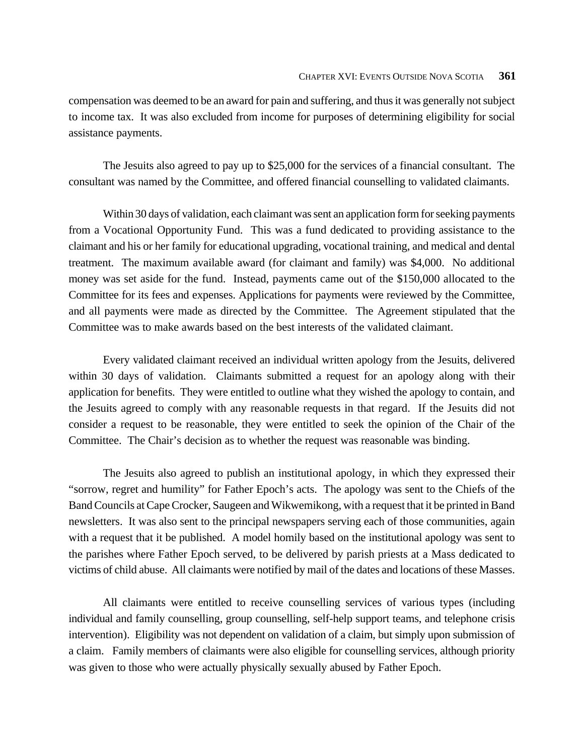compensation was deemed to be an award for pain and suffering, and thus it was generally not subject to income tax. It was also excluded from income for purposes of determining eligibility for social assistance payments.

The Jesuits also agreed to pay up to $25,000 for the services of a financial consultant. The consultant was named by the Committee, and offered financial counselling to validated claimants.

Within 30 days of validation, each claimant was sent an application form for seeking payments from a Vocational Opportunity Fund. This was a fund dedicated to providing assistance to the claimant and his or her family for educational upgrading, vocational training, and medical and dental treatment. The maximum available award (for claimant and family) was $4,000. No additional money was set aside for the fund. Instead, payments came out of the $150,000 allocated to the Committee for its fees and expenses. Applications for payments were reviewed by the Committee, and all payments were made as directed by the Committee. The Agreement stipulated that the Committee was to make awards based on the best interests of the validated claimant.

Every validated claimant received an individual written apology from the Jesuits, delivered within 30 days of validation. Claimants submitted a request for an apology along with their application for benefits. They were entitled to outline what they wished the apology to contain, and the Jesuits agreed to comply with any reasonable requests in that regard. If the Jesuits did not consider a request to be reasonable, they were entitled to seek the opinion of the Chair of the Committee. The Chair's decision as to whether the request was reasonable was binding.

The Jesuits also agreed to publish an institutional apology, in which they expressed their "sorrow, regret and humility" for Father Epoch's acts. The apology was sent to the Chiefs of the Band Councils at Cape Crocker, Saugeen and Wikwemikong, with a request that it be printed in Band newsletters. It was also sent to the principal newspapers serving each of those communities, again with a request that it be published. A model homily based on the institutional apology was sent to the parishes where Father Epoch served, to be delivered by parish priests at a Mass dedicated to victims of child abuse. All claimants were notified by mail of the dates and locations of these Masses.

All claimants were entitled to receive counselling services of various types (including individual and family counselling, group counselling, self-help support teams, and telephone crisis intervention). Eligibility was not dependent on validation of a claim, but simply upon submission of a claim. Family members of claimants were also eligible for counselling services, although priority was given to those who were actually physically sexually abused by Father Epoch.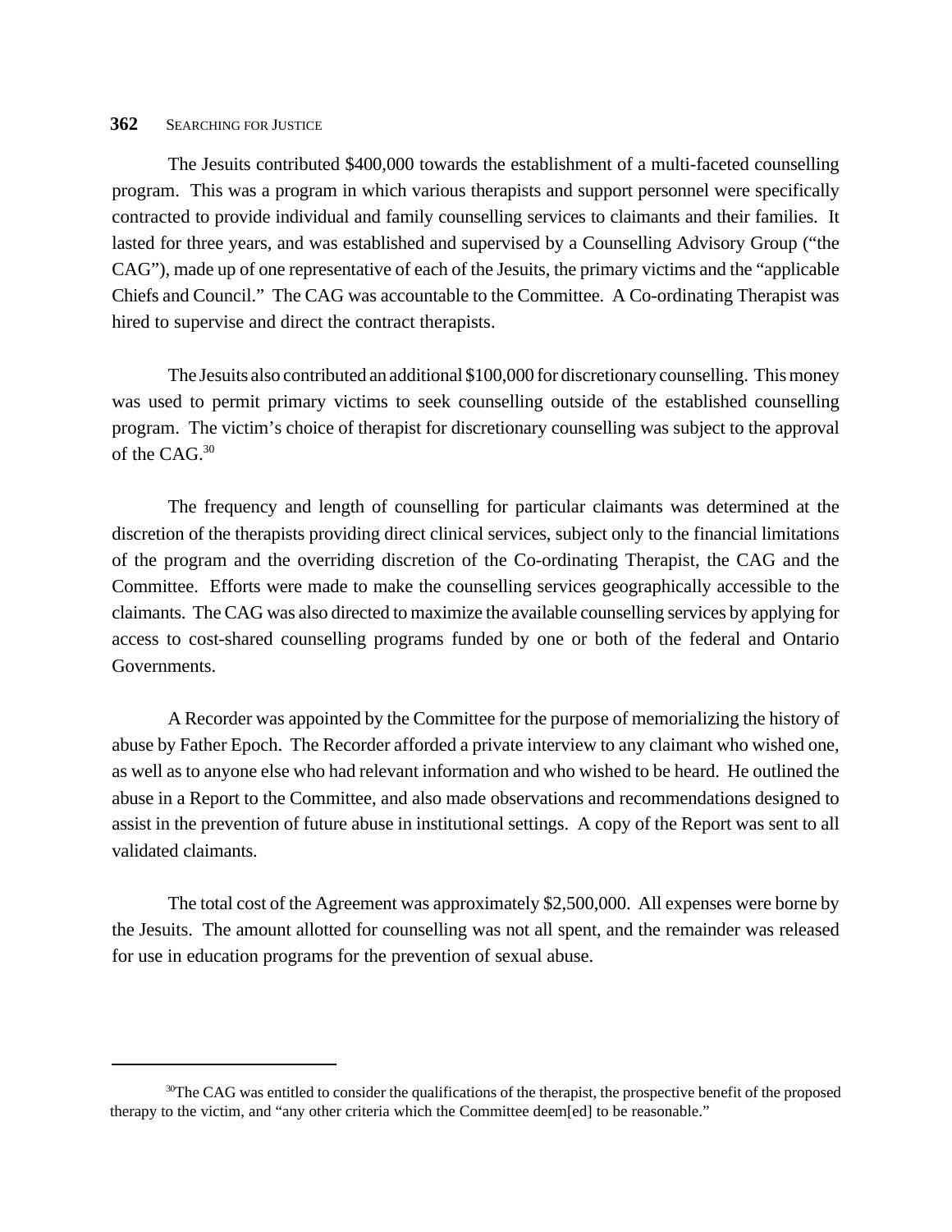The Jesuits contributed $400,000 towards the establishment of a multi-faceted counselling program. This was a program in which various therapists and support personnel were specifically contracted to provide individual and family counselling services to claimants and their families. It lasted for three years, and was established and supervised by a Counselling Advisory Group ("the CAG"), made up of one representative of each of the Jesuits, the primary victims and the "applicable Chiefs and Council." The CAG was accountable to the Committee. A Co-ordinating Therapist was hired to supervise and direct the contract therapists.

The Jesuits also contributed an additional $100,000 for discretionary counselling. This money was used to permit primary victims to seek counselling outside of the established counselling program. The victim's choice of therapist for discretionary counselling was subject to the approval of the CAG.[30]

The frequency and length of counselling for particular claimants was determined at the discretion of the therapists providing direct clinical services, subject only to the financial limitations of the program and the overriding discretion of the Co-ordinating Therapist, the CAG and the Committee. Efforts were made to make the counselling services geographically accessible to the claimants. The CAG was also directed to maximize the available counselling services by applying for access to cost-shared counselling programs funded by one or both of the federal and Ontario Governments.

A Recorder was appointed by the Committee for the purpose of memorializing the history of abuse by Father Epoch. The Recorder afforded a private interview to any claimant who wished one, as well as to anyone else who had relevant information and who wished to be heard. He outlined the abuse in a Report to the Committee, and also made observations and recommendations designed to assist in the prevention of future abuse in institutional settings. A copy of the Report was sent to all validated claimants.

The total cost of the Agreement was approximately $2,500,000. All expenses were borne by the Jesuits. The amount allotted for counselling was not all spent, and the remainder was released for use in education programs for the prevention of sexual abuse.

---

[30] The CAG was entitled to consider the qualifications of the therapist, the prospective benefit of the proposed therapy to the victim, and "any other criteria which the Committee deem[ed] to be reasonable."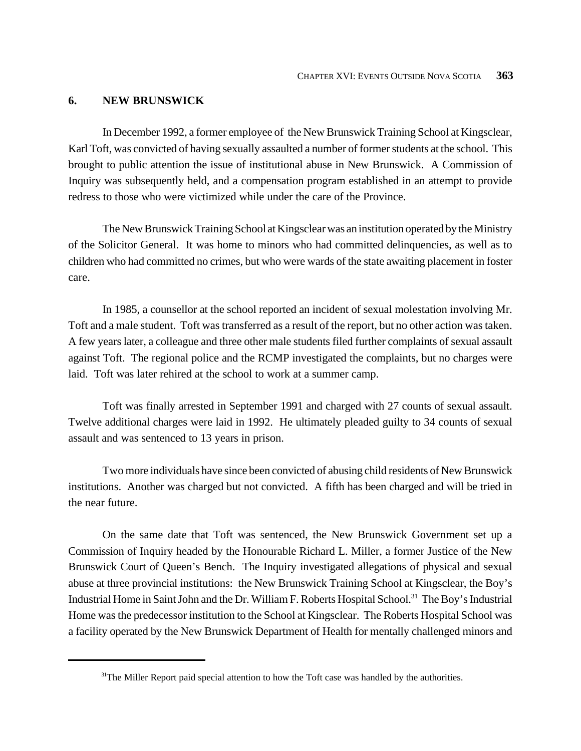## 6. NEW BRUNSWICK

In December 1992, a former employee of the New Brunswick Training School at Kingsclear, Karl Toft, was convicted of having sexually assaulted a number of former students at the school. This brought to public attention the issue of institutional abuse in New Brunswick. A Commission of Inquiry was subsequently held, and a compensation program established in an attempt to provide redress to those who were victimized while under the care of the Province.

The New Brunswick Training School at Kingsclear was an institution operated by the Ministry of the Solicitor General. It was home to minors who had committed delinquencies, as well as to children who had committed no crimes, but who were wards of the state awaiting placement in foster care.

In 1985, a counsellor at the school reported an incident of sexual molestation involving Mr. Toft and a male student. Toft was transferred as a result of the report, but no other action was taken. A few years later, a colleague and three other male students filed further complaints of sexual assault against Toft. The regional police and the RCMP investigated the complaints, but no charges were laid. Toft was later rehired at the school to work at a summer camp.

Toft was finally arrested in September 1991 and charged with 27 counts of sexual assault. Twelve additional charges were laid in 1992. He ultimately pleaded guilty to 34 counts of sexual assault and was sentenced to 13 years in prison.

Two more individuals have since been convicted of abusing child residents of New Brunswick institutions. Another was charged but not convicted. A fifth has been charged and will be tried in the near future.

On the same date that Toft was sentenced, the New Brunswick Government set up a Commission of Inquiry headed by the Honourable Richard L. Miller, a former Justice of the New Brunswick Court of Queen's Bench. The Inquiry investigated allegations of physical and sexual abuse at three provincial institutions: the New Brunswick Training School at Kingsclear, the Boy's Industrial Home in Saint John and the Dr. William F. Roberts Hospital School.[31] The Boy's Industrial Home was the predecessor institution to the School at Kingsclear. The Roberts Hospital School was a facility operated by the New Brunswick Department of Health for mentally challenged minors and

---

[31] The Miller Report paid special attention to how the Toft case was handled by the authorities.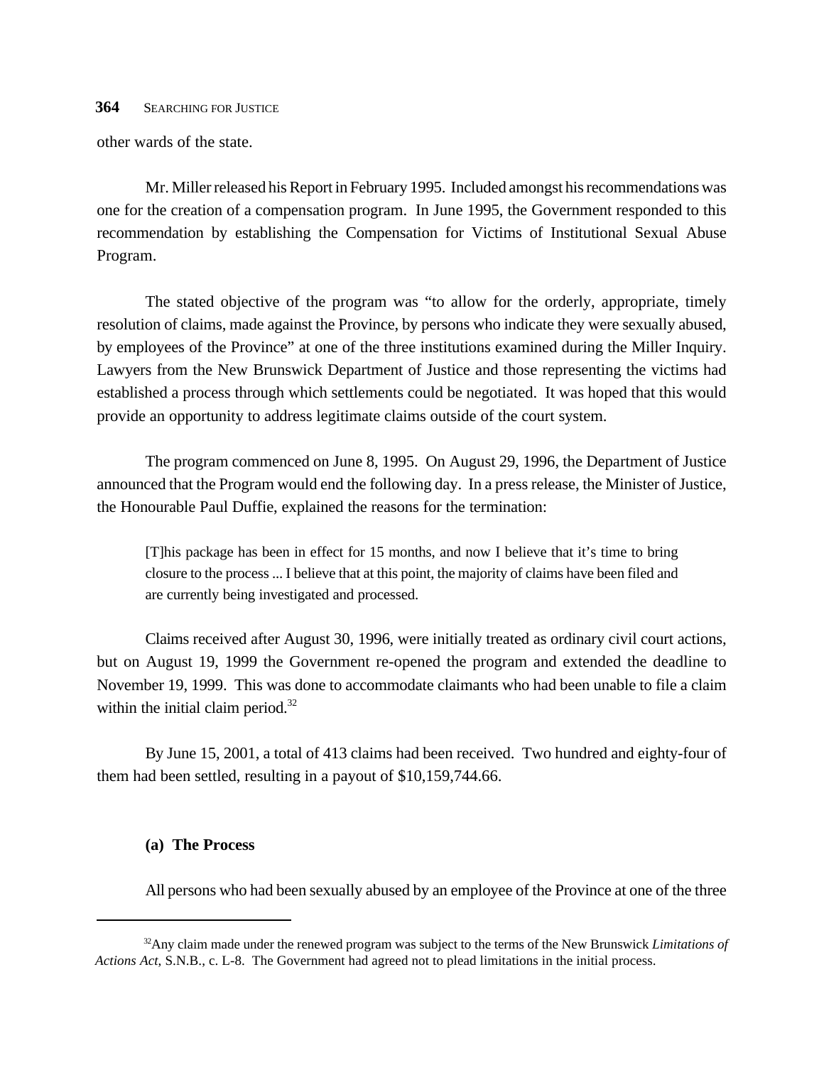other wards of the state.

Mr. Miller released his Report in February 1995. Included amongst his recommendations was one for the creation of a compensation program. In June 1995, the Government responded to this recommendation by establishing the Compensation for Victims of Institutional Sexual Abuse Program.

The stated objective of the program was "to allow for the orderly, appropriate, timely resolution of claims, made against the Province, by persons who indicate they were sexually abused, by employees of the Province" at one of the three institutions examined during the Miller Inquiry. Lawyers from the New Brunswick Department of Justice and those representing the victims had established a process through which settlements could be negotiated. It was hoped that this would provide an opportunity to address legitimate claims outside of the court system.

The program commenced on June 8, 1995. On August 29, 1996, the Department of Justice announced that the Program would end the following day. In a press release, the Minister of Justice, the Honourable Paul Duffie, explained the reasons for the termination:

> [T]his package has been in effect for 15 months, and now I believe that it's time to bring closure to the process ... I believe that at this point, the majority of claims have been filed and are currently being investigated and processed.

Claims received after August 30, 1996, were initially treated as ordinary civil court actions, but on August 19, 1999 the Government re-opened the program and extended the deadline to November 19, 1999. This was done to accommodate claimants who had been unable to file a claim within the initial claim period.[32]

By June 15, 2001, a total of 413 claims had been received. Two hundred and eighty-four of them had been settled, resulting in a payout of $10,159,744.66.

### (a) The Process

All persons who had been sexually abused by an employee of the Province at one of the three

---

[32] Any claim made under the renewed program was subject to the terms of the New Brunswick *Limitations of Actions Act*, S.N.B., c. L-8. The Government had agreed not to plead limitations in the initial process.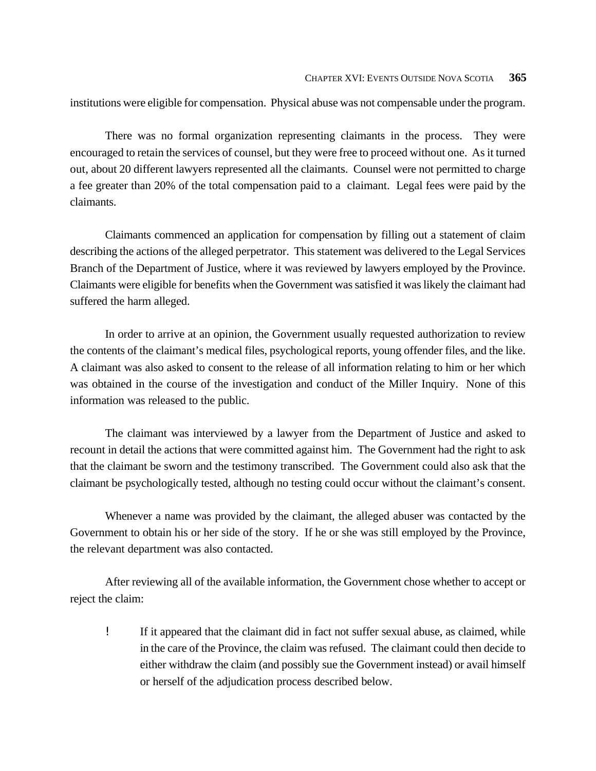institutions were eligible for compensation. Physical abuse was not compensable under the program.

There was no formal organization representing claimants in the process. They were encouraged to retain the services of counsel, but they were free to proceed without one. As it turned out, about 20 different lawyers represented all the claimants. Counsel were not permitted to charge a fee greater than 20% of the total compensation paid to a claimant. Legal fees were paid by the claimants.

Claimants commenced an application for compensation by filling out a statement of claim describing the actions of the alleged perpetrator. This statement was delivered to the Legal Services Branch of the Department of Justice, where it was reviewed by lawyers employed by the Province. Claimants were eligible for benefits when the Government was satisfied it was likely the claimant had suffered the harm alleged.

In order to arrive at an opinion, the Government usually requested authorization to review the contents of the claimant's medical files, psychological reports, young offender files, and the like. A claimant was also asked to consent to the release of all information relating to him or her which was obtained in the course of the investigation and conduct of the Miller Inquiry. None of this information was released to the public.

The claimant was interviewed by a lawyer from the Department of Justice and asked to recount in detail the actions that were committed against him. The Government had the right to ask that the claimant be sworn and the testimony transcribed. The Government could also ask that the claimant be psychologically tested, although no testing could occur without the claimant's consent.

Whenever a name was provided by the claimant, the alleged abuser was contacted by the Government to obtain his or her side of the story. If he or she was still employed by the Province, the relevant department was also contacted.

After reviewing all of the available information, the Government chose whether to accept or reject the claim:

- If it appeared that the claimant did in fact not suffer sexual abuse, as claimed, while in the care of the Province, the claim was refused. The claimant could then decide to either withdraw the claim (and possibly sue the Government instead) or avail himself or herself of the adjudication process described below.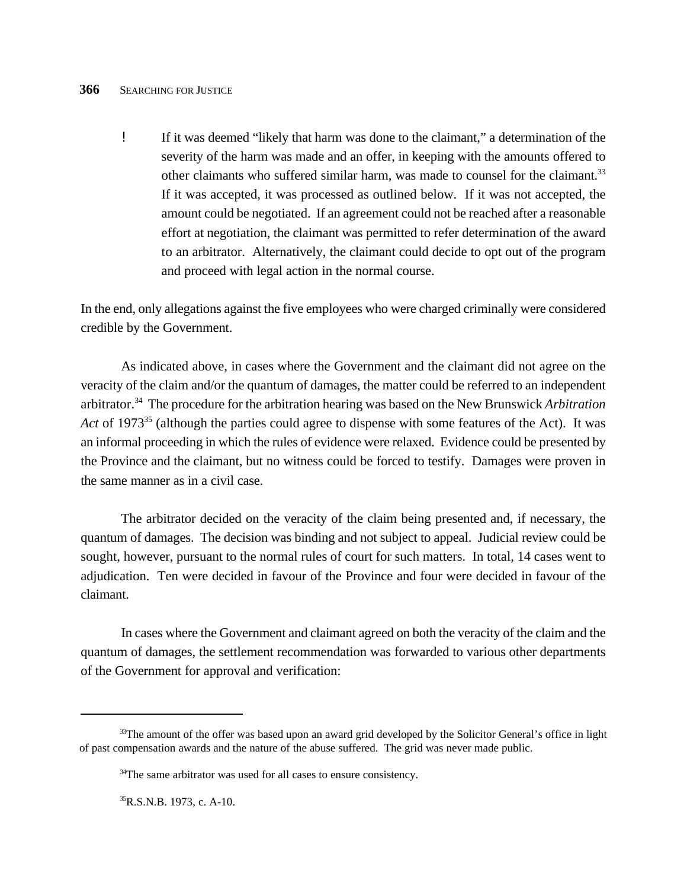- If it was deemed "likely that harm was done to the claimant," a determination of the severity of the harm was made and an offer, in keeping with the amounts offered to other claimants who suffered similar harm, was made to counsel for the claimant.[33] If it was accepted, it was processed as outlined below. If it was not accepted, the amount could be negotiated. If an agreement could not be reached after a reasonable effort at negotiation, the claimant was permitted to refer determination of the award to an arbitrator. Alternatively, the claimant could decide to opt out of the program and proceed with legal action in the normal course.

In the end, only allegations against the five employees who were charged criminally were considered credible by the Government.

As indicated above, in cases where the Government and the claimant did not agree on the veracity of the claim and/or the quantum of damages, the matter could be referred to an independent arbitrator.[34] The procedure for the arbitration hearing was based on the New Brunswick *Arbitration Act* of 1973[35] (although the parties could agree to dispense with some features of the Act). It was an informal proceeding in which the rules of evidence were relaxed. Evidence could be presented by the Province and the claimant, but no witness could be forced to testify. Damages were proven in the same manner as in a civil case.

The arbitrator decided on the veracity of the claim being presented and, if necessary, the quantum of damages. The decision was binding and not subject to appeal. Judicial review could be sought, however, pursuant to the normal rules of court for such matters. In total, 14 cases went to adjudication. Ten were decided in favour of the Province and four were decided in favour of the claimant.

In cases where the Government and claimant agreed on both the veracity of the claim and the quantum of damages, the settlement recommendation was forwarded to various other departments of the Government for approval and verification:

---

[33] The amount of the offer was based upon an award grid developed by the Solicitor General's office in light of past compensation awards and the nature of the abuse suffered. The grid was never made public.

[34] The same arbitrator was used for all cases to ensure consistency.

[35] R.S.N.B. 1973, c. A-10.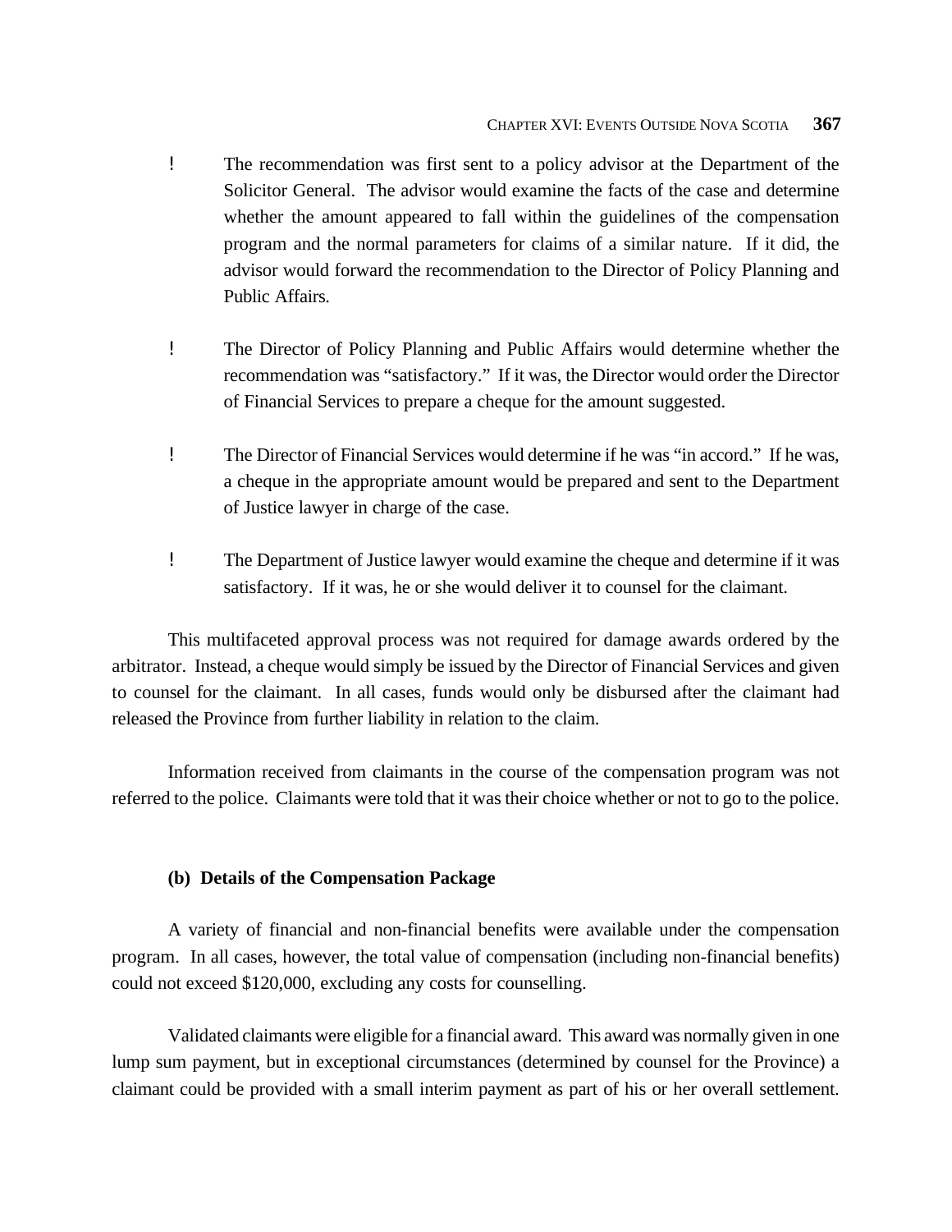- The recommendation was first sent to a policy advisor at the Department of the Solicitor General. The advisor would examine the facts of the case and determine whether the amount appeared to fall within the guidelines of the compensation program and the normal parameters for claims of a similar nature. If it did, the advisor would forward the recommendation to the Director of Policy Planning and Public Affairs.

- The Director of Policy Planning and Public Affairs would determine whether the recommendation was "satisfactory." If it was, the Director would order the Director of Financial Services to prepare a cheque for the amount suggested.

- The Director of Financial Services would determine if he was "in accord." If he was, a cheque in the appropriate amount would be prepared and sent to the Department of Justice lawyer in charge of the case.

- The Department of Justice lawyer would examine the cheque and determine if it was satisfactory. If it was, he or she would deliver it to counsel for the claimant.

This multifaceted approval process was not required for damage awards ordered by the arbitrator. Instead, a cheque would simply be issued by the Director of Financial Services and given to counsel for the claimant. In all cases, funds would only be disbursed after the claimant had released the Province from further liability in relation to the claim.

Information received from claimants in the course of the compensation program was not referred to the police. Claimants were told that it was their choice whether or not to go to the police.

#### (b) Details of the Compensation Package

A variety of financial and non-financial benefits were available under the compensation program. In all cases, however, the total value of compensation (including non-financial benefits) could not exceed $120,000, excluding any costs for counselling.

Validated claimants were eligible for a financial award. This award was normally given in one lump sum payment, but in exceptional circumstances (determined by counsel for the Province) a claimant could be provided with a small interim payment as part of his or her overall settlement.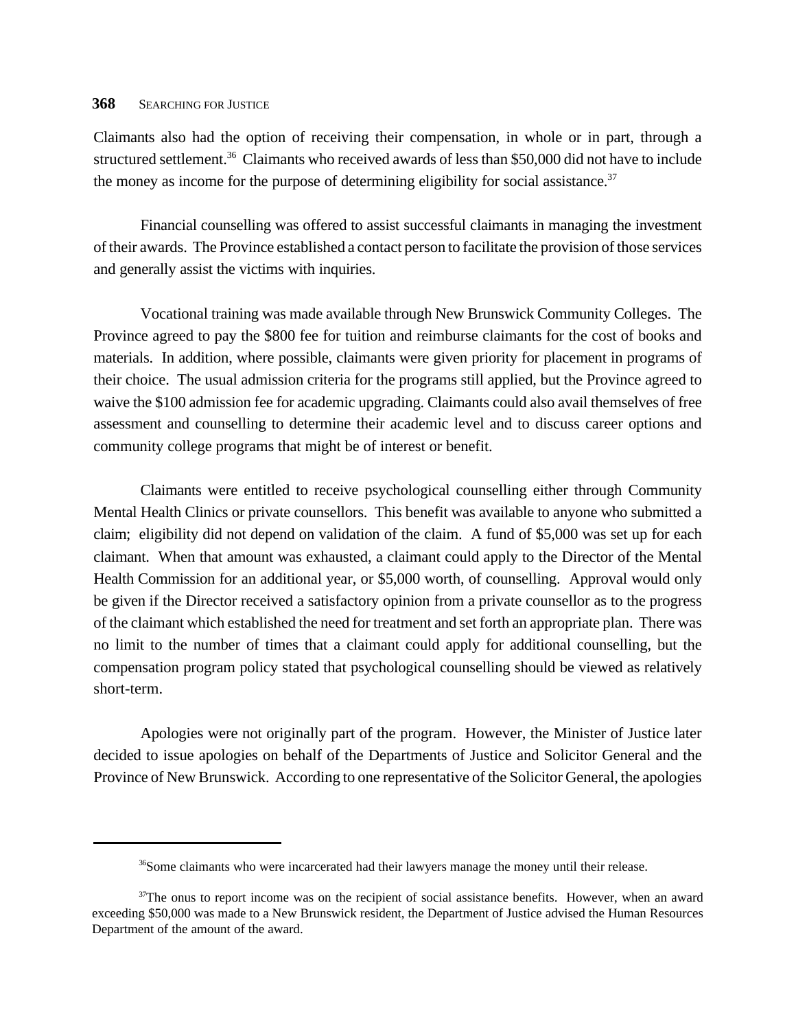Claimants also had the option of receiving their compensation, in whole or in part, through a structured settlement.[36] Claimants who received awards of less than $50,000 did not have to include the money as income for the purpose of determining eligibility for social assistance.[37]

Financial counselling was offered to assist successful claimants in managing the investment of their awards. The Province established a contact person to facilitate the provision of those services and generally assist the victims with inquiries.

Vocational training was made available through New Brunswick Community Colleges. The Province agreed to pay the $800 fee for tuition and reimburse claimants for the cost of books and materials. In addition, where possible, claimants were given priority for placement in programs of their choice. The usual admission criteria for the programs still applied, but the Province agreed to waive the $100 admission fee for academic upgrading. Claimants could also avail themselves of free assessment and counselling to determine their academic level and to discuss career options and community college programs that might be of interest or benefit.

Claimants were entitled to receive psychological counselling either through Community Mental Health Clinics or private counsellors. This benefit was available to anyone who submitted a claim; eligibility did not depend on validation of the claim. A fund of $5,000 was set up for each claimant. When that amount was exhausted, a claimant could apply to the Director of the Mental Health Commission for an additional year, or $5,000 worth, of counselling. Approval would only be given if the Director received a satisfactory opinion from a private counsellor as to the progress of the claimant which established the need for treatment and set forth an appropriate plan. There was no limit to the number of times that a claimant could apply for additional counselling, but the compensation program policy stated that psychological counselling should be viewed as relatively short-term.

Apologies were not originally part of the program. However, the Minister of Justice later decided to issue apologies on behalf of the Departments of Justice and Solicitor General and the Province of New Brunswick. According to one representative of the Solicitor General, the apologies

---

[36] Some claimants who were incarcerated had their lawyers manage the money until their release.

[37] The onus to report income was on the recipient of social assistance benefits. However, when an award exceeding $50,000 was made to a New Brunswick resident, the Department of Justice advised the Human Resources Department of the amount of the award.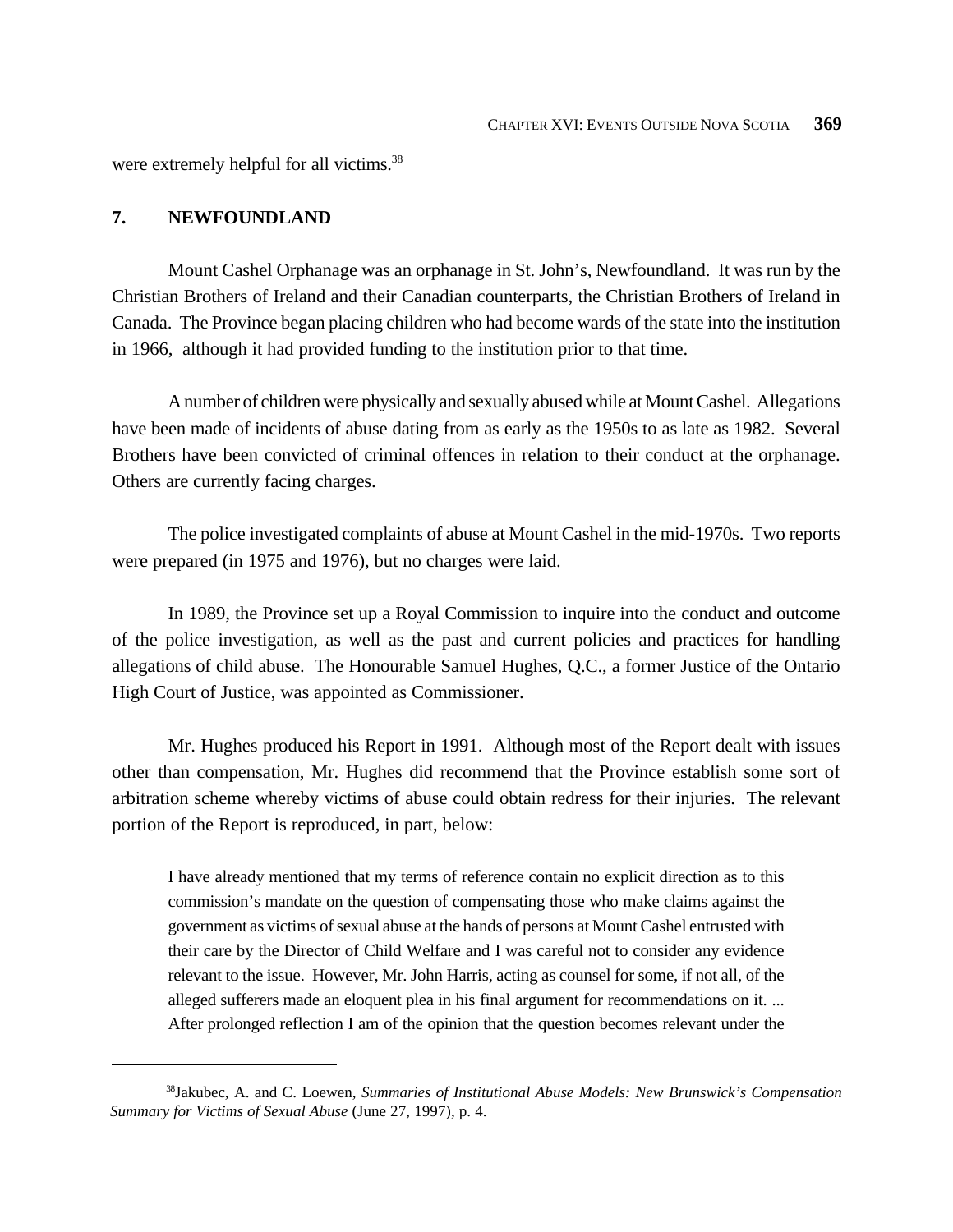were extremely helpful for all victims.[38]

## 7. NEWFOUNDLAND

Mount Cashel Orphanage was an orphanage in St. John's, Newfoundland. It was run by the Christian Brothers of Ireland and their Canadian counterparts, the Christian Brothers of Ireland in Canada. The Province began placing children who had become wards of the state into the institution in 1966, although it had provided funding to the institution prior to that time.

A number of children were physically and sexually abused while at Mount Cashel. Allegations have been made of incidents of abuse dating from as early as the 1950s to as late as 1982. Several Brothers have been convicted of criminal offences in relation to their conduct at the orphanage. Others are currently facing charges.

The police investigated complaints of abuse at Mount Cashel in the mid-1970s. Two reports were prepared (in 1975 and 1976), but no charges were laid.

In 1989, the Province set up a Royal Commission to inquire into the conduct and outcome of the police investigation, as well as the past and current policies and practices for handling allegations of child abuse. The Honourable Samuel Hughes, Q.C., a former Justice of the Ontario High Court of Justice, was appointed as Commissioner.

Mr. Hughes produced his Report in 1991. Although most of the Report dealt with issues other than compensation, Mr. Hughes did recommend that the Province establish some sort of arbitration scheme whereby victims of abuse could obtain redress for their injuries. The relevant portion of the Report is reproduced, in part, below:

> I have already mentioned that my terms of reference contain no explicit direction as to this commission's mandate on the question of compensating those who make claims against the government as victims of sexual abuse at the hands of persons at Mount Cashel entrusted with their care by the Director of Child Welfare and I was careful not to consider any evidence relevant to the issue. However, Mr. John Harris, acting as counsel for some, if not all, of the alleged sufferers made an eloquent plea in his final argument for recommendations on it. ... After prolonged reflection I am of the opinion that the question becomes relevant under the

---

[38] Jakubec, A. and C. Loewen, *Summaries of Institutional Abuse Models: New Brunswick's Compensation Summary for Victims of Sexual Abuse* (June 27, 1997), p. 4.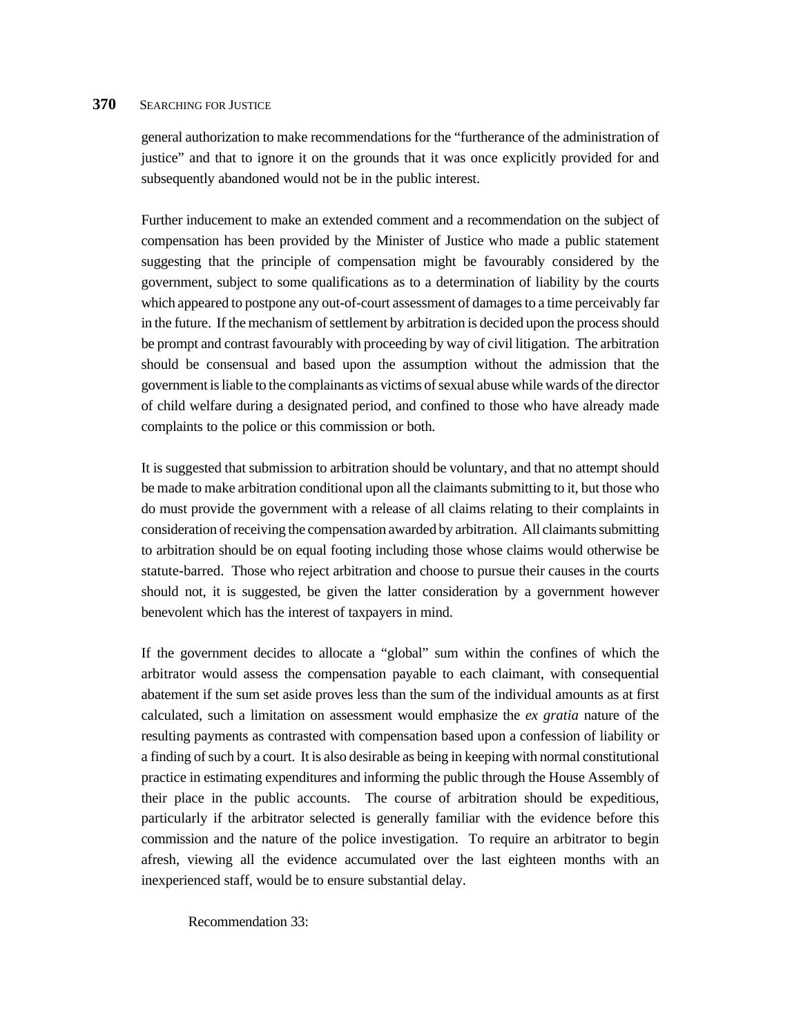general authorization to make recommendations for the "furtherance of the administration of justice" and that to ignore it on the grounds that it was once explicitly provided for and subsequently abandoned would not be in the public interest.

Further inducement to make an extended comment and a recommendation on the subject of compensation has been provided by the Minister of Justice who made a public statement suggesting that the principle of compensation might be favourably considered by the government, subject to some qualifications as to a determination of liability by the courts which appeared to postpone any out-of-court assessment of damages to a time perceivably far in the future. If the mechanism of settlement by arbitration is decided upon the process should be prompt and contrast favourably with proceeding by way of civil litigation. The arbitration should be consensual and based upon the assumption without the admission that the government is liable to the complainants as victims of sexual abuse while wards of the director of child welfare during a designated period, and confined to those who have already made complaints to the police or this commission or both.

It is suggested that submission to arbitration should be voluntary, and that no attempt should be made to make arbitration conditional upon all the claimants submitting to it, but those who do must provide the government with a release of all claims relating to their complaints in consideration of receiving the compensation awarded by arbitration. All claimants submitting to arbitration should be on equal footing including those whose claims would otherwise be statute-barred. Those who reject arbitration and choose to pursue their causes in the courts should not, it is suggested, be given the latter consideration by a government however benevolent which has the interest of taxpayers in mind.

If the government decides to allocate a "global" sum within the confines of which the arbitrator would assess the compensation payable to each claimant, with consequential abatement if the sum set aside proves less than the sum of the individual amounts as at first calculated, such a limitation on assessment would emphasize the *ex gratia* nature of the resulting payments as contrasted with compensation based upon a confession of liability or a finding of such by a court. It is also desirable as being in keeping with normal constitutional practice in estimating expenditures and informing the public through the House Assembly of their place in the public accounts. The course of arbitration should be expeditious, particularly if the arbitrator selected is generally familiar with the evidence before this commission and the nature of the police investigation. To require an arbitrator to begin afresh, viewing all the evidence accumulated over the last eighteen months with an inexperienced staff, would be to ensure substantial delay.

Recommendation 33: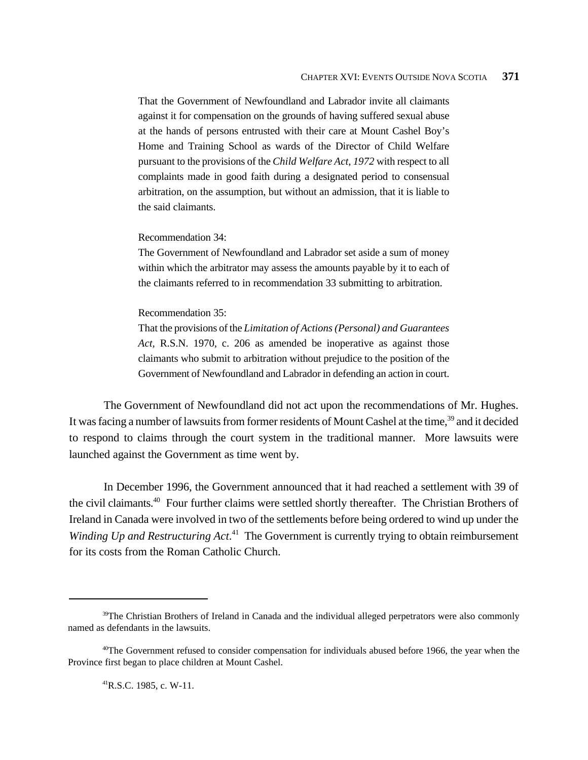> That the Government of Newfoundland and Labrador invite all claimants against it for compensation on the grounds of having suffered sexual abuse at the hands of persons entrusted with their care at Mount Cashel Boy's Home and Training School as wards of the Director of Child Welfare pursuant to the provisions of the *Child Welfare Act, 1972* with respect to all complaints made in good faith during a designated period to consensual arbitration, on the assumption, but without an admission, that it is liable to the said claimants.
>
> Recommendation 34:
> The Government of Newfoundland and Labrador set aside a sum of money within which the arbitrator may assess the amounts payable by it to each of the claimants referred to in recommendation 33 submitting to arbitration.
>
> Recommendation 35:
> That the provisions of the *Limitation of Actions (Personal) and Guarantees Act*, R.S.N. 1970, c. 206 as amended be inoperative as against those claimants who submit to arbitration without prejudice to the position of the Government of Newfoundland and Labrador in defending an action in court.

The Government of Newfoundland did not act upon the recommendations of Mr. Hughes. It was facing a number of lawsuits from former residents of Mount Cashel at the time,[39] and it decided to respond to claims through the court system in the traditional manner. More lawsuits were launched against the Government as time went by.

In December 1996, the Government announced that it had reached a settlement with 39 of the civil claimants.[40] Four further claims were settled shortly thereafter. The Christian Brothers of Ireland in Canada were involved in two of the settlements before being ordered to wind up under the *Winding Up and Restructuring Act*.[41] The Government is currently trying to obtain reimbursement for its costs from the Roman Catholic Church.

---

[39] The Christian Brothers of Ireland in Canada and the individual alleged perpetrators were also commonly named as defendants in the lawsuits.

[40] The Government refused to consider compensation for individuals abused before 1966, the year when the Province first began to place children at Mount Cashel.

[41] R.S.C. 1985, c. W-11.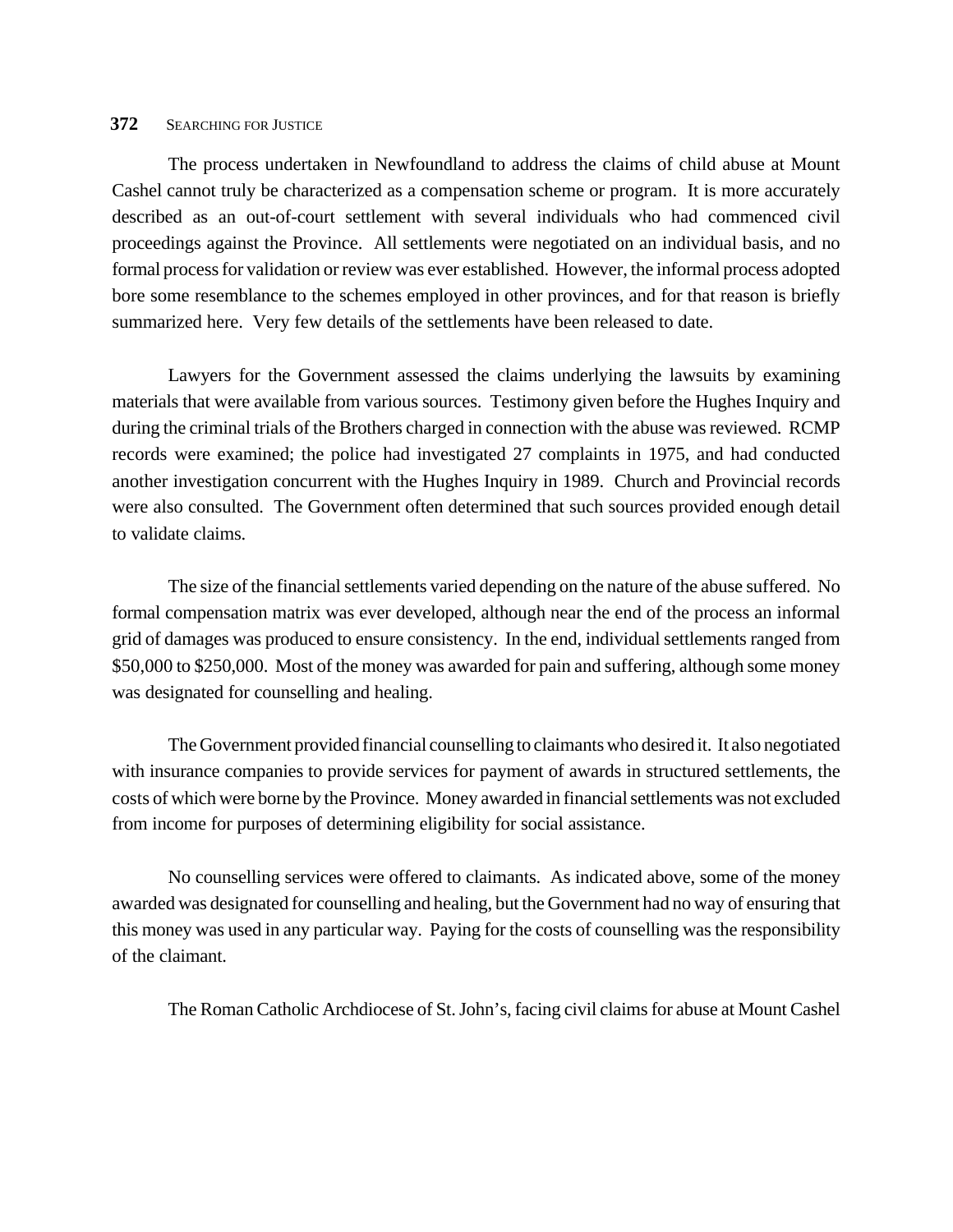The process undertaken in Newfoundland to address the claims of child abuse at Mount Cashel cannot truly be characterized as a compensation scheme or program. It is more accurately described as an out-of-court settlement with several individuals who had commenced civil proceedings against the Province. All settlements were negotiated on an individual basis, and no formal process for validation or review was ever established. However, the informal process adopted bore some resemblance to the schemes employed in other provinces, and for that reason is briefly summarized here. Very few details of the settlements have been released to date.

Lawyers for the Government assessed the claims underlying the lawsuits by examining materials that were available from various sources. Testimony given before the Hughes Inquiry and during the criminal trials of the Brothers charged in connection with the abuse was reviewed. RCMP records were examined; the police had investigated 27 complaints in 1975, and had conducted another investigation concurrent with the Hughes Inquiry in 1989. Church and Provincial records were also consulted. The Government often determined that such sources provided enough detail to validate claims.

The size of the financial settlements varied depending on the nature of the abuse suffered. No formal compensation matrix was ever developed, although near the end of the process an informal grid of damages was produced to ensure consistency. In the end, individual settlements ranged from $50,000 to $250,000. Most of the money was awarded for pain and suffering, although some money was designated for counselling and healing.

The Government provided financial counselling to claimants who desired it. It also negotiated with insurance companies to provide services for payment of awards in structured settlements, the costs of which were borne by the Province. Money awarded in financial settlements was not excluded from income for purposes of determining eligibility for social assistance.

No counselling services were offered to claimants. As indicated above, some of the money awarded was designated for counselling and healing, but the Government had no way of ensuring that this money was used in any particular way. Paying for the costs of counselling was the responsibility of the claimant.

The Roman Catholic Archdiocese of St. John's, facing civil claims for abuse at Mount Cashel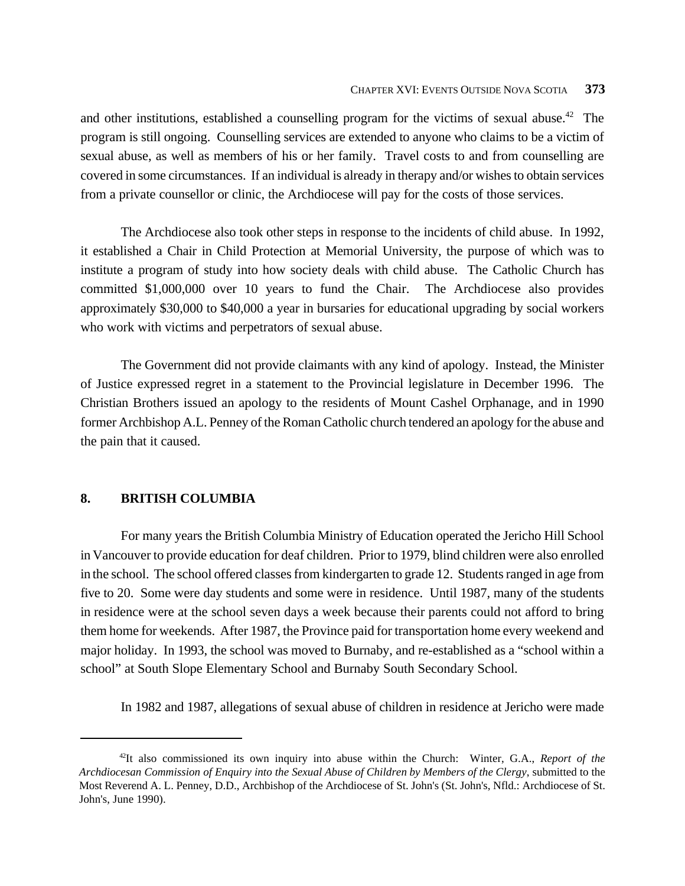and other institutions, established a counselling program for the victims of sexual abuse.[42] The program is still ongoing. Counselling services are extended to anyone who claims to be a victim of sexual abuse, as well as members of his or her family. Travel costs to and from counselling are covered in some circumstances. If an individual is already in therapy and/or wishes to obtain services from a private counsellor or clinic, the Archdiocese will pay for the costs of those services.

The Archdiocese also took other steps in response to the incidents of child abuse. In 1992, it established a Chair in Child Protection at Memorial University, the purpose of which was to institute a program of study into how society deals with child abuse. The Catholic Church has committed $1,000,000 over 10 years to fund the Chair. The Archdiocese also provides approximately $30,000 to $40,000 a year in bursaries for educational upgrading by social workers who work with victims and perpetrators of sexual abuse.

The Government did not provide claimants with any kind of apology. Instead, the Minister of Justice expressed regret in a statement to the Provincial legislature in December 1996. The Christian Brothers issued an apology to the residents of Mount Cashel Orphanage, and in 1990 former Archbishop A.L. Penney of the Roman Catholic church tendered an apology for the abuse and the pain that it caused.

## 8. BRITISH COLUMBIA

For many years the British Columbia Ministry of Education operated the Jericho Hill School in Vancouver to provide education for deaf children. Prior to 1979, blind children were also enrolled in the school. The school offered classes from kindergarten to grade 12. Students ranged in age from five to 20. Some were day students and some were in residence. Until 1987, many of the students in residence were at the school seven days a week because their parents could not afford to bring them home for weekends. After 1987, the Province paid for transportation home every weekend and major holiday. In 1993, the school was moved to Burnaby, and re-established as a "school within a school" at South Slope Elementary School and Burnaby South Secondary School.

In 1982 and 1987, allegations of sexual abuse of children in residence at Jericho were made

---

[42] It also commissioned its own inquiry into abuse within the Church: Winter, G.A., *Report of the Archdiocesan Commission of Enquiry into the Sexual Abuse of Children by Members of the Clergy*, submitted to the Most Reverend A. L. Penney, D.D., Archbishop of the Archdiocese of St. John's (St. John's, Nfld.: Archdiocese of St. John's, June 1990).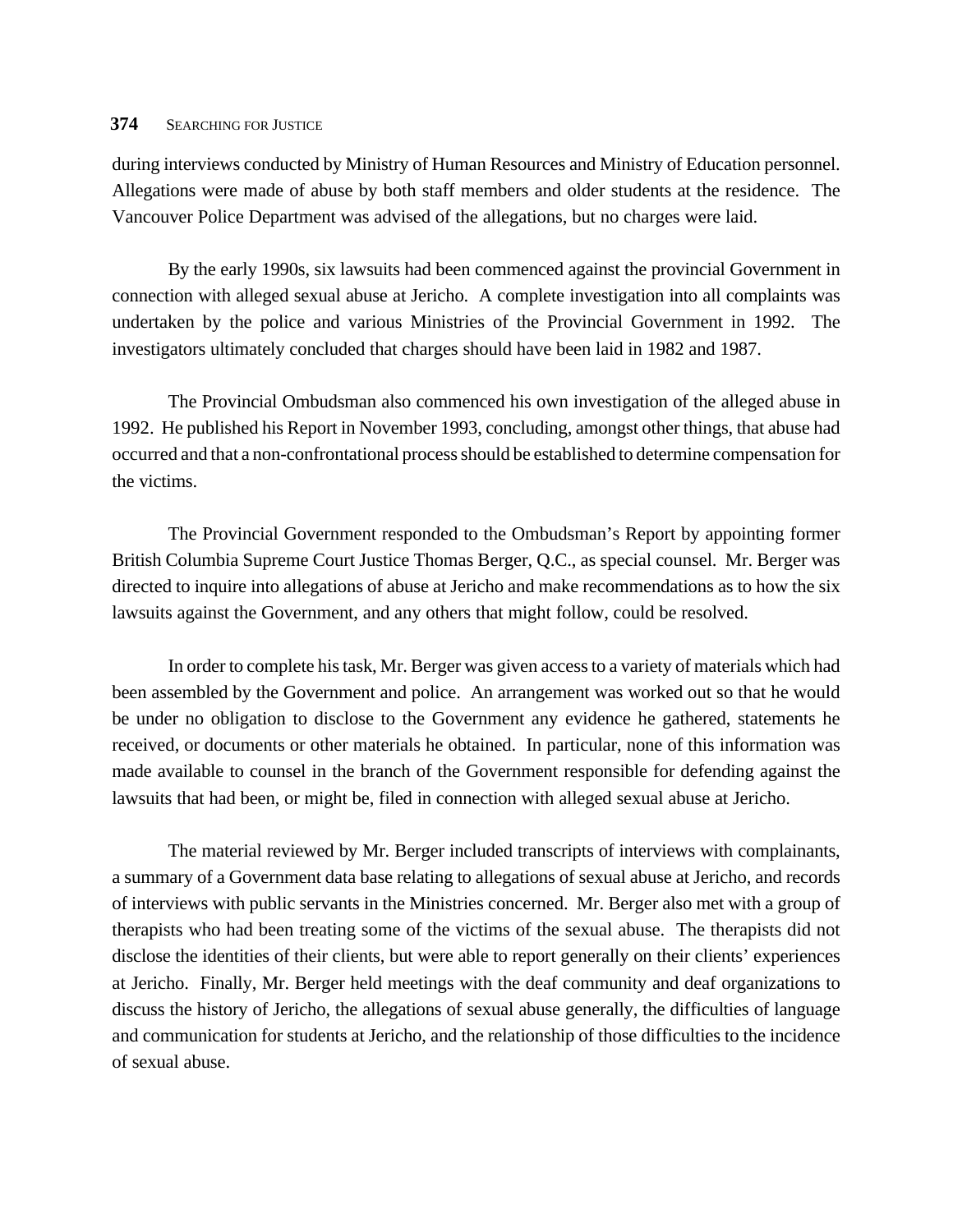during interviews conducted by Ministry of Human Resources and Ministry of Education personnel. Allegations were made of abuse by both staff members and older students at the residence. The Vancouver Police Department was advised of the allegations, but no charges were laid.

By the early 1990s, six lawsuits had been commenced against the provincial Government in connection with alleged sexual abuse at Jericho. A complete investigation into all complaints was undertaken by the police and various Ministries of the Provincial Government in 1992. The investigators ultimately concluded that charges should have been laid in 1982 and 1987.

The Provincial Ombudsman also commenced his own investigation of the alleged abuse in 1992. He published his Report in November 1993, concluding, amongst other things, that abuse had occurred and that a non-confrontational process should be established to determine compensation for the victims.

The Provincial Government responded to the Ombudsman's Report by appointing former British Columbia Supreme Court Justice Thomas Berger, Q.C., as special counsel. Mr. Berger was directed to inquire into allegations of abuse at Jericho and make recommendations as to how the six lawsuits against the Government, and any others that might follow, could be resolved.

In order to complete his task, Mr. Berger was given access to a variety of materials which had been assembled by the Government and police. An arrangement was worked out so that he would be under no obligation to disclose to the Government any evidence he gathered, statements he received, or documents or other materials he obtained. In particular, none of this information was made available to counsel in the branch of the Government responsible for defending against the lawsuits that had been, or might be, filed in connection with alleged sexual abuse at Jericho.

The material reviewed by Mr. Berger included transcripts of interviews with complainants, a summary of a Government data base relating to allegations of sexual abuse at Jericho, and records of interviews with public servants in the Ministries concerned. Mr. Berger also met with a group of therapists who had been treating some of the victims of the sexual abuse. The therapists did not disclose the identities of their clients, but were able to report generally on their clients' experiences at Jericho. Finally, Mr. Berger held meetings with the deaf community and deaf organizations to discuss the history of Jericho, the allegations of sexual abuse generally, the difficulties of language and communication for students at Jericho, and the relationship of those difficulties to the incidence of sexual abuse.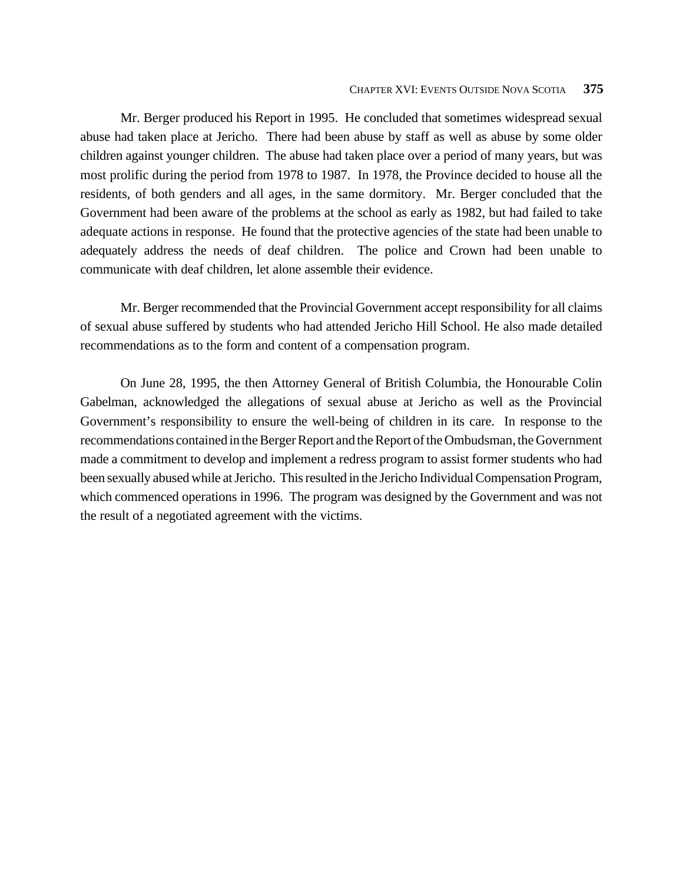Mr. Berger produced his Report in 1995. He concluded that sometimes widespread sexual abuse had taken place at Jericho. There had been abuse by staff as well as abuse by some older children against younger children. The abuse had taken place over a period of many years, but was most prolific during the period from 1978 to 1987. In 1978, the Province decided to house all the residents, of both genders and all ages, in the same dormitory. Mr. Berger concluded that the Government had been aware of the problems at the school as early as 1982, but had failed to take adequate actions in response. He found that the protective agencies of the state had been unable to adequately address the needs of deaf children. The police and Crown had been unable to communicate with deaf children, let alone assemble their evidence.

Mr. Berger recommended that the Provincial Government accept responsibility for all claims of sexual abuse suffered by students who had attended Jericho Hill School. He also made detailed recommendations as to the form and content of a compensation program.

On June 28, 1995, the then Attorney General of British Columbia, the Honourable Colin Gabelman, acknowledged the allegations of sexual abuse at Jericho as well as the Provincial Government's responsibility to ensure the well-being of children in its care. In response to the recommendations contained in the Berger Report and the Report of the Ombudsman, the Government made a commitment to develop and implement a redress program to assist former students who had been sexually abused while at Jericho. This resulted in the Jericho Individual Compensation Program, which commenced operations in 1996. The program was designed by the Government and was not the result of a negotiated agreement with the victims.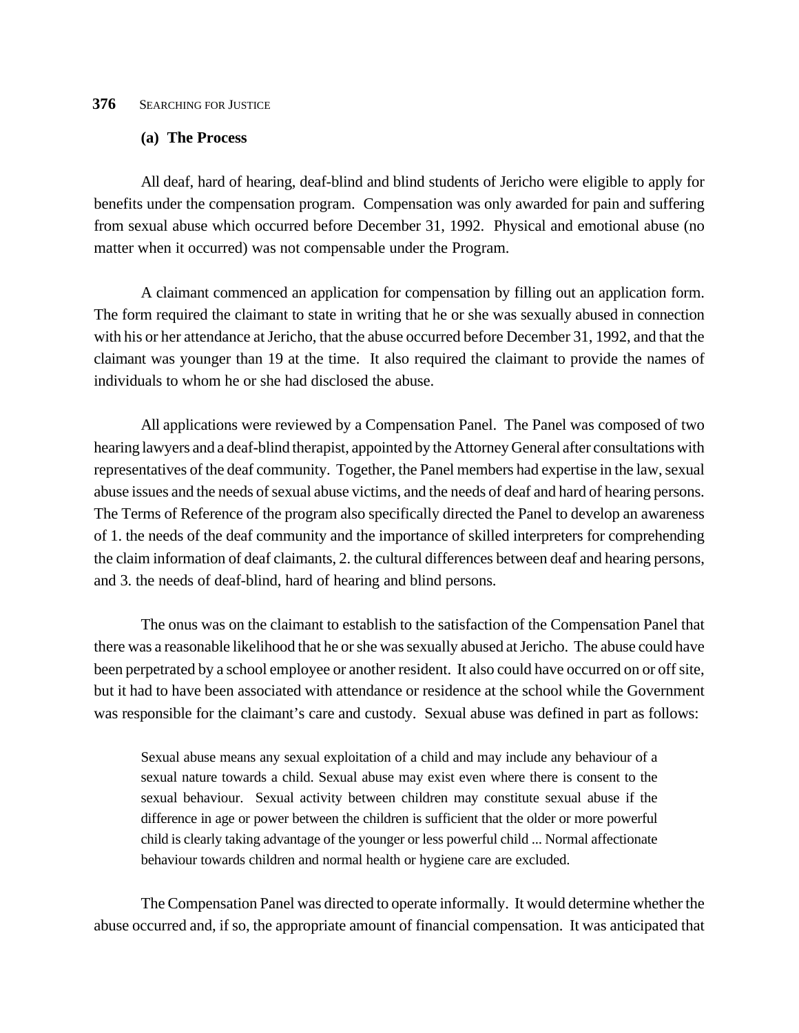### (a) The Process

All deaf, hard of hearing, deaf-blind and blind students of Jericho were eligible to apply for benefits under the compensation program. Compensation was only awarded for pain and suffering from sexual abuse which occurred before December 31, 1992. Physical and emotional abuse (no matter when it occurred) was not compensable under the Program.

A claimant commenced an application for compensation by filling out an application form. The form required the claimant to state in writing that he or she was sexually abused in connection with his or her attendance at Jericho, that the abuse occurred before December 31, 1992, and that the claimant was younger than 19 at the time. It also required the claimant to provide the names of individuals to whom he or she had disclosed the abuse.

All applications were reviewed by a Compensation Panel. The Panel was composed of two hearing lawyers and a deaf-blind therapist, appointed by the Attorney General after consultations with representatives of the deaf community. Together, the Panel members had expertise in the law, sexual abuse issues and the needs of sexual abuse victims, and the needs of deaf and hard of hearing persons. The Terms of Reference of the program also specifically directed the Panel to develop an awareness of 1. the needs of the deaf community and the importance of skilled interpreters for comprehending the claim information of deaf claimants, 2. the cultural differences between deaf and hearing persons, and 3. the needs of deaf-blind, hard of hearing and blind persons.

The onus was on the claimant to establish to the satisfaction of the Compensation Panel that there was a reasonable likelihood that he or she was sexually abused at Jericho. The abuse could have been perpetrated by a school employee or another resident. It also could have occurred on or off site, but it had to have been associated with attendance or residence at the school while the Government was responsible for the claimant's care and custody. Sexual abuse was defined in part as follows:

> Sexual abuse means any sexual exploitation of a child and may include any behaviour of a sexual nature towards a child. Sexual abuse may exist even where there is consent to the sexual behaviour. Sexual activity between children may constitute sexual abuse if the difference in age or power between the children is sufficient that the older or more powerful child is clearly taking advantage of the younger or less powerful child ... Normal affectionate behaviour towards children and normal health or hygiene care are excluded.

The Compensation Panel was directed to operate informally. It would determine whether the abuse occurred and, if so, the appropriate amount of financial compensation. It was anticipated that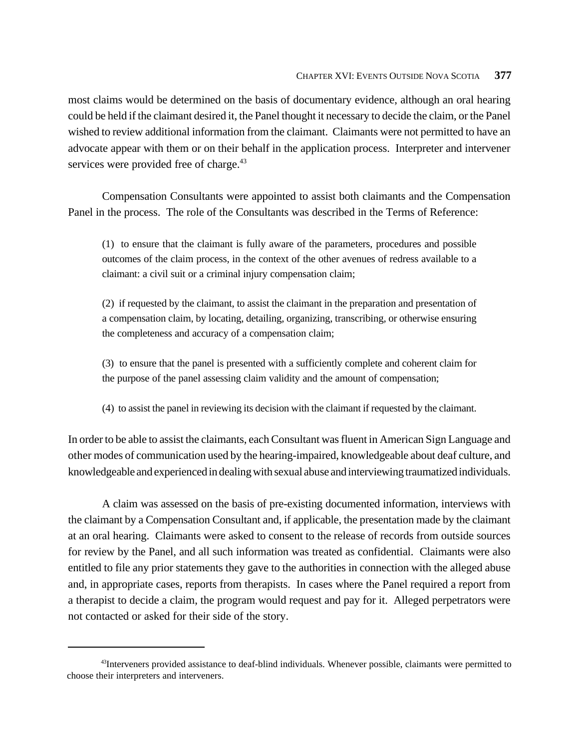most claims would be determined on the basis of documentary evidence, although an oral hearing could be held if the claimant desired it, the Panel thought it necessary to decide the claim, or the Panel wished to review additional information from the claimant. Claimants were not permitted to have an advocate appear with them or on their behalf in the application process. Interpreter and intervener services were provided free of charge.[43]

Compensation Consultants were appointed to assist both claimants and the Compensation Panel in the process. The role of the Consultants was described in the Terms of Reference:

> (1) to ensure that the claimant is fully aware of the parameters, procedures and possible outcomes of the claim process, in the context of the other avenues of redress available to a claimant: a civil suit or a criminal injury compensation claim;
>
> (2) if requested by the claimant, to assist the claimant in the preparation and presentation of a compensation claim, by locating, detailing, organizing, transcribing, or otherwise ensuring the completeness and accuracy of a compensation claim;
>
> (3) to ensure that the panel is presented with a sufficiently complete and coherent claim for the purpose of the panel assessing claim validity and the amount of compensation;
>
> (4) to assist the panel in reviewing its decision with the claimant if requested by the claimant.

In order to be able to assist the claimants, each Consultant was fluent in American Sign Language and other modes of communication used by the hearing-impaired, knowledgeable about deaf culture, and knowledgeable and experienced in dealing with sexual abuse and interviewing traumatized individuals.

A claim was assessed on the basis of pre-existing documented information, interviews with the claimant by a Compensation Consultant and, if applicable, the presentation made by the claimant at an oral hearing. Claimants were asked to consent to the release of records from outside sources for review by the Panel, and all such information was treated as confidential. Claimants were also entitled to file any prior statements they gave to the authorities in connection with the alleged abuse and, in appropriate cases, reports from therapists. In cases where the Panel required a report from a therapist to decide a claim, the program would request and pay for it. Alleged perpetrators were not contacted or asked for their side of the story.

---

[43] Interveners provided assistance to deaf-blind individuals. Whenever possible, claimants were permitted to choose their interpreters and interveners.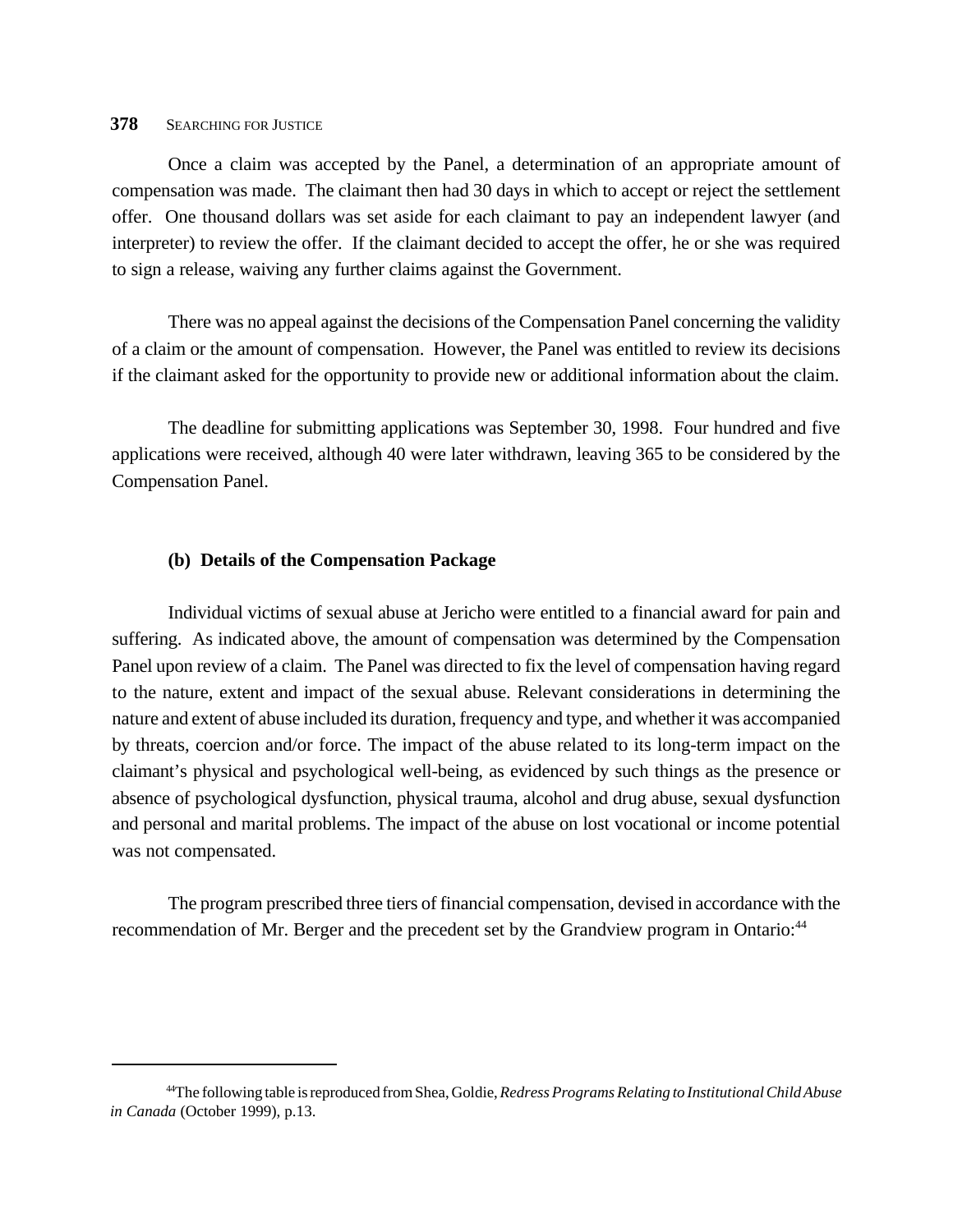Once a claim was accepted by the Panel, a determination of an appropriate amount of compensation was made. The claimant then had 30 days in which to accept or reject the settlement offer. One thousand dollars was set aside for each claimant to pay an independent lawyer (and interpreter) to review the offer. If the claimant decided to accept the offer, he or she was required to sign a release, waiving any further claims against the Government.

There was no appeal against the decisions of the Compensation Panel concerning the validity of a claim or the amount of compensation. However, the Panel was entitled to review its decisions if the claimant asked for the opportunity to provide new or additional information about the claim.

The deadline for submitting applications was September 30, 1998. Four hundred and five applications were received, although 40 were later withdrawn, leaving 365 to be considered by the Compensation Panel.

### (b) Details of the Compensation Package

Individual victims of sexual abuse at Jericho were entitled to a financial award for pain and suffering. As indicated above, the amount of compensation was determined by the Compensation Panel upon review of a claim. The Panel was directed to fix the level of compensation having regard to the nature, extent and impact of the sexual abuse. Relevant considerations in determining the nature and extent of abuse included its duration, frequency and type, and whether it was accompanied by threats, coercion and/or force. The impact of the abuse related to its long-term impact on the claimant's physical and psychological well-being, as evidenced by such things as the presence or absence of psychological dysfunction, physical trauma, alcohol and drug abuse, sexual dysfunction and personal and marital problems. The impact of the abuse on lost vocational or income potential was not compensated.

The program prescribed three tiers of financial compensation, devised in accordance with the recommendation of Mr. Berger and the precedent set by the Grandview program in Ontario:[44]

---

[44] The following table is reproduced from Shea, Goldie, *Redress Programs Relating to Institutional Child Abuse in Canada* (October 1999), p.13.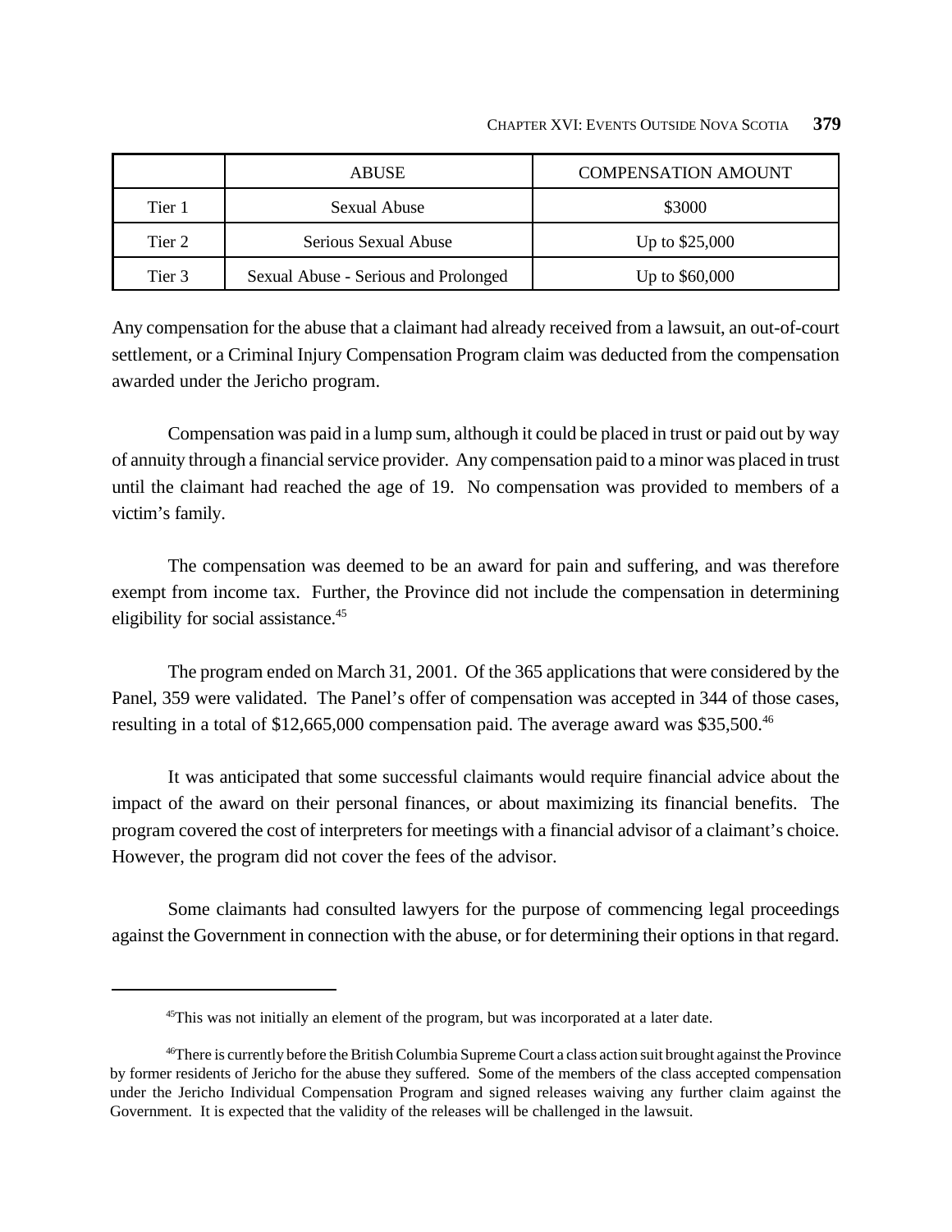| | ABUSE | COMPENSATION AMOUNT |
|---|---|---|
| Tier 1 | Sexual Abuse | \$3000 |
| Tier 2 | Serious Sexual Abuse | Up to \$25,000 |
| Tier 3 | Sexual Abuse - Serious and Prolonged | Up to \$60,000 |

Any compensation for the abuse that a claimant had already received from a lawsuit, an out-of-court settlement, or a Criminal Injury Compensation Program claim was deducted from the compensation awarded under the Jericho program.

Compensation was paid in a lump sum, although it could be placed in trust or paid out by way of annuity through a financial service provider. Any compensation paid to a minor was placed in trust until the claimant had reached the age of 19. No compensation was provided to members of a victim's family.

The compensation was deemed to be an award for pain and suffering, and was therefore exempt from income tax. Further, the Province did not include the compensation in determining eligibility for social assistance.[45]

The program ended on March 31, 2001. Of the 365 applications that were considered by the Panel, 359 were validated. The Panel's offer of compensation was accepted in 344 of those cases, resulting in a total of \$12,665,000 compensation paid. The average award was \$35,500.[46]

It was anticipated that some successful claimants would require financial advice about the impact of the award on their personal finances, or about maximizing its financial benefits. The program covered the cost of interpreters for meetings with a financial advisor of a claimant's choice. However, the program did not cover the fees of the advisor.

Some claimants had consulted lawyers for the purpose of commencing legal proceedings against the Government in connection with the abuse, or for determining their options in that regard.

---

[45]This was not initially an element of the program, but was incorporated at a later date.

[46]There is currently before the British Columbia Supreme Court a class action suit brought against the Province by former residents of Jericho for the abuse they suffered. Some of the members of the class accepted compensation under the Jericho Individual Compensation Program and signed releases waiving any further claim against the Government. It is expected that the validity of the releases will be challenged in the lawsuit.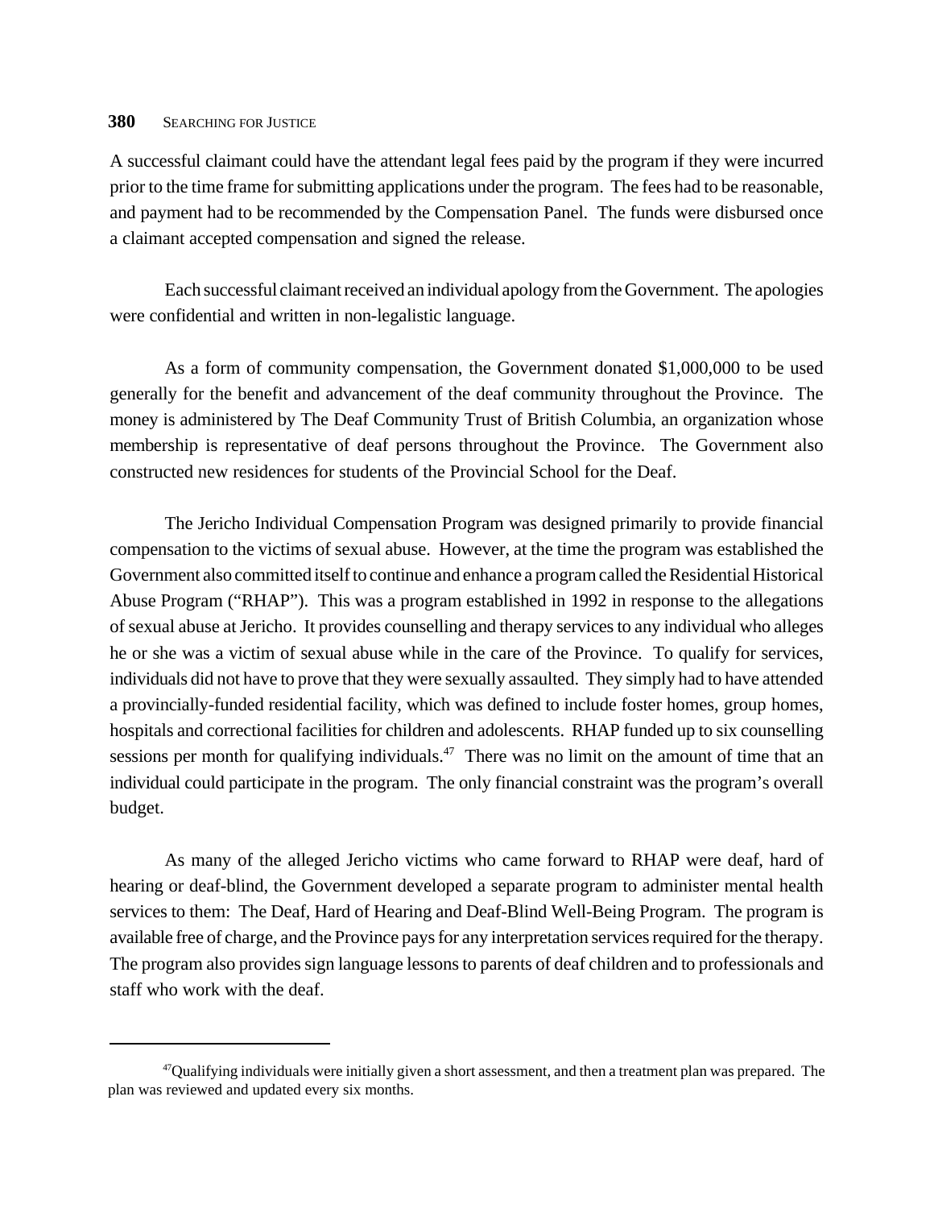A successful claimant could have the attendant legal fees paid by the program if they were incurred prior to the time frame for submitting applications under the program. The fees had to be reasonable, and payment had to be recommended by the Compensation Panel. The funds were disbursed once a claimant accepted compensation and signed the release.

Each successful claimant received an individual apology from the Government. The apologies were confidential and written in non-legalistic language.

As a form of community compensation, the Government donated $1,000,000 to be used generally for the benefit and advancement of the deaf community throughout the Province. The money is administered by The Deaf Community Trust of British Columbia, an organization whose membership is representative of deaf persons throughout the Province. The Government also constructed new residences for students of the Provincial School for the Deaf.

The Jericho Individual Compensation Program was designed primarily to provide financial compensation to the victims of sexual abuse. However, at the time the program was established the Government also committed itself to continue and enhance a program called the Residential Historical Abuse Program ("RHAP"). This was a program established in 1992 in response to the allegations of sexual abuse at Jericho. It provides counselling and therapy services to any individual who alleges he or she was a victim of sexual abuse while in the care of the Province. To qualify for services, individuals did not have to prove that they were sexually assaulted. They simply had to have attended a provincially-funded residential facility, which was defined to include foster homes, group homes, hospitals and correctional facilities for children and adolescents. RHAP funded up to six counselling sessions per month for qualifying individuals.[47] There was no limit on the amount of time that an individual could participate in the program. The only financial constraint was the program's overall budget.

As many of the alleged Jericho victims who came forward to RHAP were deaf, hard of hearing or deaf-blind, the Government developed a separate program to administer mental health services to them: The Deaf, Hard of Hearing and Deaf-Blind Well-Being Program. The program is available free of charge, and the Province pays for any interpretation services required for the therapy. The program also provides sign language lessons to parents of deaf children and to professionals and staff who work with the deaf.

---

[47] Qualifying individuals were initially given a short assessment, and then a treatment plan was prepared. The plan was reviewed and updated every six months.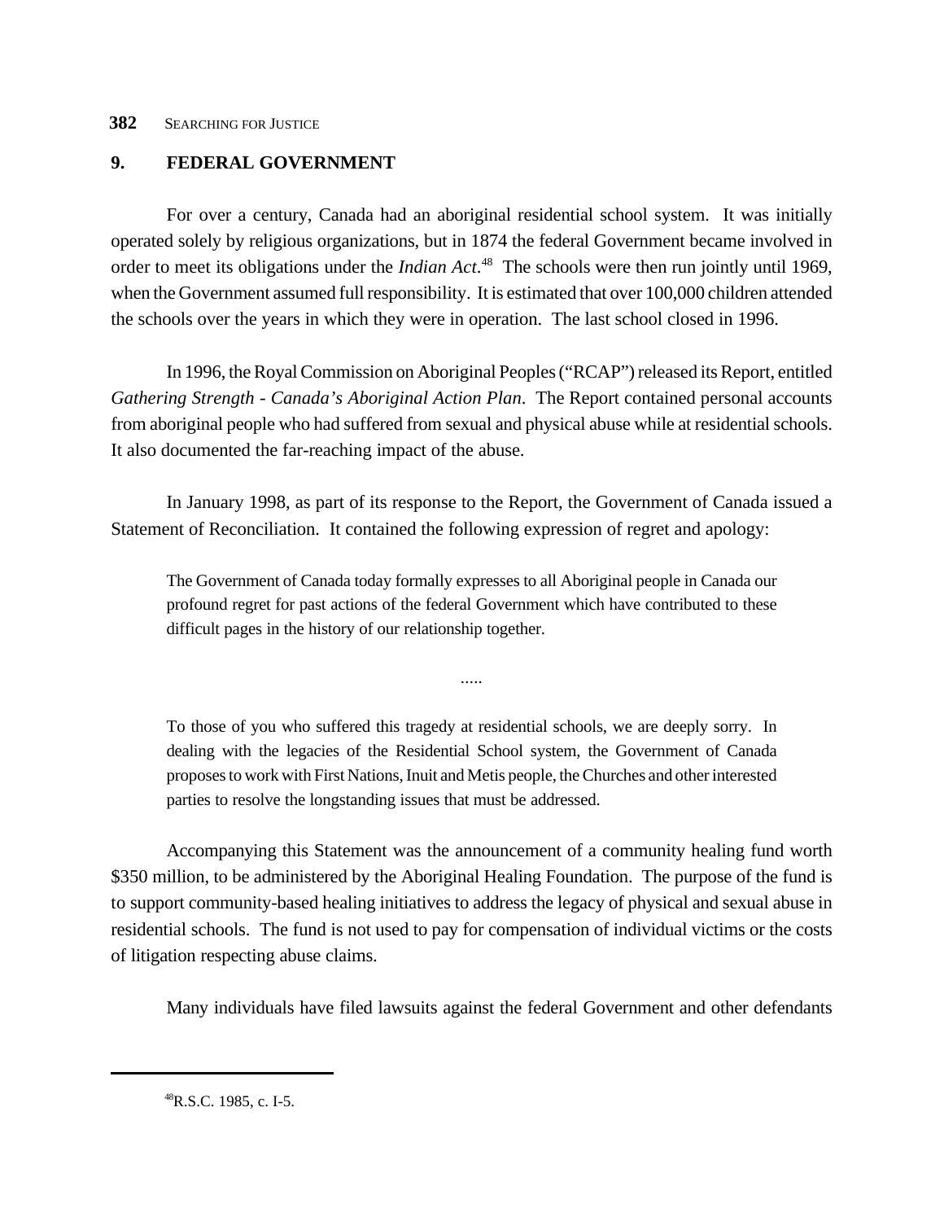## 9. FEDERAL GOVERNMENT

For over a century, Canada had an aboriginal residential school system. It was initially operated solely by religious organizations, but in 1874 the federal Government became involved in order to meet its obligations under the *Indian Act*.[48] The schools were then run jointly until 1969, when the Government assumed full responsibility. It is estimated that over 100,000 children attended the schools over the years in which they were in operation. The last school closed in 1996.

In 1996, the Royal Commission on Aboriginal Peoples ("RCAP") released its Report, entitled *Gathering Strength - Canada's Aboriginal Action Plan*. The Report contained personal accounts from aboriginal people who had suffered from sexual and physical abuse while at residential schools. It also documented the far-reaching impact of the abuse.

In January 1998, as part of its response to the Report, the Government of Canada issued a Statement of Reconciliation. It contained the following expression of regret and apology:

> The Government of Canada today formally expresses to all Aboriginal people in Canada our profound regret for past actions of the federal Government which have contributed to these difficult pages in the history of our relationship together.
>
> .....
>
> To those of you who suffered this tragedy at residential schools, we are deeply sorry. In dealing with the legacies of the Residential School system, the Government of Canada proposes to work with First Nations, Inuit and Metis people, the Churches and other interested parties to resolve the longstanding issues that must be addressed.

Accompanying this Statement was the announcement of a community healing fund worth $350 million, to be administered by the Aboriginal Healing Foundation. The purpose of the fund is to support community-based healing initiatives to address the legacy of physical and sexual abuse in residential schools. The fund is not used to pay for compensation of individual victims or the costs of litigation respecting abuse claims.

Many individuals have filed lawsuits against the federal Government and other defendants

---

[48] R.S.C. 1985, c. I-5.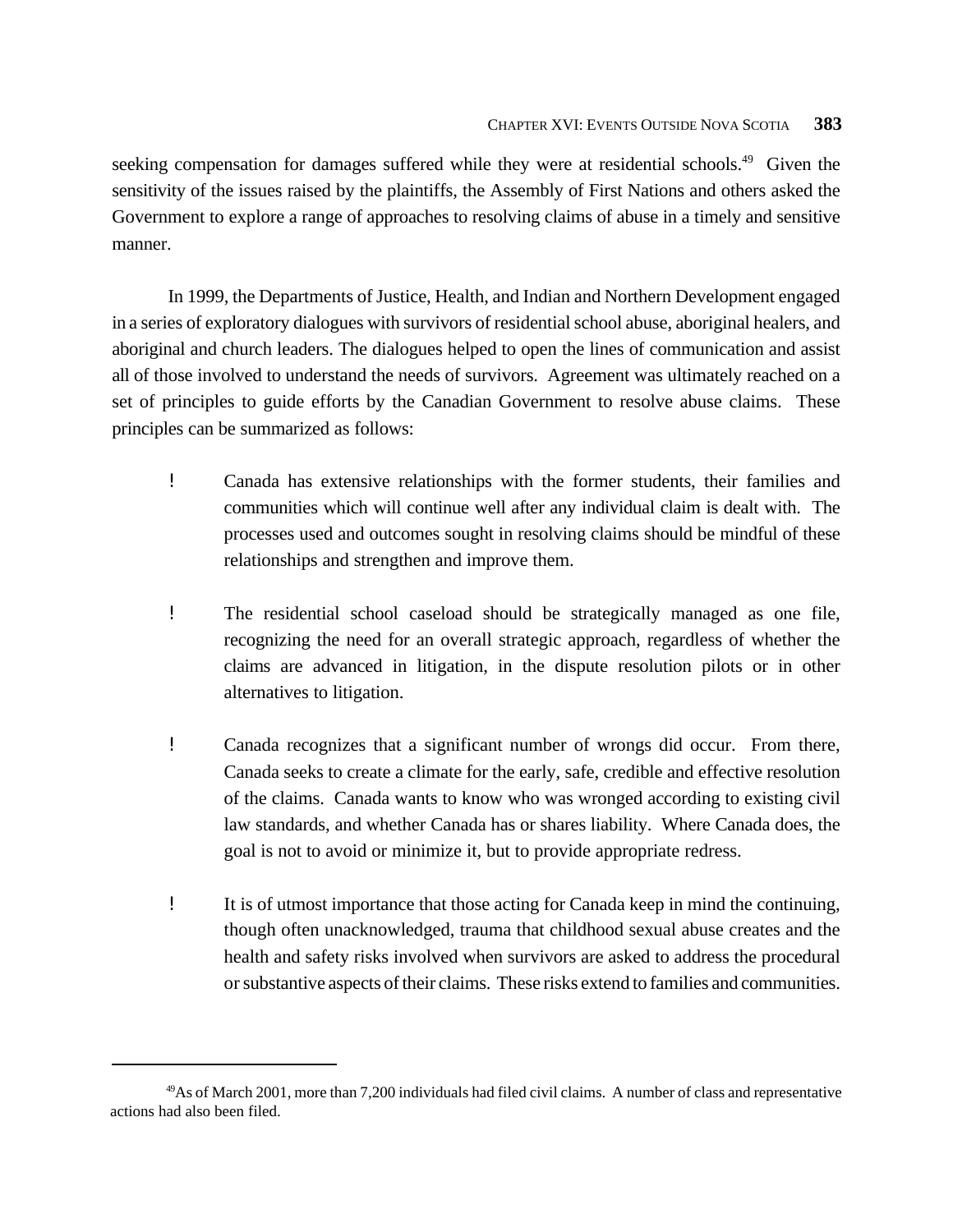seeking compensation for damages suffered while they were at residential schools.[49] Given the sensitivity of the issues raised by the plaintiffs, the Assembly of First Nations and others asked the Government to explore a range of approaches to resolving claims of abuse in a timely and sensitive manner.

In 1999, the Departments of Justice, Health, and Indian and Northern Development engaged in a series of exploratory dialogues with survivors of residential school abuse, aboriginal healers, and aboriginal and church leaders. The dialogues helped to open the lines of communication and assist all of those involved to understand the needs of survivors. Agreement was ultimately reached on a set of principles to guide efforts by the Canadian Government to resolve abuse claims. These principles can be summarized as follows:

- Canada has extensive relationships with the former students, their families and communities which will continue well after any individual claim is dealt with. The processes used and outcomes sought in resolving claims should be mindful of these relationships and strengthen and improve them.

- The residential school caseload should be strategically managed as one file, recognizing the need for an overall strategic approach, regardless of whether the claims are advanced in litigation, in the dispute resolution pilots or in other alternatives to litigation.

- Canada recognizes that a significant number of wrongs did occur. From there, Canada seeks to create a climate for the early, safe, credible and effective resolution of the claims. Canada wants to know who was wronged according to existing civil law standards, and whether Canada has or shares liability. Where Canada does, the goal is not to avoid or minimize it, but to provide appropriate redress.

- It is of utmost importance that those acting for Canada keep in mind the continuing, though often unacknowledged, trauma that childhood sexual abuse creates and the health and safety risks involved when survivors are asked to address the procedural or substantive aspects of their claims. These risks extend to families and communities.

---

[49] As of March 2001, more than 7,200 individuals had filed civil claims. A number of class and representative actions had also been filed.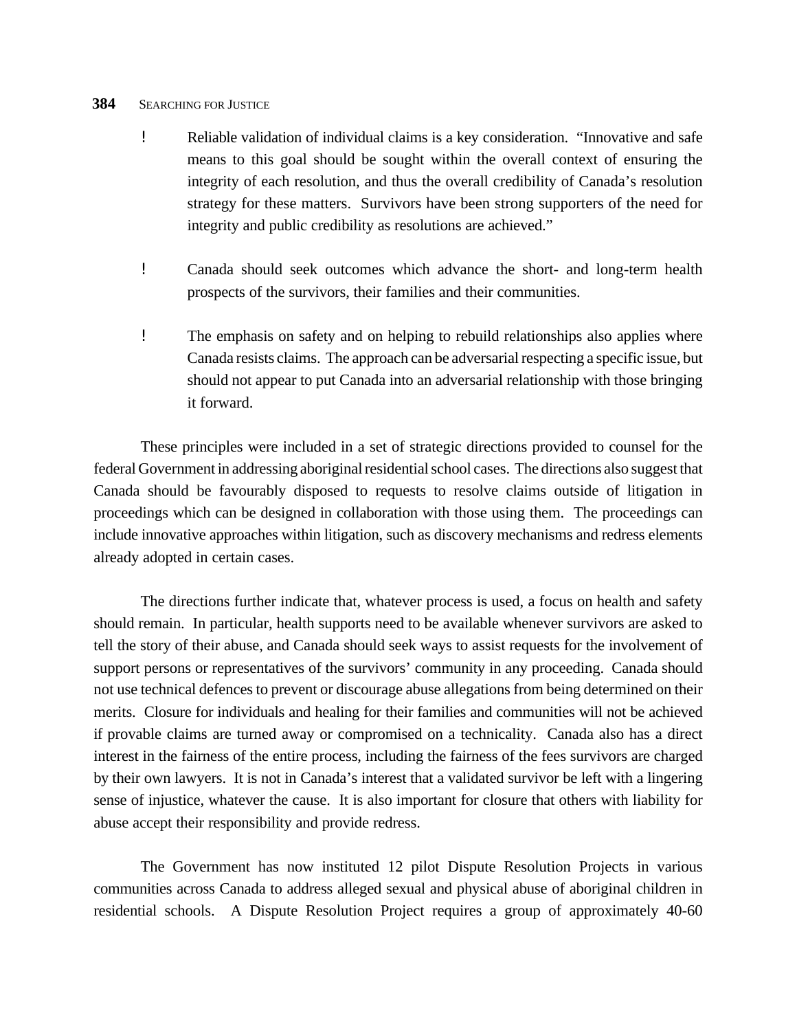- Reliable validation of individual claims is a key consideration. "Innovative and safe means to this goal should be sought within the overall context of ensuring the integrity of each resolution, and thus the overall credibility of Canada's resolution strategy for these matters. Survivors have been strong supporters of the need for integrity and public credibility as resolutions are achieved."

- Canada should seek outcomes which advance the short- and long-term health prospects of the survivors, their families and their communities.

- The emphasis on safety and on helping to rebuild relationships also applies where Canada resists claims. The approach can be adversarial respecting a specific issue, but should not appear to put Canada into an adversarial relationship with those bringing it forward.

These principles were included in a set of strategic directions provided to counsel for the federal Government in addressing aboriginal residential school cases. The directions also suggest that Canada should be favourably disposed to requests to resolve claims outside of litigation in proceedings which can be designed in collaboration with those using them. The proceedings can include innovative approaches within litigation, such as discovery mechanisms and redress elements already adopted in certain cases.

The directions further indicate that, whatever process is used, a focus on health and safety should remain. In particular, health supports need to be available whenever survivors are asked to tell the story of their abuse, and Canada should seek ways to assist requests for the involvement of support persons or representatives of the survivors' community in any proceeding. Canada should not use technical defences to prevent or discourage abuse allegations from being determined on their merits. Closure for individuals and healing for their families and communities will not be achieved if provable claims are turned away or compromised on a technicality. Canada also has a direct interest in the fairness of the entire process, including the fairness of the fees survivors are charged by their own lawyers. It is not in Canada's interest that a validated survivor be left with a lingering sense of injustice, whatever the cause. It is also important for closure that others with liability for abuse accept their responsibility and provide redress.

The Government has now instituted 12 pilot Dispute Resolution Projects in various communities across Canada to address alleged sexual and physical abuse of aboriginal children in residential schools. A Dispute Resolution Project requires a group of approximately 40-60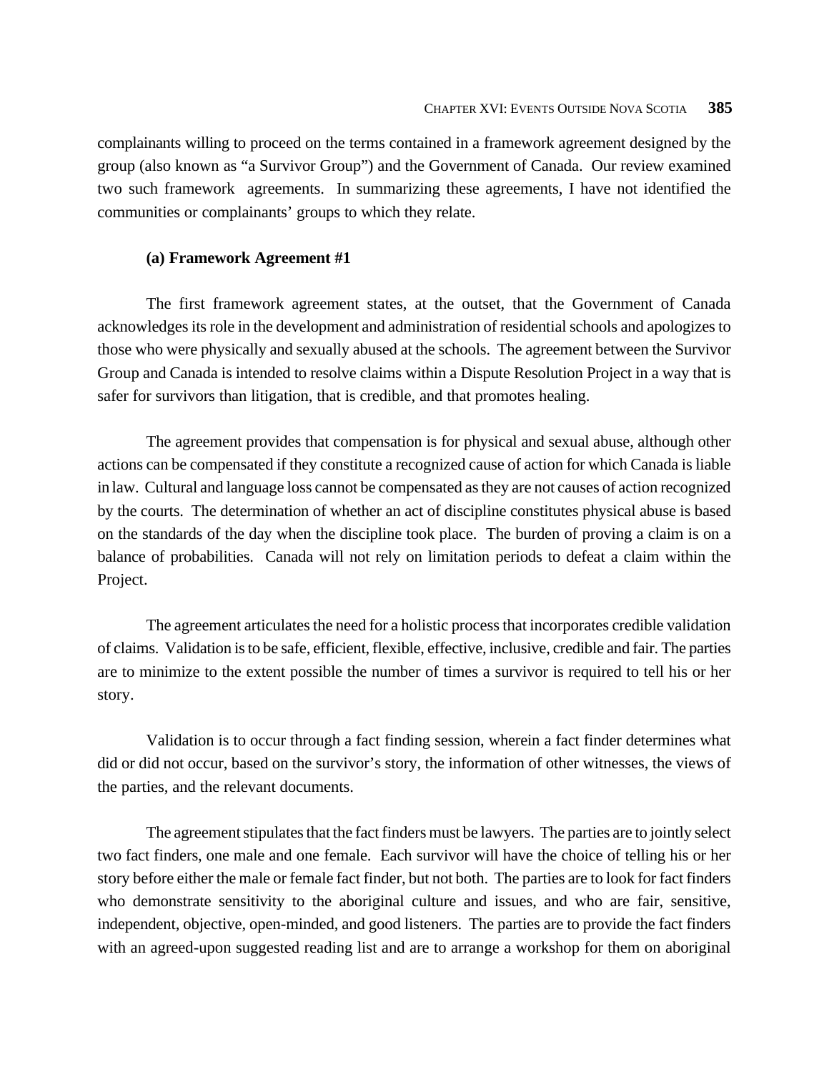complainants willing to proceed on the terms contained in a framework agreement designed by the group (also known as "a Survivor Group") and the Government of Canada. Our review examined two such framework agreements. In summarizing these agreements, I have not identified the communities or complainants' groups to which they relate.

### (a) Framework Agreement #1

The first framework agreement states, at the outset, that the Government of Canada acknowledges its role in the development and administration of residential schools and apologizes to those who were physically and sexually abused at the schools. The agreement between the Survivor Group and Canada is intended to resolve claims within a Dispute Resolution Project in a way that is safer for survivors than litigation, that is credible, and that promotes healing.

The agreement provides that compensation is for physical and sexual abuse, although other actions can be compensated if they constitute a recognized cause of action for which Canada is liable in law. Cultural and language loss cannot be compensated as they are not causes of action recognized by the courts. The determination of whether an act of discipline constitutes physical abuse is based on the standards of the day when the discipline took place. The burden of proving a claim is on a balance of probabilities. Canada will not rely on limitation periods to defeat a claim within the Project.

The agreement articulates the need for a holistic process that incorporates credible validation of claims. Validation is to be safe, efficient, flexible, effective, inclusive, credible and fair. The parties are to minimize to the extent possible the number of times a survivor is required to tell his or her story.

Validation is to occur through a fact finding session, wherein a fact finder determines what did or did not occur, based on the survivor's story, the information of other witnesses, the views of the parties, and the relevant documents.

The agreement stipulates that the fact finders must be lawyers. The parties are to jointly select two fact finders, one male and one female. Each survivor will have the choice of telling his or her story before either the male or female fact finder, but not both. The parties are to look for fact finders who demonstrate sensitivity to the aboriginal culture and issues, and who are fair, sensitive, independent, objective, open-minded, and good listeners. The parties are to provide the fact finders with an agreed-upon suggested reading list and are to arrange a workshop for them on aboriginal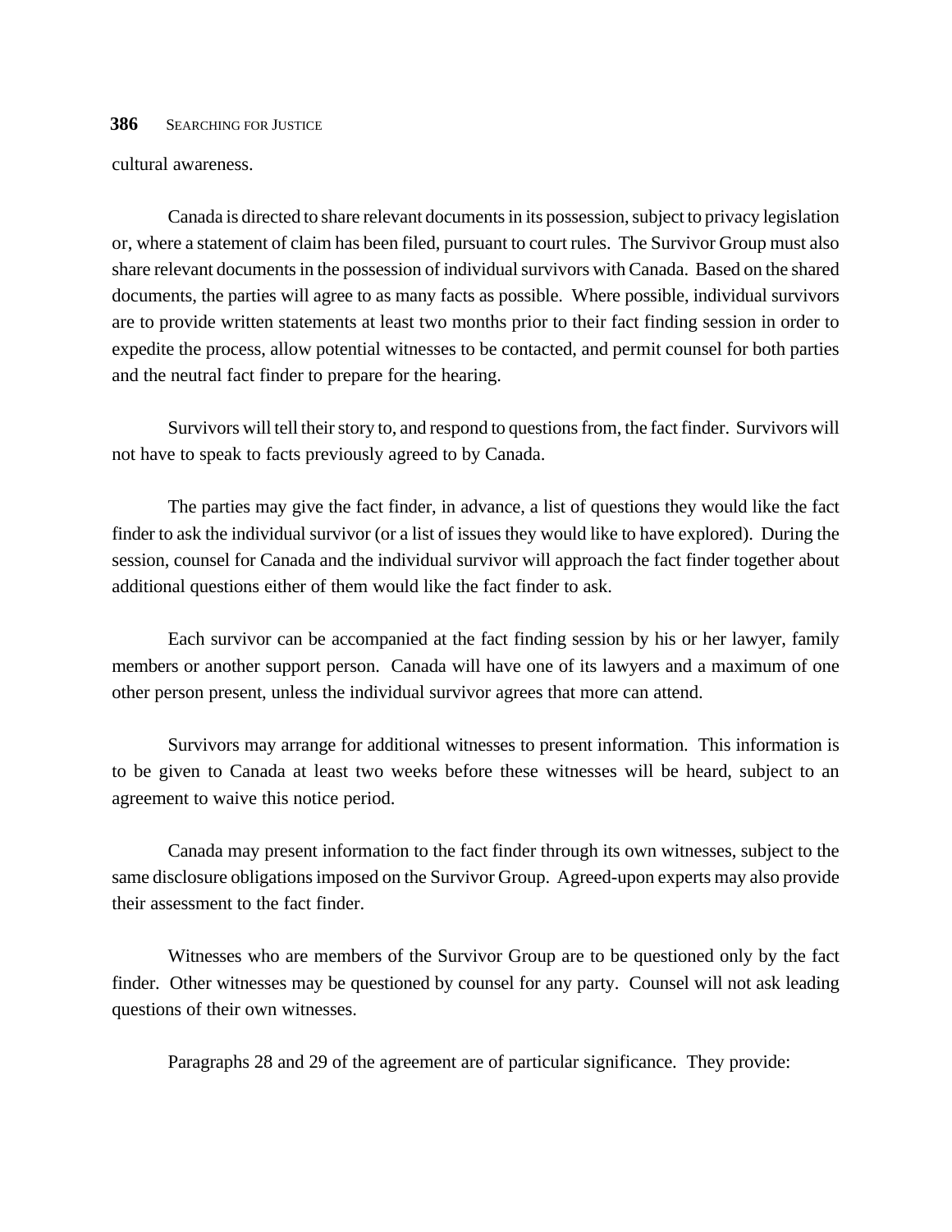cultural awareness.

Canada is directed to share relevant documents in its possession, subject to privacy legislation or, where a statement of claim has been filed, pursuant to court rules. The Survivor Group must also share relevant documents in the possession of individual survivors with Canada. Based on the shared documents, the parties will agree to as many facts as possible. Where possible, individual survivors are to provide written statements at least two months prior to their fact finding session in order to expedite the process, allow potential witnesses to be contacted, and permit counsel for both parties and the neutral fact finder to prepare for the hearing.

Survivors will tell their story to, and respond to questions from, the fact finder. Survivors will not have to speak to facts previously agreed to by Canada.

The parties may give the fact finder, in advance, a list of questions they would like the fact finder to ask the individual survivor (or a list of issues they would like to have explored). During the session, counsel for Canada and the individual survivor will approach the fact finder together about additional questions either of them would like the fact finder to ask.

Each survivor can be accompanied at the fact finding session by his or her lawyer, family members or another support person. Canada will have one of its lawyers and a maximum of one other person present, unless the individual survivor agrees that more can attend.

Survivors may arrange for additional witnesses to present information. This information is to be given to Canada at least two weeks before these witnesses will be heard, subject to an agreement to waive this notice period.

Canada may present information to the fact finder through its own witnesses, subject to the same disclosure obligations imposed on the Survivor Group. Agreed-upon experts may also provide their assessment to the fact finder.

Witnesses who are members of the Survivor Group are to be questioned only by the fact finder. Other witnesses may be questioned by counsel for any party. Counsel will not ask leading questions of their own witnesses.

Paragraphs 28 and 29 of the agreement are of particular significance. They provide: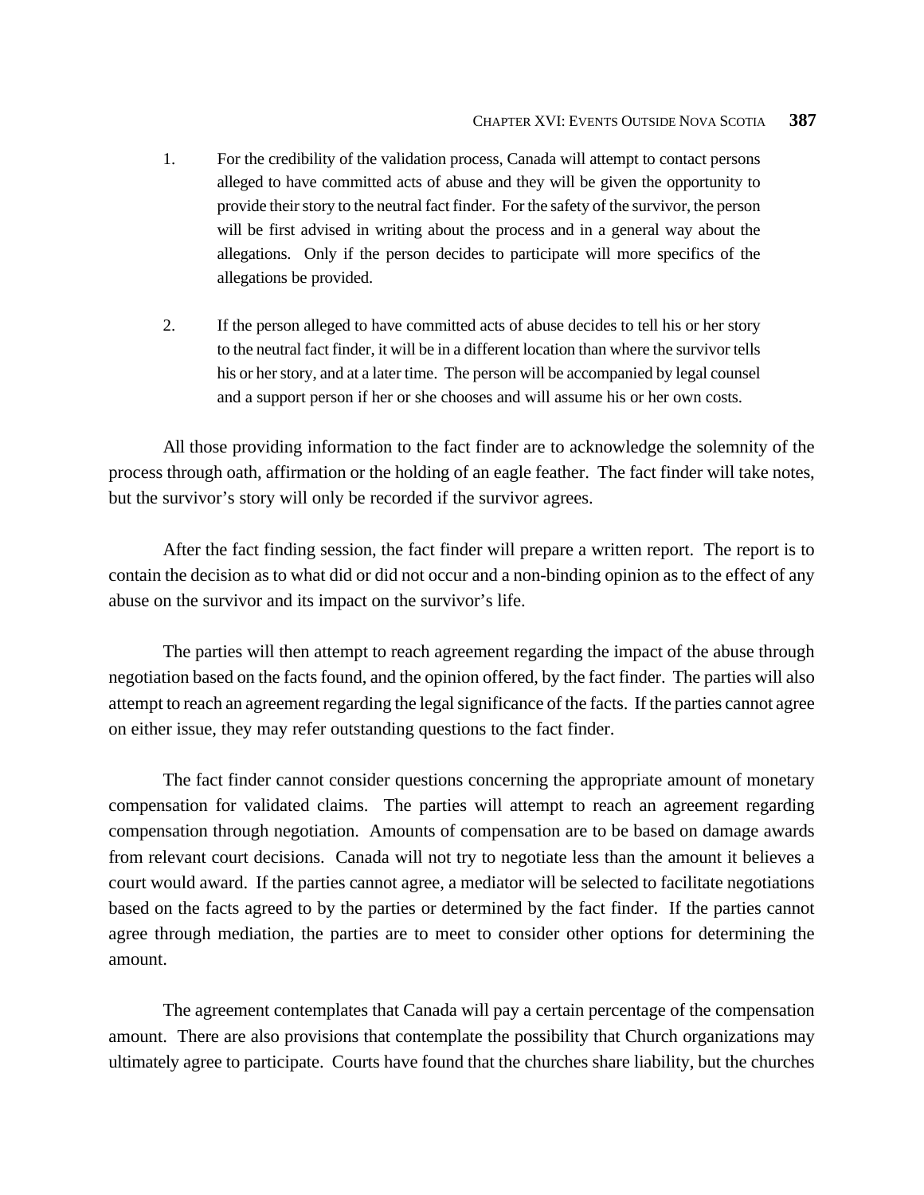1. For the credibility of the validation process, Canada will attempt to contact persons alleged to have committed acts of abuse and they will be given the opportunity to provide their story to the neutral fact finder. For the safety of the survivor, the person will be first advised in writing about the process and in a general way about the allegations. Only if the person decides to participate will more specifics of the allegations be provided.

2. If the person alleged to have committed acts of abuse decides to tell his or her story to the neutral fact finder, it will be in a different location than where the survivor tells his or her story, and at a later time. The person will be accompanied by legal counsel and a support person if her or she chooses and will assume his or her own costs.

All those providing information to the fact finder are to acknowledge the solemnity of the process through oath, affirmation or the holding of an eagle feather. The fact finder will take notes, but the survivor's story will only be recorded if the survivor agrees.

After the fact finding session, the fact finder will prepare a written report. The report is to contain the decision as to what did or did not occur and a non-binding opinion as to the effect of any abuse on the survivor and its impact on the survivor's life.

The parties will then attempt to reach agreement regarding the impact of the abuse through negotiation based on the facts found, and the opinion offered, by the fact finder. The parties will also attempt to reach an agreement regarding the legal significance of the facts. If the parties cannot agree on either issue, they may refer outstanding questions to the fact finder.

The fact finder cannot consider questions concerning the appropriate amount of monetary compensation for validated claims. The parties will attempt to reach an agreement regarding compensation through negotiation. Amounts of compensation are to be based on damage awards from relevant court decisions. Canada will not try to negotiate less than the amount it believes a court would award. If the parties cannot agree, a mediator will be selected to facilitate negotiations based on the facts agreed to by the parties or determined by the fact finder. If the parties cannot agree through mediation, the parties are to meet to consider other options for determining the amount.

The agreement contemplates that Canada will pay a certain percentage of the compensation amount. There are also provisions that contemplate the possibility that Church organizations may ultimately agree to participate. Courts have found that the churches share liability, but the churches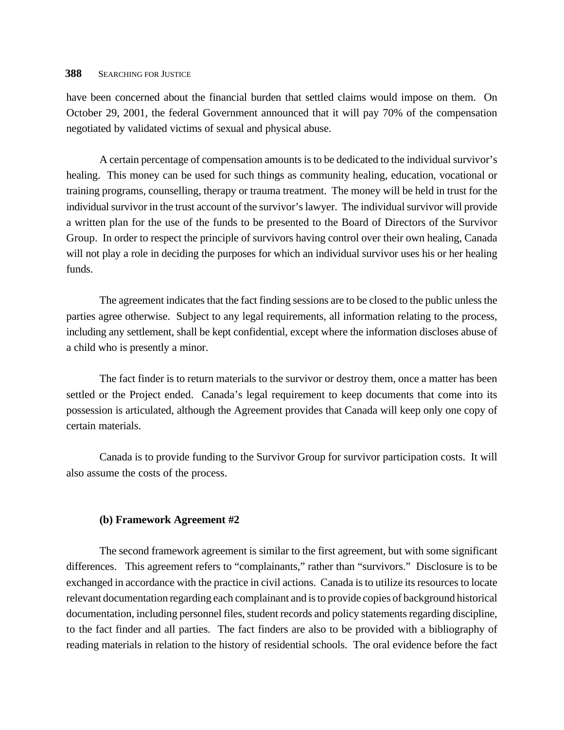have been concerned about the financial burden that settled claims would impose on them. On October 29, 2001, the federal Government announced that it will pay 70% of the compensation negotiated by validated victims of sexual and physical abuse.

A certain percentage of compensation amounts is to be dedicated to the individual survivor's healing. This money can be used for such things as community healing, education, vocational or training programs, counselling, therapy or trauma treatment. The money will be held in trust for the individual survivor in the trust account of the survivor's lawyer. The individual survivor will provide a written plan for the use of the funds to be presented to the Board of Directors of the Survivor Group. In order to respect the principle of survivors having control over their own healing, Canada will not play a role in deciding the purposes for which an individual survivor uses his or her healing funds.

The agreement indicates that the fact finding sessions are to be closed to the public unless the parties agree otherwise. Subject to any legal requirements, all information relating to the process, including any settlement, shall be kept confidential, except where the information discloses abuse of a child who is presently a minor.

The fact finder is to return materials to the survivor or destroy them, once a matter has been settled or the Project ended. Canada's legal requirement to keep documents that come into its possession is articulated, although the Agreement provides that Canada will keep only one copy of certain materials.

Canada is to provide funding to the Survivor Group for survivor participation costs. It will also assume the costs of the process.

### (b) Framework Agreement #2

The second framework agreement is similar to the first agreement, but with some significant differences. This agreement refers to "complainants," rather than "survivors." Disclosure is to be exchanged in accordance with the practice in civil actions. Canada is to utilize its resources to locate relevant documentation regarding each complainant and is to provide copies of background historical documentation, including personnel files, student records and policy statements regarding discipline, to the fact finder and all parties. The fact finders are also to be provided with a bibliography of reading materials in relation to the history of residential schools. The oral evidence before the fact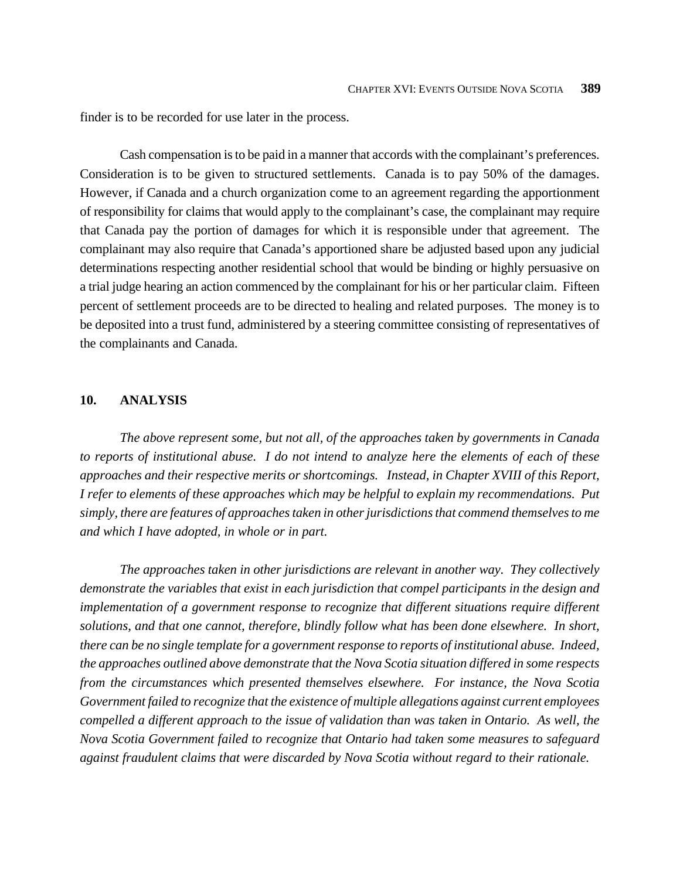finder is to be recorded for use later in the process.

Cash compensation is to be paid in a manner that accords with the complainant's preferences. Consideration is to be given to structured settlements. Canada is to pay 50% of the damages. However, if Canada and a church organization come to an agreement regarding the apportionment of responsibility for claims that would apply to the complainant's case, the complainant may require that Canada pay the portion of damages for which it is responsible under that agreement. The complainant may also require that Canada's apportioned share be adjusted based upon any judicial determinations respecting another residential school that would be binding or highly persuasive on a trial judge hearing an action commenced by the complainant for his or her particular claim. Fifteen percent of settlement proceeds are to be directed to healing and related purposes. The money is to be deposited into a trust fund, administered by a steering committee consisting of representatives of the complainants and Canada.

## 10. ANALYSIS

*The above represent some, but not all, of the approaches taken by governments in Canada to reports of institutional abuse. I do not intend to analyze here the elements of each of these approaches and their respective merits or shortcomings. Instead, in Chapter XVIII of this Report, I refer to elements of these approaches which may be helpful to explain my recommendations. Put simply, there are features of approaches taken in other jurisdictions that commend themselves to me and which I have adopted, in whole or in part.*

*The approaches taken in other jurisdictions are relevant in another way. They collectively demonstrate the variables that exist in each jurisdiction that compel participants in the design and implementation of a government response to recognize that different situations require different solutions, and that one cannot, therefore, blindly follow what has been done elsewhere. In short, there can be no single template for a government response to reports of institutional abuse. Indeed, the approaches outlined above demonstrate that the Nova Scotia situation differed in some respects from the circumstances which presented themselves elsewhere. For instance, the Nova Scotia Government failed to recognize that the existence of multiple allegations against current employees compelled a different approach to the issue of validation than was taken in Ontario. As well, the Nova Scotia Government failed to recognize that Ontario had taken some measures to safeguard against fraudulent claims that were discarded by Nova Scotia without regard to their rationale.*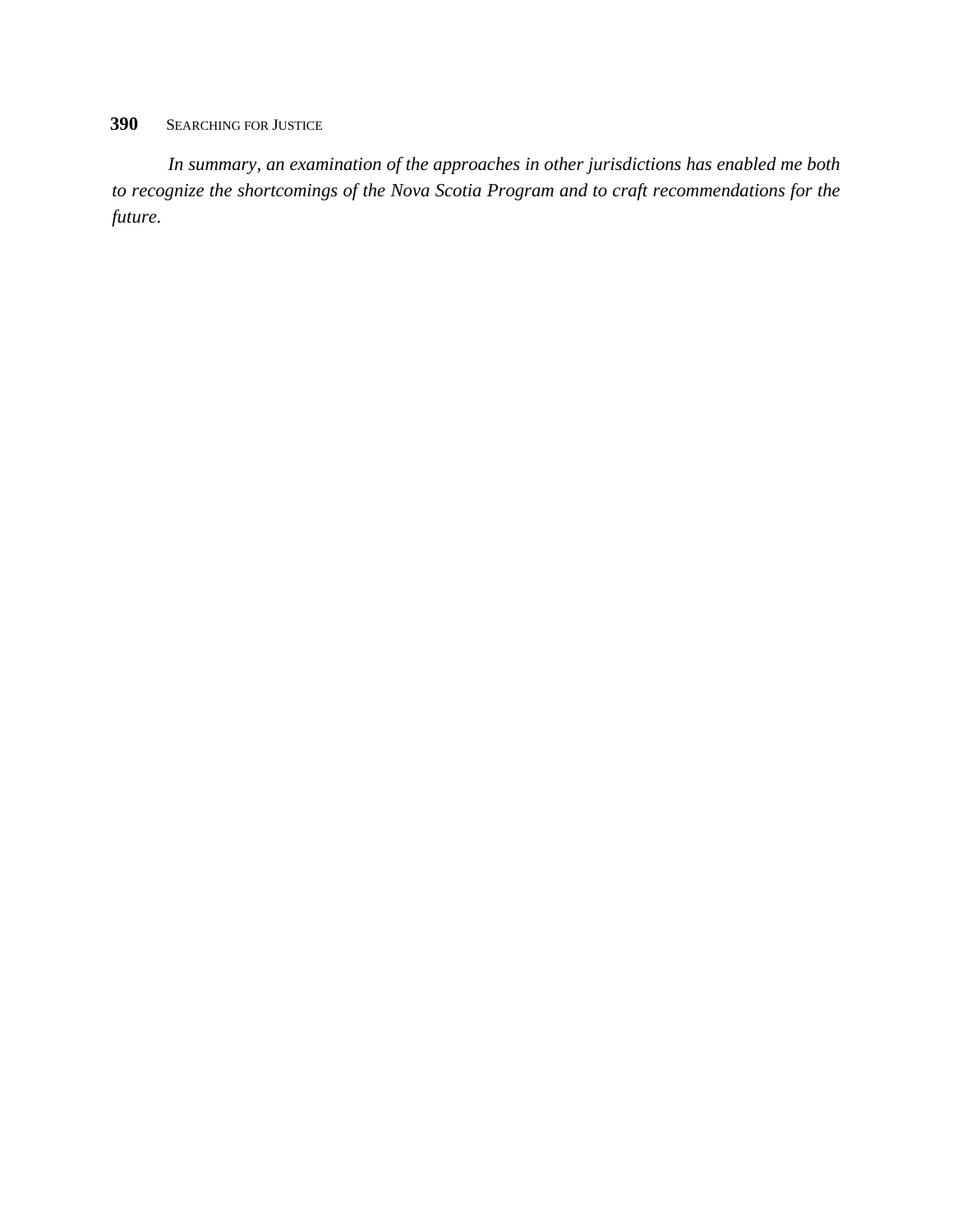*In summary, an examination of the approaches in other jurisdictions has enabled me both to recognize the shortcomings of the Nova Scotia Program and to craft recommendations for the future.*